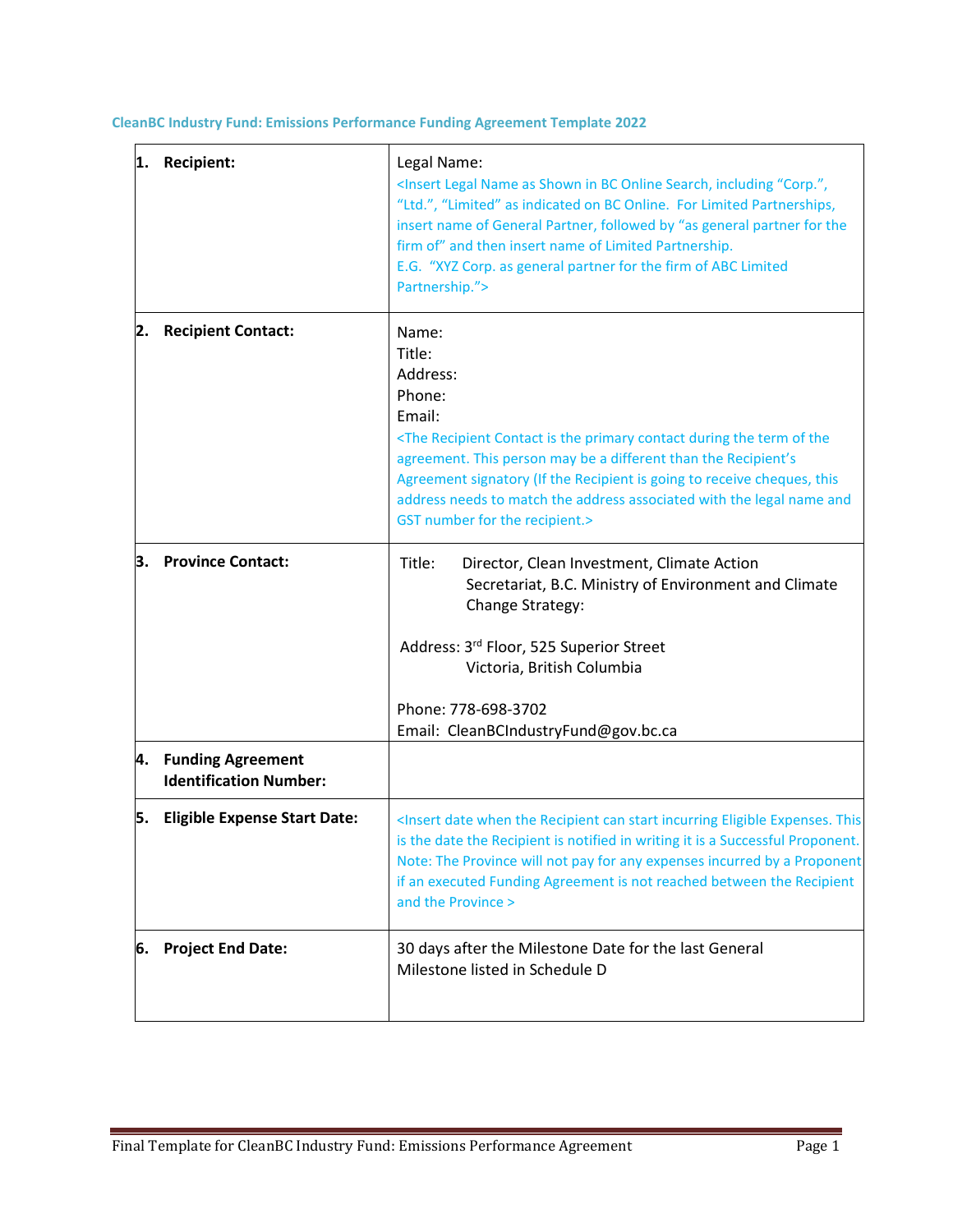**CleanBC Industry Fund: Emissions Performance Funding Agreement Template 2022**

| | |
|---|---|
| **1. Recipient:** | Legal Name:<br><Insert Legal Name as Shown in BC Online Search, including "Corp.", "Ltd.", "Limited" as indicated on BC Online. For Limited Partnerships, insert name of General Partner, followed by "as general partner for the firm of" and then insert name of Limited Partnership.<br>E.G. "XYZ Corp. as general partner for the firm of ABC Limited Partnership."> |
| **2. Recipient Contact:** | Name:<br>Title:<br>Address:<br>Phone:<br>Email:<br><The Recipient Contact is the primary contact during the term of the agreement. This person may be a different than the Recipient's Agreement signatory (If the Recipient is going to receive cheques, this address needs to match the address associated with the legal name and GST number for the recipient.> |
| **3. Province Contact:** | Title: Director, Clean Investment, Climate Action Secretariat, B.C. Ministry of Environment and Climate Change Strategy:<br><br>Address: 3rd Floor, 525 Superior Street<br>Victoria, British Columbia<br><br>Phone: 778-698-3702<br>Email: CleanBCIndustryFund@gov.bc.ca |
| **4. Funding Agreement Identification Number:** | |
| **5. Eligible Expense Start Date:** | <Insert date when the Recipient can start incurring Eligible Expenses. This is the date the Recipient is notified in writing it is a Successful Proponent. Note: The Province will not pay for any expenses incurred by a Proponent if an executed Funding Agreement is not reached between the Recipient and the Province > |
| **6. Project End Date:** | 30 days after the Milestone Date for the last General Milestone listed in Schedule D |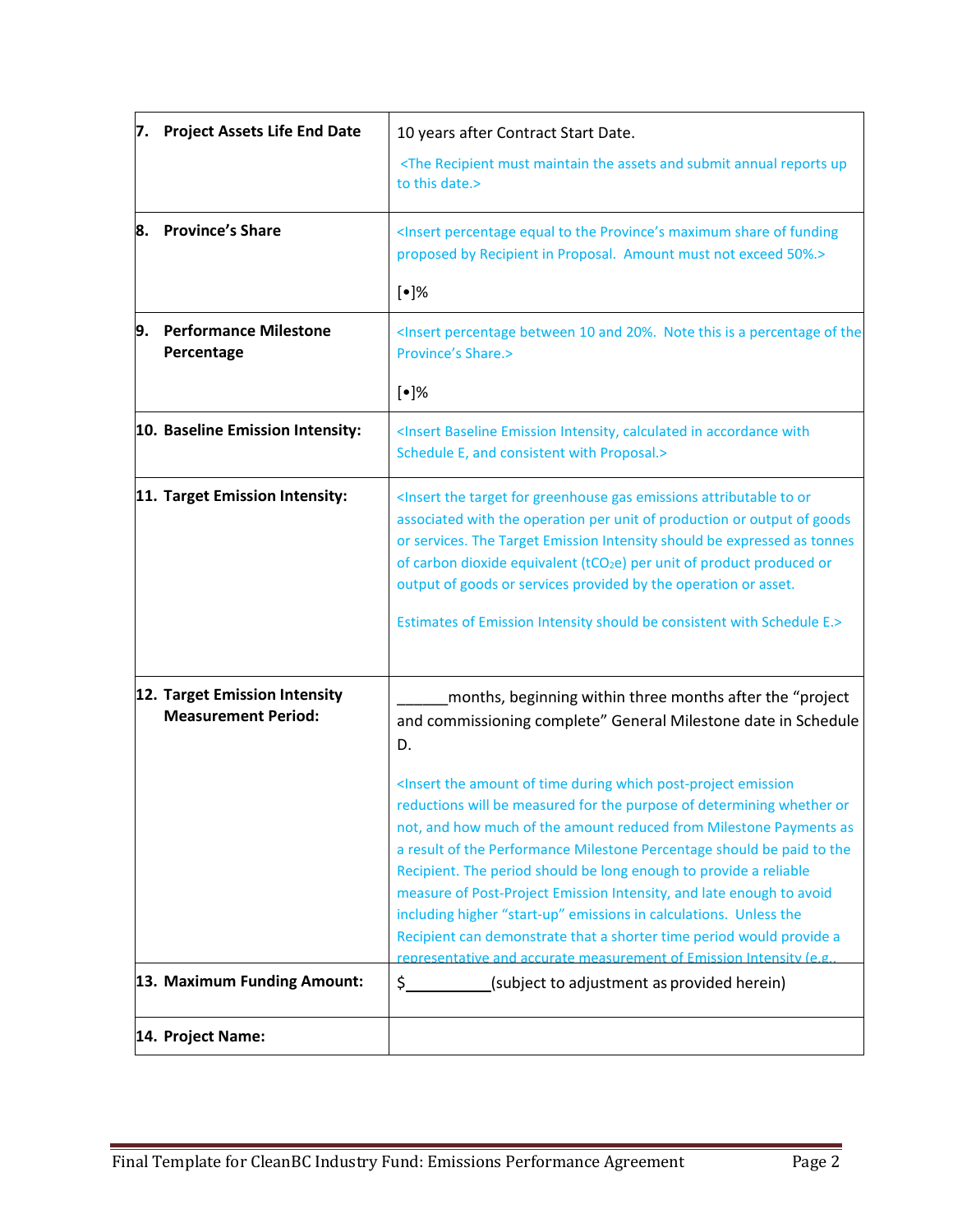| | |
|---|---|
| **7. Project Assets Life End Date** | 10 years after Contract Start Date.<br><br><The Recipient must maintain the assets and submit annual reports up to this date.> |
| **8. Province's Share** | <Insert percentage equal to the Province's maximum share of funding proposed by Recipient in Proposal. Amount must not exceed 50%.><br><br>[•]% |
| **9. Performance Milestone Percentage** | <Insert percentage between 10 and 20%. Note this is a percentage of the Province's Share.><br><br>[•]% |
| **10. Baseline Emission Intensity:** | <Insert Baseline Emission Intensity, calculated in accordance with Schedule E, and consistent with Proposal.> |
| **11. Target Emission Intensity:** | <Insert the target for greenhouse gas emissions attributable to or associated with the operation per unit of production or output of goods or services. The Target Emission Intensity should be expressed as tonnes of carbon dioxide equivalent ($tCO_2e$) per unit of product produced or output of goods or services provided by the operation or asset.<br><br>Estimates of Emission Intensity should be consistent with Schedule E.> |
| **12. Target Emission Intensity Measurement Period:** | ______months, beginning within three months after the "project and commissioning complete" General Milestone date in Schedule D.<br><br><Insert the amount of time during which post-project emission reductions will be measured for the purpose of determining whether or not, and how much of the amount reduced from Milestone Payments as a result of the Performance Milestone Percentage should be paid to the Recipient. The period should be long enough to provide a reliable measure of Post-Project Emission Intensity, and late enough to avoid including higher "start-up" emissions in calculations. Unless the Recipient can demonstrate that a shorter time period would provide a representative and accurate measurement of Emission Intensity (e.g., |
| **13. Maximum Funding Amount:** | $__________(subject to adjustment as provided herein) |
| **14. Project Name:** | |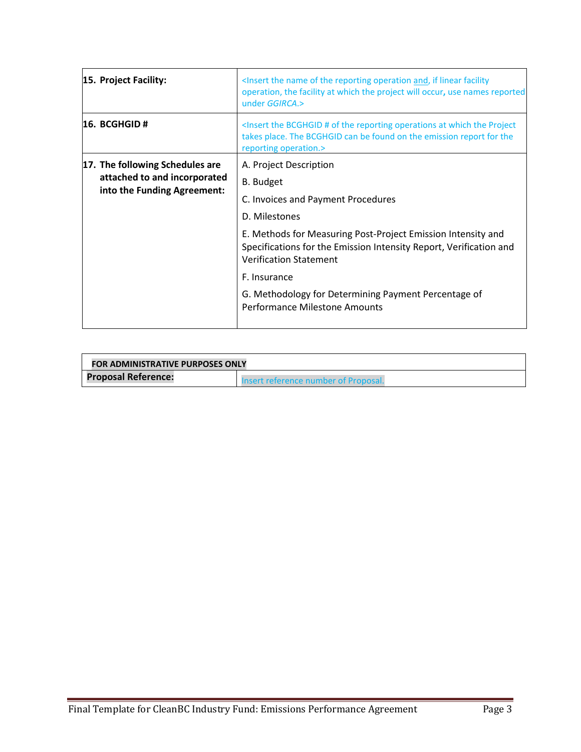| | |
|---|---|
| **15. Project Facility:** | <Insert the name of the reporting operation and, if linear facility operation, the facility at which the project will occur, use names reported under *GGIRCA*.> |
| **16. BCGHGID #** | <Insert the BCGHGID # of the reporting operations at which the Project takes place. The BCGHGID can be found on the emission report for the reporting operation.> |
| **17. The following Schedules are attached to and incorporated into the Funding Agreement:** | A. Project Description<br><br>B. Budget<br><br>C. Invoices and Payment Procedures<br><br>D. Milestones<br><br>E. Methods for Measuring Post-Project Emission Intensity and Specifications for the Emission Intensity Report, Verification and Verification Statement<br><br>F. Insurance<br><br>G. Methodology for Determining Payment Percentage of Performance Milestone Amounts |

| **FOR ADMINISTRATIVE PURPOSES ONLY** | |
|---|---|
| **Proposal Reference:** | Insert reference number of Proposal. |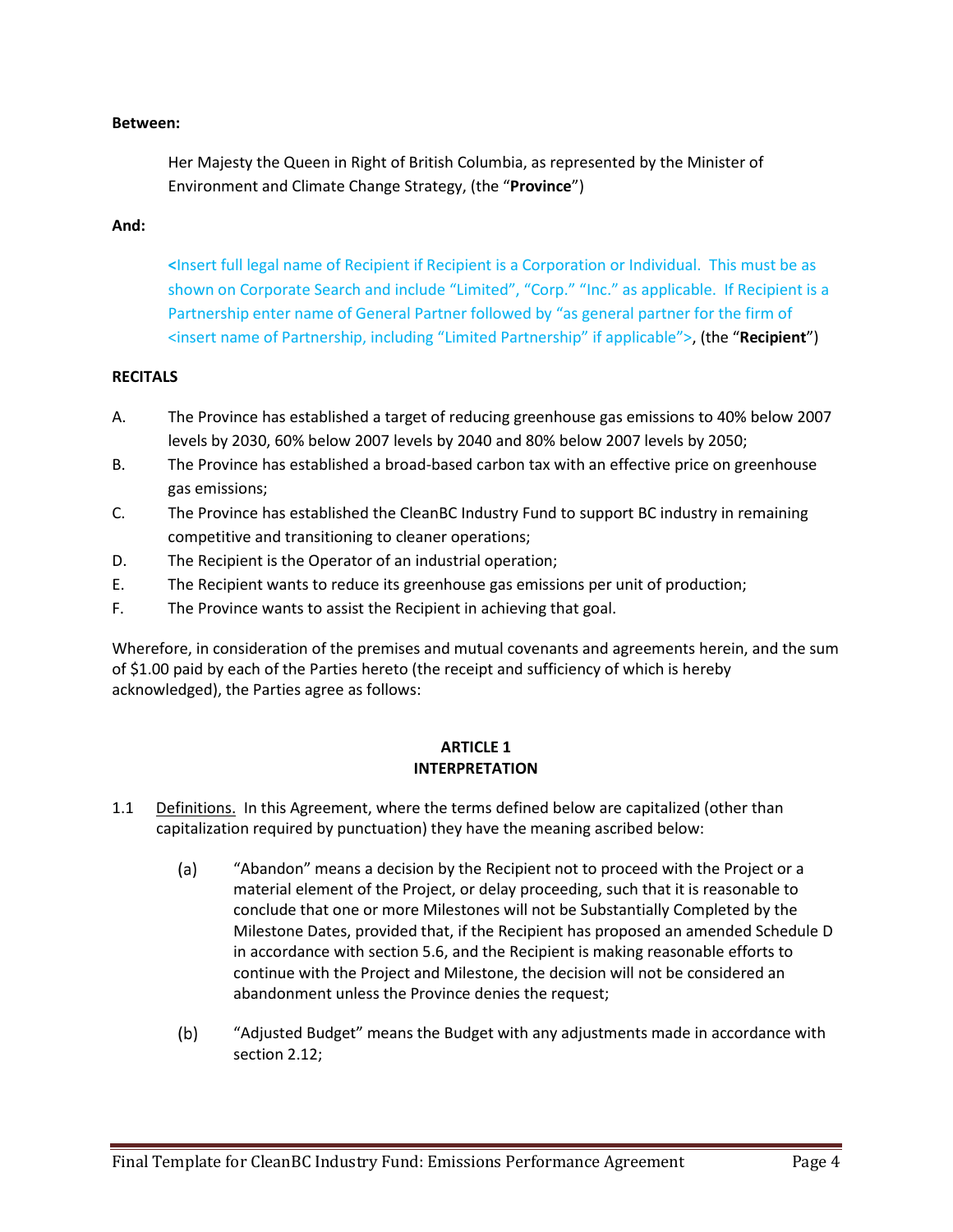**Between:**

Her Majesty the Queen in Right of British Columbia, as represented by the Minister of Environment and Climate Change Strategy, (the "**Province**")

**And:**

<Insert full legal name of Recipient if Recipient is a Corporation or Individual. This must be as shown on Corporate Search and include "Limited", "Corp." "Inc." as applicable. If Recipient is a Partnership enter name of General Partner followed by "as general partner for the firm of <insert name of Partnership, including "Limited Partnership" if applicable">, (the "**Recipient**")

**RECITALS**

A. The Province has established a target of reducing greenhouse gas emissions to 40% below 2007 levels by 2030, 60% below 2007 levels by 2040 and 80% below 2007 levels by 2050;

B. The Province has established a broad-based carbon tax with an effective price on greenhouse gas emissions;

C. The Province has established the CleanBC Industry Fund to support BC industry in remaining competitive and transitioning to cleaner operations;

D. The Recipient is the Operator of an industrial operation;

E. The Recipient wants to reduce its greenhouse gas emissions per unit of production;

F. The Province wants to assist the Recipient in achieving that goal.

Wherefore, in consideration of the premises and mutual covenants and agreements herein, and the sum of $1.00 paid by each of the Parties hereto (the receipt and sufficiency of which is hereby acknowledged), the Parties agree as follows:

## ARTICLE 1
## INTERPRETATION

1.1 Definitions. In this Agreement, where the terms defined below are capitalized (other than capitalization required by punctuation) they have the meaning ascribed below:

(a) "Abandon" means a decision by the Recipient not to proceed with the Project or a material element of the Project, or delay proceeding, such that it is reasonable to conclude that one or more Milestones will not be Substantially Completed by the Milestone Dates, provided that, if the Recipient has proposed an amended Schedule D in accordance with section 5.6, and the Recipient is making reasonable efforts to continue with the Project and Milestone, the decision will not be considered an abandonment unless the Province denies the request;

(b) "Adjusted Budget" means the Budget with any adjustments made in accordance with section 2.12;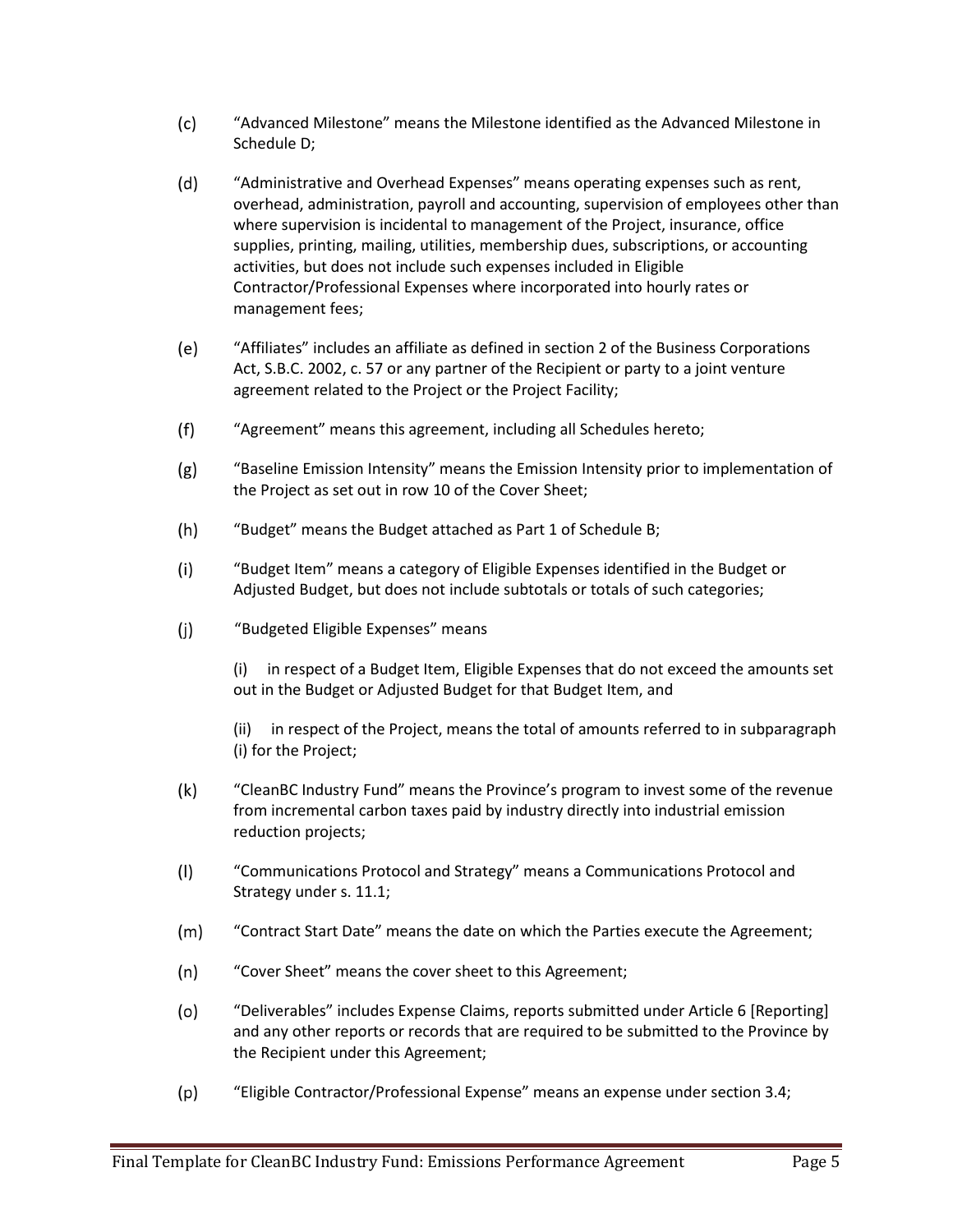(c) “Advanced Milestone” means the Milestone identified as the Advanced Milestone in Schedule D;

(d) “Administrative and Overhead Expenses” means operating expenses such as rent, overhead, administration, payroll and accounting, supervision of employees other than where supervision is incidental to management of the Project, insurance, office supplies, printing, mailing, utilities, membership dues, subscriptions, or accounting activities, but does not include such expenses included in Eligible Contractor/Professional Expenses where incorporated into hourly rates or management fees;

(e) “Affiliates” includes an affiliate as defined in section 2 of the Business Corporations Act, S.B.C. 2002, c. 57 or any partner of the Recipient or party to a joint venture agreement related to the Project or the Project Facility;

(f) “Agreement” means this agreement, including all Schedules hereto;

(g) “Baseline Emission Intensity” means the Emission Intensity prior to implementation of the Project as set out in row 10 of the Cover Sheet;

(h) “Budget” means the Budget attached as Part 1 of Schedule B;

(i) “Budget Item” means a category of Eligible Expenses identified in the Budget or Adjusted Budget, but does not include subtotals or totals of such categories;

(j) “Budgeted Eligible Expenses” means

(i) in respect of a Budget Item, Eligible Expenses that do not exceed the amounts set out in the Budget or Adjusted Budget for that Budget Item, and

(ii) in respect of the Project, means the total of amounts referred to in subparagraph (i) for the Project;

(k) “CleanBC Industry Fund” means the Province’s program to invest some of the revenue from incremental carbon taxes paid by industry directly into industrial emission reduction projects;

(l) “Communications Protocol and Strategy” means a Communications Protocol and Strategy under s. 11.1;

(m) “Contract Start Date” means the date on which the Parties execute the Agreement;

(n) “Cover Sheet” means the cover sheet to this Agreement;

(o) “Deliverables” includes Expense Claims, reports submitted under Article 6 [Reporting] and any other reports or records that are required to be submitted to the Province by the Recipient under this Agreement;

(p) “Eligible Contractor/Professional Expense” means an expense under section 3.4;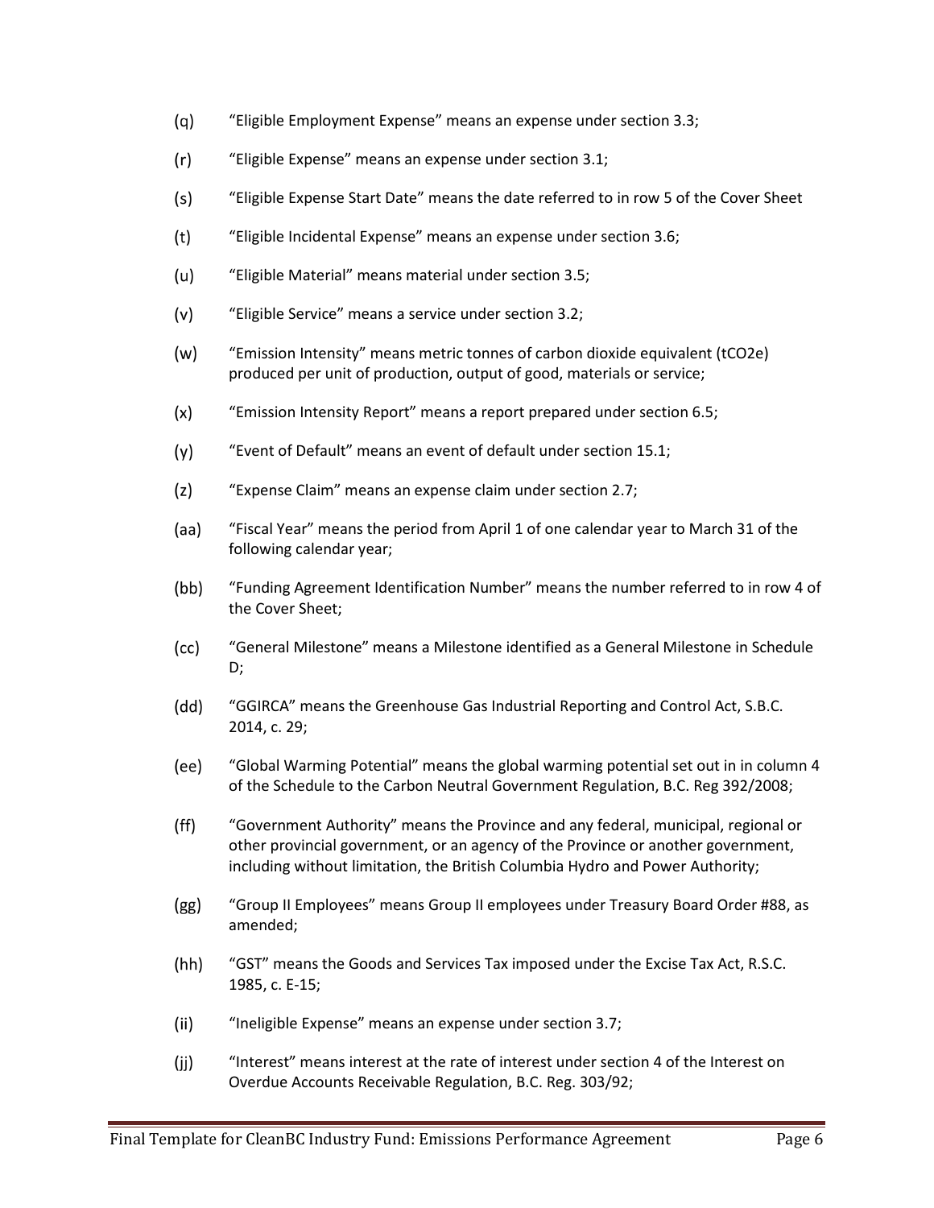(q) “Eligible Employment Expense” means an expense under section 3.3;

(r) “Eligible Expense” means an expense under section 3.1;

(s) “Eligible Expense Start Date” means the date referred to in row 5 of the Cover Sheet

(t) “Eligible Incidental Expense” means an expense under section 3.6;

(u) “Eligible Material” means material under section 3.5;

(v) “Eligible Service” means a service under section 3.2;

(w) “Emission Intensity” means metric tonnes of carbon dioxide equivalent (tCO2e) produced per unit of production, output of good, materials or service;

(x) “Emission Intensity Report” means a report prepared under section 6.5;

(y) “Event of Default” means an event of default under section 15.1;

(z) “Expense Claim” means an expense claim under section 2.7;

(aa) “Fiscal Year” means the period from April 1 of one calendar year to March 31 of the following calendar year;

(bb) “Funding Agreement Identification Number” means the number referred to in row 4 of the Cover Sheet;

(cc) “General Milestone” means a Milestone identified as a General Milestone in Schedule D;

(dd) “GGIRCA” means the Greenhouse Gas Industrial Reporting and Control Act, S.B.C. 2014, c. 29;

(ee) “Global Warming Potential” means the global warming potential set out in in column 4 of the Schedule to the Carbon Neutral Government Regulation, B.C. Reg 392/2008;

(ff) “Government Authority” means the Province and any federal, municipal, regional or other provincial government, or an agency of the Province or another government, including without limitation, the British Columbia Hydro and Power Authority;

(gg) “Group II Employees” means Group II employees under Treasury Board Order #88, as amended;

(hh) “GST” means the Goods and Services Tax imposed under the Excise Tax Act, R.S.C. 1985, c. E-15;

(ii) “Ineligible Expense” means an expense under section 3.7;

(jj) “Interest” means interest at the rate of interest under section 4 of the Interest on Overdue Accounts Receivable Regulation, B.C. Reg. 303/92;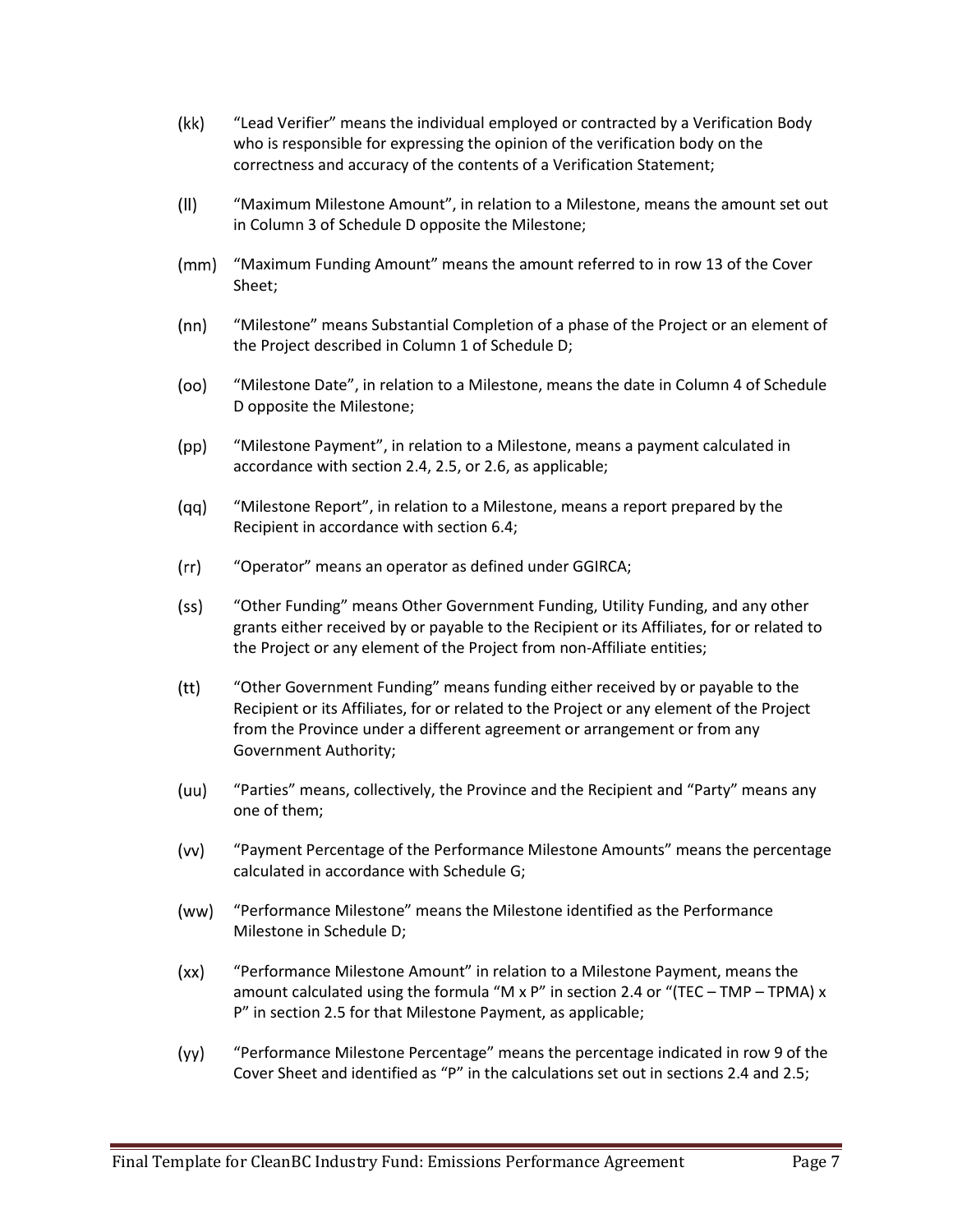(kk) "Lead Verifier" means the individual employed or contracted by a Verification Body who is responsible for expressing the opinion of the verification body on the correctness and accuracy of the contents of a Verification Statement;

(ll) "Maximum Milestone Amount", in relation to a Milestone, means the amount set out in Column 3 of Schedule D opposite the Milestone;

(mm) "Maximum Funding Amount" means the amount referred to in row 13 of the Cover Sheet;

(nn) "Milestone" means Substantial Completion of a phase of the Project or an element of the Project described in Column 1 of Schedule D;

(oo) "Milestone Date", in relation to a Milestone, means the date in Column 4 of Schedule D opposite the Milestone;

(pp) "Milestone Payment", in relation to a Milestone, means a payment calculated in accordance with section 2.4, 2.5, or 2.6, as applicable;

(qq) "Milestone Report", in relation to a Milestone, means a report prepared by the Recipient in accordance with section 6.4;

(rr) "Operator" means an operator as defined under GGIRCA;

(ss) "Other Funding" means Other Government Funding, Utility Funding, and any other grants either received by or payable to the Recipient or its Affiliates, for or related to the Project or any element of the Project from non-Affiliate entities;

(tt) "Other Government Funding" means funding either received by or payable to the Recipient or its Affiliates, for or related to the Project or any element of the Project from the Province under a different agreement or arrangement or from any Government Authority;

(uu) "Parties" means, collectively, the Province and the Recipient and "Party" means any one of them;

(vv) "Payment Percentage of the Performance Milestone Amounts" means the percentage calculated in accordance with Schedule G;

(ww) "Performance Milestone" means the Milestone identified as the Performance Milestone in Schedule D;

(xx) "Performance Milestone Amount" in relation to a Milestone Payment, means the amount calculated using the formula "M x P" in section 2.4 or "(TEC – TMP – TPMA) x P" in section 2.5 for that Milestone Payment, as applicable;

(yy) "Performance Milestone Percentage" means the percentage indicated in row 9 of the Cover Sheet and identified as "P" in the calculations set out in sections 2.4 and 2.5;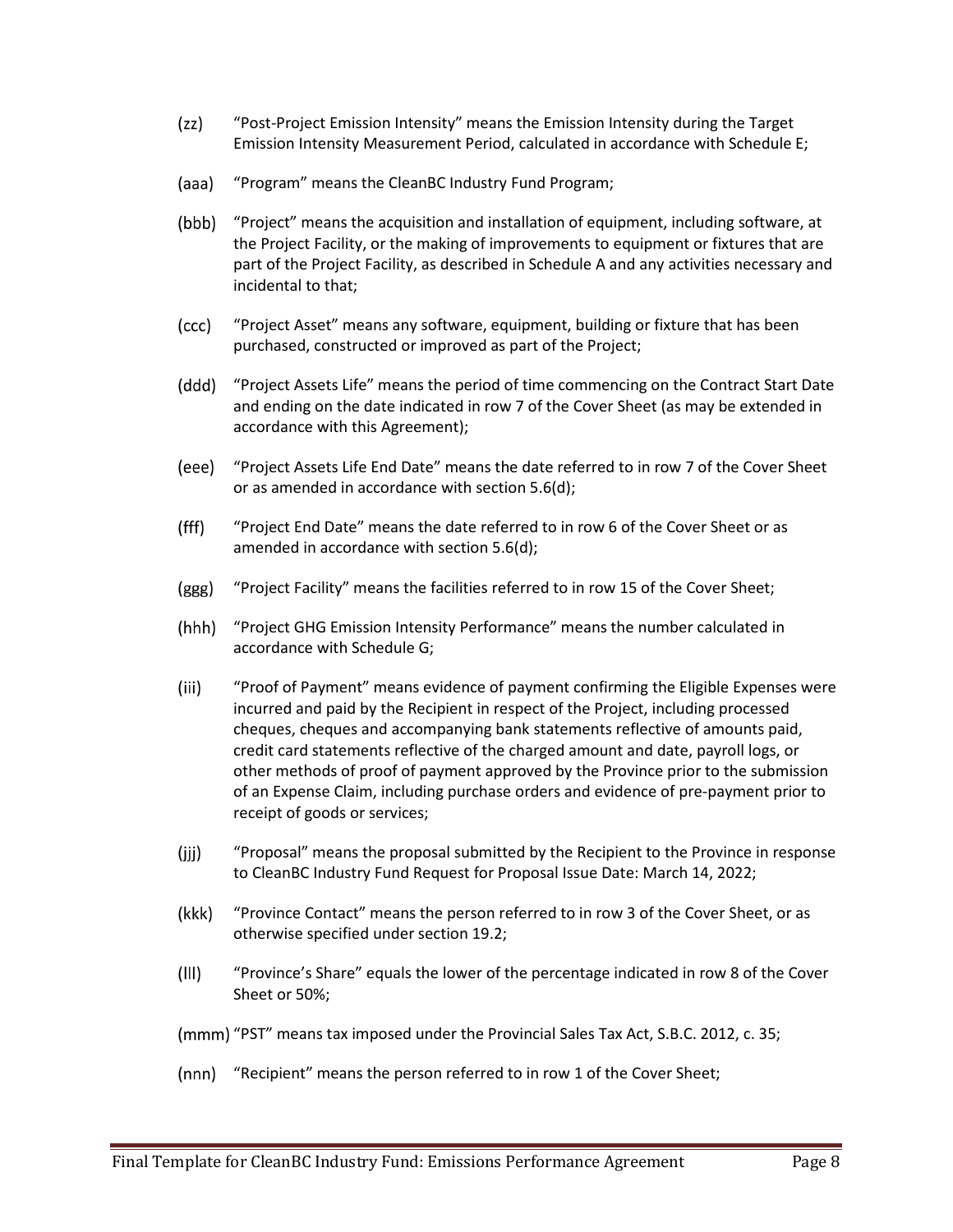(zz) "Post-Project Emission Intensity" means the Emission Intensity during the Target Emission Intensity Measurement Period, calculated in accordance with Schedule E;

(aaa) "Program" means the CleanBC Industry Fund Program;

(bbb) "Project" means the acquisition and installation of equipment, including software, at the Project Facility, or the making of improvements to equipment or fixtures that are part of the Project Facility, as described in Schedule A and any activities necessary and incidental to that;

(ccc) "Project Asset" means any software, equipment, building or fixture that has been purchased, constructed or improved as part of the Project;

(ddd) "Project Assets Life" means the period of time commencing on the Contract Start Date and ending on the date indicated in row 7 of the Cover Sheet (as may be extended in accordance with this Agreement);

(eee) "Project Assets Life End Date" means the date referred to in row 7 of the Cover Sheet or as amended in accordance with section 5.6(d);

(fff) "Project End Date" means the date referred to in row 6 of the Cover Sheet or as amended in accordance with section 5.6(d);

(ggg) "Project Facility" means the facilities referred to in row 15 of the Cover Sheet;

(hhh) "Project GHG Emission Intensity Performance" means the number calculated in accordance with Schedule G;

(iii) "Proof of Payment" means evidence of payment confirming the Eligible Expenses were incurred and paid by the Recipient in respect of the Project, including processed cheques, cheques and accompanying bank statements reflective of amounts paid, credit card statements reflective of the charged amount and date, payroll logs, or other methods of proof of payment approved by the Province prior to the submission of an Expense Claim, including purchase orders and evidence of pre-payment prior to receipt of goods or services;

(jjj) "Proposal" means the proposal submitted by the Recipient to the Province in response to CleanBC Industry Fund Request for Proposal Issue Date: March 14, 2022;

(kkk) "Province Contact" means the person referred to in row 3 of the Cover Sheet, or as otherwise specified under section 19.2;

(lll) "Province's Share" equals the lower of the percentage indicated in row 8 of the Cover Sheet or 50%;

(mmm) "PST" means tax imposed under the Provincial Sales Tax Act, S.B.C. 2012, c. 35;

(nnn) "Recipient" means the person referred to in row 1 of the Cover Sheet;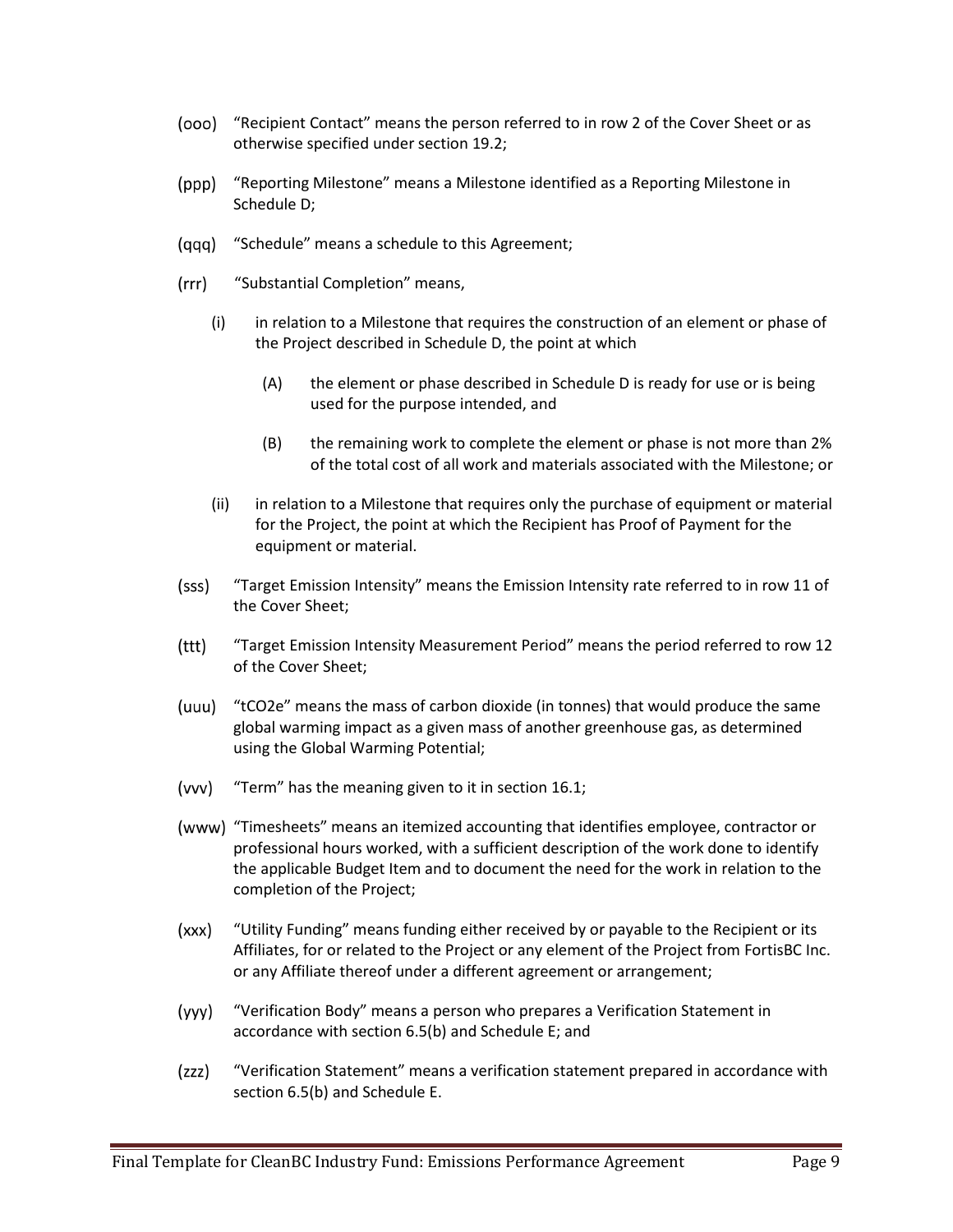(ooo) "Recipient Contact" means the person referred to in row 2 of the Cover Sheet or as otherwise specified under section 19.2;

(ppp) "Reporting Milestone" means a Milestone identified as a Reporting Milestone in Schedule D;

(qqq) "Schedule" means a schedule to this Agreement;

(rrr) "Substantial Completion" means,

  (i) in relation to a Milestone that requires the construction of an element or phase of the Project described in Schedule D, the point at which

    (A) the element or phase described in Schedule D is ready for use or is being used for the purpose intended, and

    (B) the remaining work to complete the element or phase is not more than 2% of the total cost of all work and materials associated with the Milestone; or

  (ii) in relation to a Milestone that requires only the purchase of equipment or material for the Project, the point at which the Recipient has Proof of Payment for the equipment or material.

(sss) "Target Emission Intensity" means the Emission Intensity rate referred to in row 11 of the Cover Sheet;

(ttt) "Target Emission Intensity Measurement Period" means the period referred to row 12 of the Cover Sheet;

(uuu) "tCO2e" means the mass of carbon dioxide (in tonnes) that would produce the same global warming impact as a given mass of another greenhouse gas, as determined using the Global Warming Potential;

(vvv) "Term" has the meaning given to it in section 16.1;

(www) "Timesheets" means an itemized accounting that identifies employee, contractor or professional hours worked, with a sufficient description of the work done to identify the applicable Budget Item and to document the need for the work in relation to the completion of the Project;

(xxx) "Utility Funding" means funding either received by or payable to the Recipient or its Affiliates, for or related to the Project or any element of the Project from FortisBC Inc. or any Affiliate thereof under a different agreement or arrangement;

(yyy) "Verification Body" means a person who prepares a Verification Statement in accordance with section 6.5(b) and Schedule E; and

(zzz) "Verification Statement" means a verification statement prepared in accordance with section 6.5(b) and Schedule E.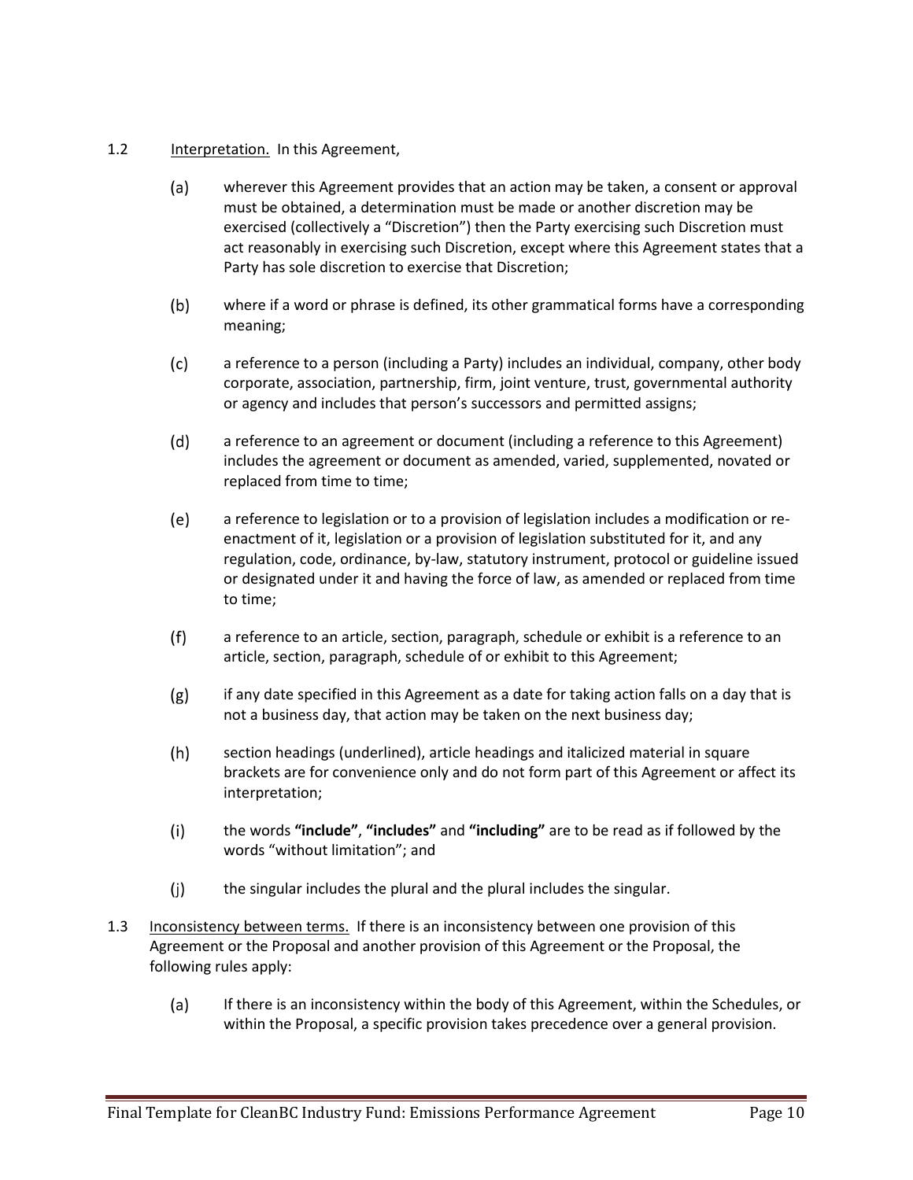1.2 Interpretation. In this Agreement,

(a) wherever this Agreement provides that an action may be taken, a consent or approval must be obtained, a determination must be made or another discretion may be exercised (collectively a "Discretion") then the Party exercising such Discretion must act reasonably in exercising such Discretion, except where this Agreement states that a Party has sole discretion to exercise that Discretion;

(b) where if a word or phrase is defined, its other grammatical forms have a corresponding meaning;

(c) a reference to a person (including a Party) includes an individual, company, other body corporate, association, partnership, firm, joint venture, trust, governmental authority or agency and includes that person's successors and permitted assigns;

(d) a reference to an agreement or document (including a reference to this Agreement) includes the agreement or document as amended, varied, supplemented, novated or replaced from time to time;

(e) a reference to legislation or to a provision of legislation includes a modification or re-enactment of it, legislation or a provision of legislation substituted for it, and any regulation, code, ordinance, by-law, statutory instrument, protocol or guideline issued or designated under it and having the force of law, as amended or replaced from time to time;

(f) a reference to an article, section, paragraph, schedule or exhibit is a reference to an article, section, paragraph, schedule of or exhibit to this Agreement;

(g) if any date specified in this Agreement as a date for taking action falls on a day that is not a business day, that action may be taken on the next business day;

(h) section headings (underlined), article headings and italicized material in square brackets are for convenience only and do not form part of this Agreement or affect its interpretation;

(i) the words **"include"**, **"includes"** and **"including"** are to be read as if followed by the words "without limitation"; and

(j) the singular includes the plural and the plural includes the singular.

1.3 Inconsistency between terms. If there is an inconsistency between one provision of this Agreement or the Proposal and another provision of this Agreement or the Proposal, the following rules apply:

(a) If there is an inconsistency within the body of this Agreement, within the Schedules, or within the Proposal, a specific provision takes precedence over a general provision.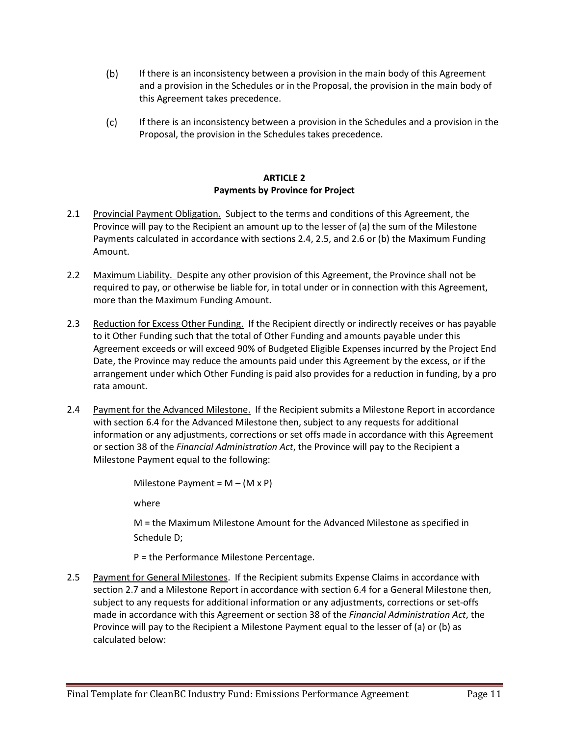(b) If there is an inconsistency between a provision in the main body of this Agreement and a provision in the Schedules or in the Proposal, the provision in the main body of this Agreement takes precedence.

(c) If there is an inconsistency between a provision in the Schedules and a provision in the Proposal, the provision in the Schedules takes precedence.

## ARTICLE 2
## Payments by Province for Project

2.1 Provincial Payment Obligation. Subject to the terms and conditions of this Agreement, the Province will pay to the Recipient an amount up to the lesser of (a) the sum of the Milestone Payments calculated in accordance with sections 2.4, 2.5, and 2.6 or (b) the Maximum Funding Amount.

2.2 Maximum Liability. Despite any other provision of this Agreement, the Province shall not be required to pay, or otherwise be liable for, in total under or in connection with this Agreement, more than the Maximum Funding Amount.

2.3 Reduction for Excess Other Funding. If the Recipient directly or indirectly receives or has payable to it Other Funding such that the total of Other Funding and amounts payable under this Agreement exceeds or will exceed 90% of Budgeted Eligible Expenses incurred by the Project End Date, the Province may reduce the amounts paid under this Agreement by the excess, or if the arrangement under which Other Funding is paid also provides for a reduction in funding, by a pro rata amount.

2.4 Payment for the Advanced Milestone. If the Recipient submits a Milestone Report in accordance with section 6.4 for the Advanced Milestone then, subject to any requests for additional information or any adjustments, corrections or set offs made in accordance with this Agreement or section 38 of the *Financial Administration Act*, the Province will pay to the Recipient a Milestone Payment equal to the following:

Milestone Payment = M – (M x P)

where

M = the Maximum Milestone Amount for the Advanced Milestone as specified in Schedule D;

P = the Performance Milestone Percentage.

2.5 Payment for General Milestones. If the Recipient submits Expense Claims in accordance with section 2.7 and a Milestone Report in accordance with section 6.4 for a General Milestone then, subject to any requests for additional information or any adjustments, corrections or set-offs made in accordance with this Agreement or section 38 of the *Financial Administration Act*, the Province will pay to the Recipient a Milestone Payment equal to the lesser of (a) or (b) as calculated below: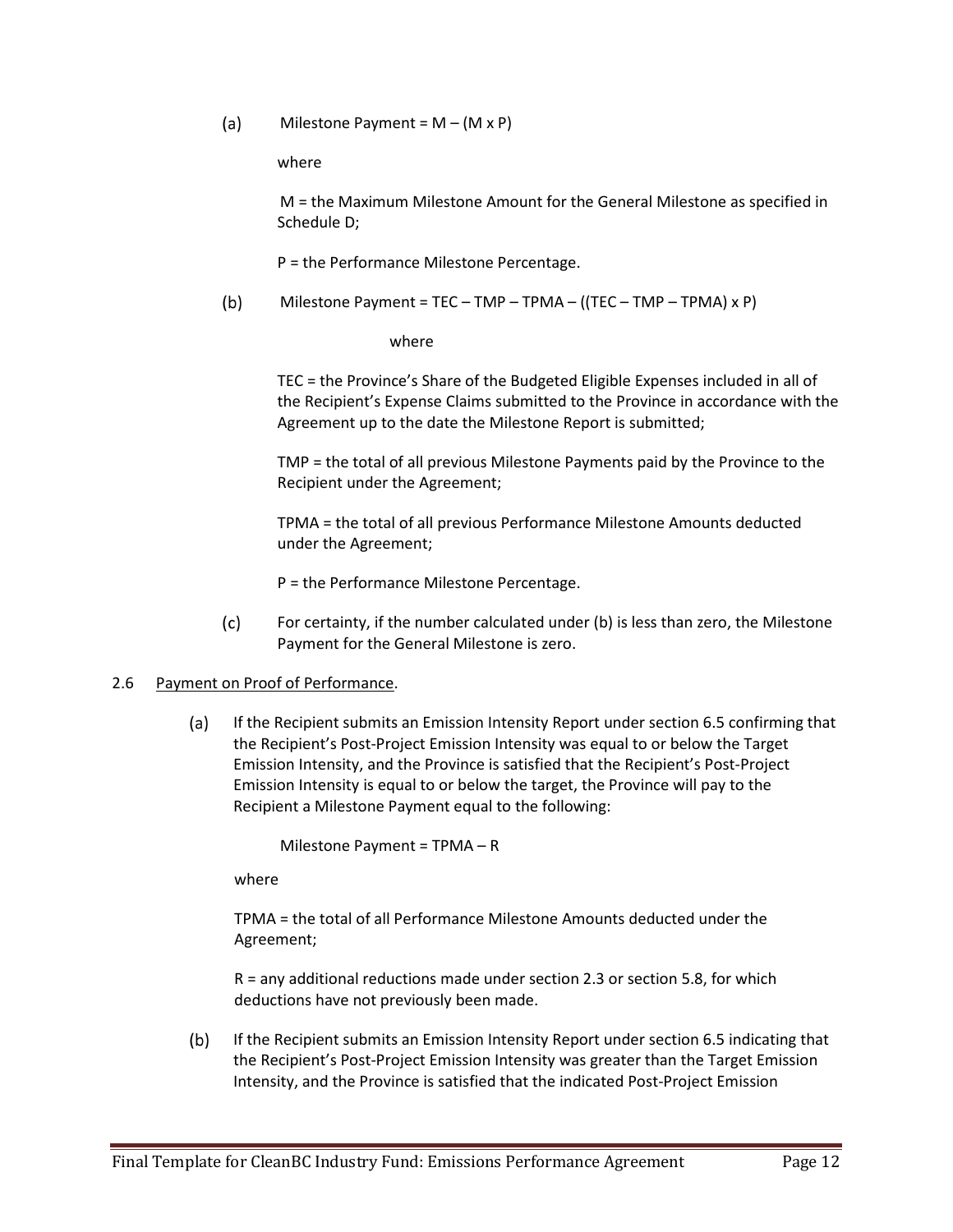(a) Milestone Payment = M – (M x P)

where

M = the Maximum Milestone Amount for the General Milestone as specified in Schedule D;

P = the Performance Milestone Percentage.

(b) Milestone Payment = TEC – TMP – TPMA – ((TEC – TMP – TPMA) x P)

where

TEC = the Province's Share of the Budgeted Eligible Expenses included in all of the Recipient's Expense Claims submitted to the Province in accordance with the Agreement up to the date the Milestone Report is submitted;

TMP = the total of all previous Milestone Payments paid by the Province to the Recipient under the Agreement;

TPMA = the total of all previous Performance Milestone Amounts deducted under the Agreement;

P = the Performance Milestone Percentage.

(c) For certainty, if the number calculated under (b) is less than zero, the Milestone Payment for the General Milestone is zero.

2.6 <u>Payment on Proof of Performance</u>.

(a) If the Recipient submits an Emission Intensity Report under section 6.5 confirming that the Recipient's Post-Project Emission Intensity was equal to or below the Target Emission Intensity, and the Province is satisfied that the Recipient's Post-Project Emission Intensity is equal to or below the target, the Province will pay to the Recipient a Milestone Payment equal to the following:

Milestone Payment = TPMA – R

where

TPMA = the total of all Performance Milestone Amounts deducted under the Agreement;

R = any additional reductions made under section 2.3 or section 5.8, for which deductions have not previously been made.

(b) If the Recipient submits an Emission Intensity Report under section 6.5 indicating that the Recipient's Post-Project Emission Intensity was greater than the Target Emission Intensity, and the Province is satisfied that the indicated Post-Project Emission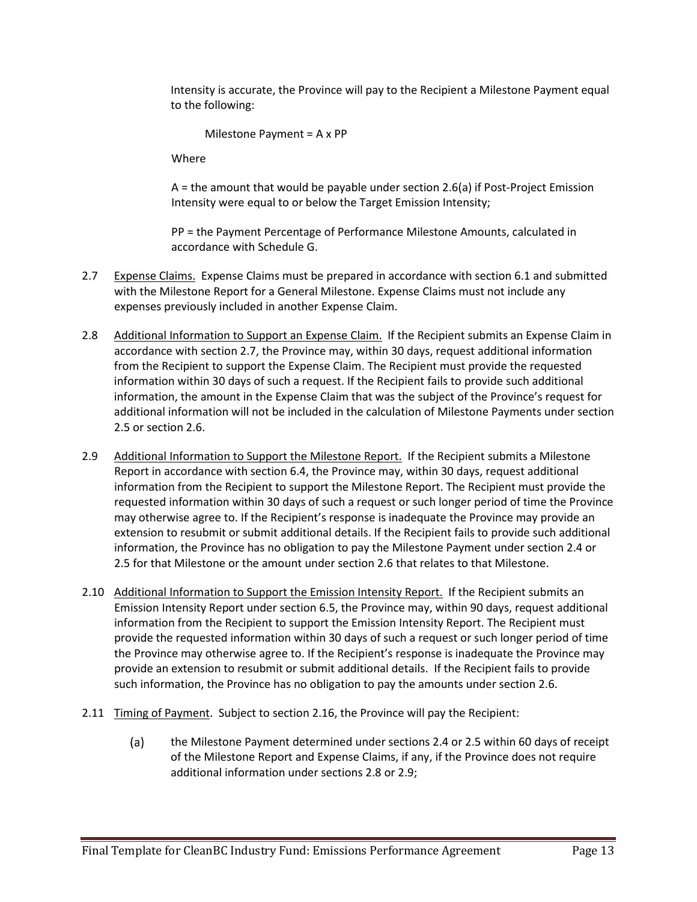Intensity is accurate, the Province will pay to the Recipient a Milestone Payment equal to the following:

$$\text{Milestone Payment} = A \times PP$$

Where

A = the amount that would be payable under section 2.6(a) if Post-Project Emission Intensity were equal to or below the Target Emission Intensity;

PP = the Payment Percentage of Performance Milestone Amounts, calculated in accordance with Schedule G.

2.7 Expense Claims. Expense Claims must be prepared in accordance with section 6.1 and submitted with the Milestone Report for a General Milestone. Expense Claims must not include any expenses previously included in another Expense Claim.

2.8 Additional Information to Support an Expense Claim. If the Recipient submits an Expense Claim in accordance with section 2.7, the Province may, within 30 days, request additional information from the Recipient to support the Expense Claim. The Recipient must provide the requested information within 30 days of such a request. If the Recipient fails to provide such additional information, the amount in the Expense Claim that was the subject of the Province's request for additional information will not be included in the calculation of Milestone Payments under section 2.5 or section 2.6.

2.9 Additional Information to Support the Milestone Report. If the Recipient submits a Milestone Report in accordance with section 6.4, the Province may, within 30 days, request additional information from the Recipient to support the Milestone Report. The Recipient must provide the requested information within 30 days of such a request or such longer period of time the Province may otherwise agree to. If the Recipient's response is inadequate the Province may provide an extension to resubmit or submit additional details. If the Recipient fails to provide such additional information, the Province has no obligation to pay the Milestone Payment under section 2.4 or 2.5 for that Milestone or the amount under section 2.6 that relates to that Milestone.

2.10 Additional Information to Support the Emission Intensity Report. If the Recipient submits an Emission Intensity Report under section 6.5, the Province may, within 90 days, request additional information from the Recipient to support the Emission Intensity Report. The Recipient must provide the requested information within 30 days of such a request or such longer period of time the Province may otherwise agree to. If the Recipient's response is inadequate the Province may provide an extension to resubmit or submit additional details. If the Recipient fails to provide such information, the Province has no obligation to pay the amounts under section 2.6.

2.11 Timing of Payment. Subject to section 2.16, the Province will pay the Recipient:

(a) the Milestone Payment determined under sections 2.4 or 2.5 within 60 days of receipt of the Milestone Report and Expense Claims, if any, if the Province does not require additional information under sections 2.8 or 2.9;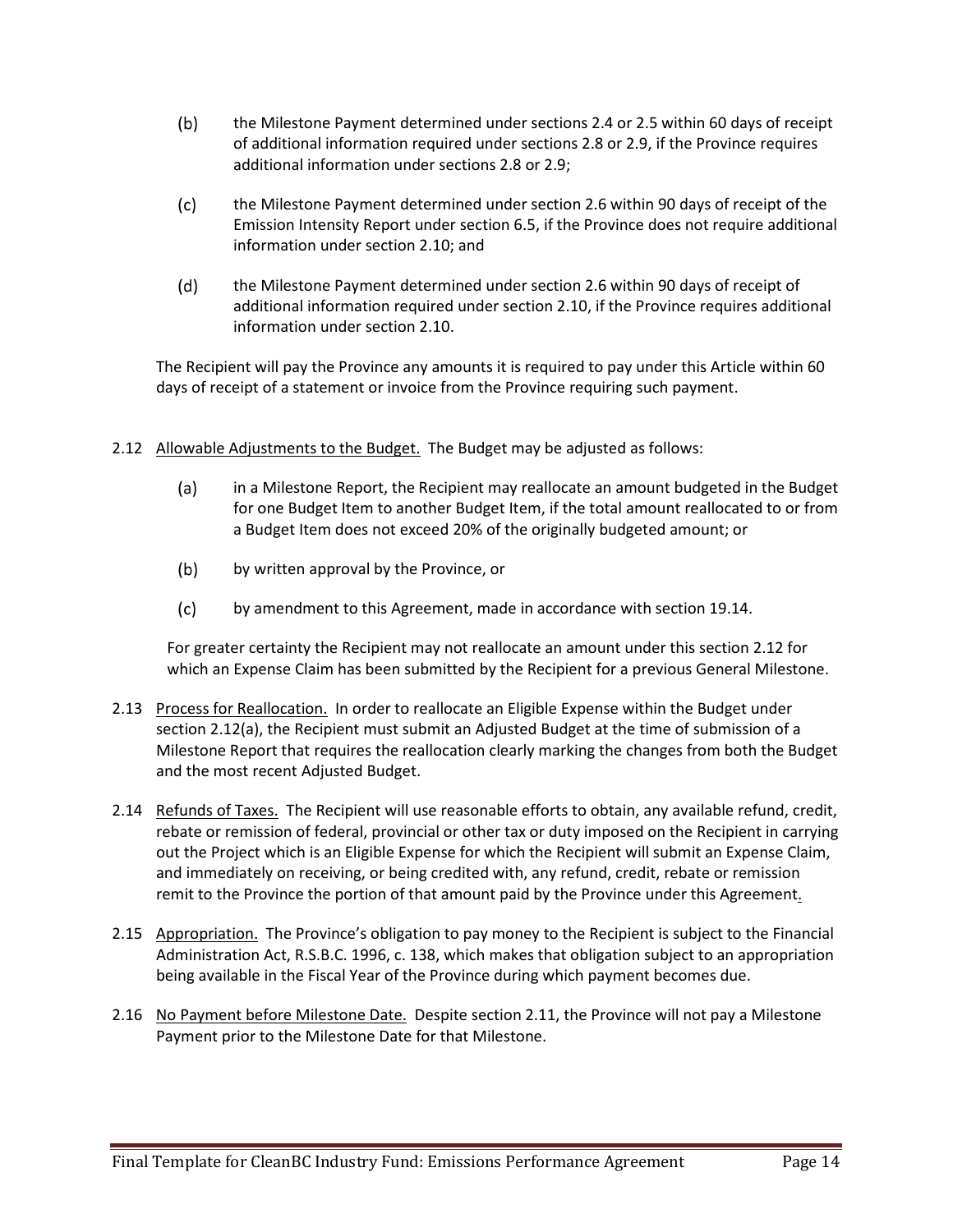(b) the Milestone Payment determined under sections 2.4 or 2.5 within 60 days of receipt of additional information required under sections 2.8 or 2.9, if the Province requires additional information under sections 2.8 or 2.9;

(c) the Milestone Payment determined under section 2.6 within 90 days of receipt of the Emission Intensity Report under section 6.5, if the Province does not require additional information under section 2.10; and

(d) the Milestone Payment determined under section 2.6 within 90 days of receipt of additional information required under section 2.10, if the Province requires additional information under section 2.10.

The Recipient will pay the Province any amounts it is required to pay under this Article within 60 days of receipt of a statement or invoice from the Province requiring such payment.

2.12 Allowable Adjustments to the Budget. The Budget may be adjusted as follows:

(a) in a Milestone Report, the Recipient may reallocate an amount budgeted in the Budget for one Budget Item to another Budget Item, if the total amount reallocated to or from a Budget Item does not exceed 20% of the originally budgeted amount; or

(b) by written approval by the Province, or

(c) by amendment to this Agreement, made in accordance with section 19.14.

For greater certainty the Recipient may not reallocate an amount under this section 2.12 for which an Expense Claim has been submitted by the Recipient for a previous General Milestone.

2.13 Process for Reallocation. In order to reallocate an Eligible Expense within the Budget under section 2.12(a), the Recipient must submit an Adjusted Budget at the time of submission of a Milestone Report that requires the reallocation clearly marking the changes from both the Budget and the most recent Adjusted Budget.

2.14 Refunds of Taxes. The Recipient will use reasonable efforts to obtain, any available refund, credit, rebate or remission of federal, provincial or other tax or duty imposed on the Recipient in carrying out the Project which is an Eligible Expense for which the Recipient will submit an Expense Claim, and immediately on receiving, or being credited with, any refund, credit, rebate or remission remit to the Province the portion of that amount paid by the Province under this Agreement.

2.15 Appropriation. The Province's obligation to pay money to the Recipient is subject to the Financial Administration Act, R.S.B.C. 1996, c. 138, which makes that obligation subject to an appropriation being available in the Fiscal Year of the Province during which payment becomes due.

2.16 No Payment before Milestone Date. Despite section 2.11, the Province will not pay a Milestone Payment prior to the Milestone Date for that Milestone.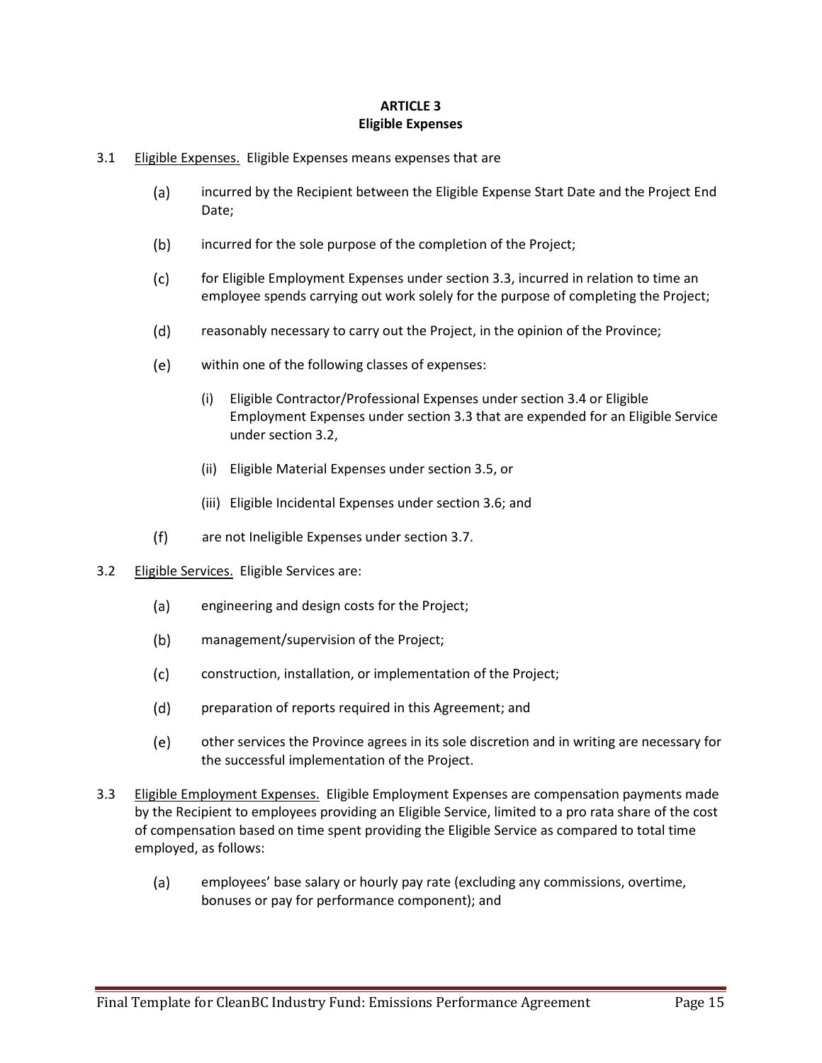## ARTICLE 3
## Eligible Expenses

3.1 Eligible Expenses. Eligible Expenses means expenses that are

(a) incurred by the Recipient between the Eligible Expense Start Date and the Project End Date;

(b) incurred for the sole purpose of the completion of the Project;

(c) for Eligible Employment Expenses under section 3.3, incurred in relation to time an employee spends carrying out work solely for the purpose of completing the Project;

(d) reasonably necessary to carry out the Project, in the opinion of the Province;

(e) within one of the following classes of expenses:

(i) Eligible Contractor/Professional Expenses under section 3.4 or Eligible Employment Expenses under section 3.3 that are expended for an Eligible Service under section 3.2,

(ii) Eligible Material Expenses under section 3.5, or

(iii) Eligible Incidental Expenses under section 3.6; and

(f) are not Ineligible Expenses under section 3.7.

3.2 Eligible Services. Eligible Services are:

(a) engineering and design costs for the Project;

(b) management/supervision of the Project;

(c) construction, installation, or implementation of the Project;

(d) preparation of reports required in this Agreement; and

(e) other services the Province agrees in its sole discretion and in writing are necessary for the successful implementation of the Project.

3.3 Eligible Employment Expenses. Eligible Employment Expenses are compensation payments made by the Recipient to employees providing an Eligible Service, limited to a pro rata share of the cost of compensation based on time spent providing the Eligible Service as compared to total time employed, as follows:

(a) employees' base salary or hourly pay rate (excluding any commissions, overtime, bonuses or pay for performance component); and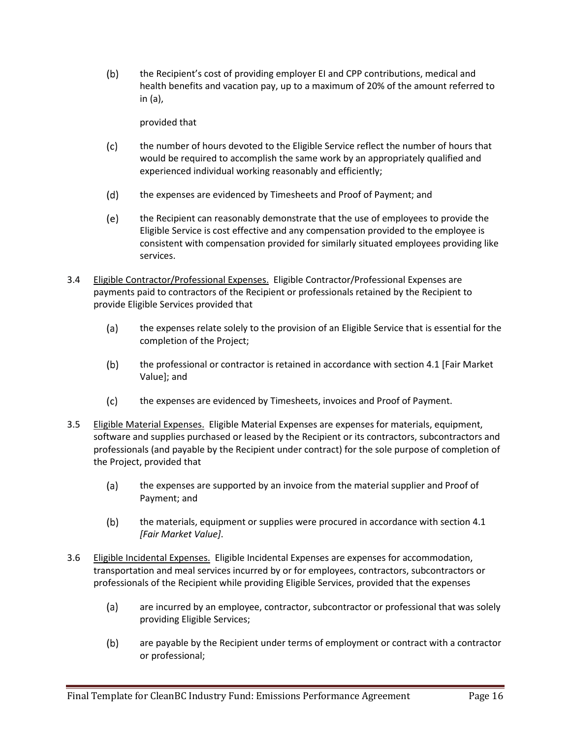(b) the Recipient's cost of providing employer EI and CPP contributions, medical and health benefits and vacation pay, up to a maximum of 20% of the amount referred to in (a),

provided that

(c) the number of hours devoted to the Eligible Service reflect the number of hours that would be required to accomplish the same work by an appropriately qualified and experienced individual working reasonably and efficiently;

(d) the expenses are evidenced by Timesheets and Proof of Payment; and

(e) the Recipient can reasonably demonstrate that the use of employees to provide the Eligible Service is cost effective and any compensation provided to the employee is consistent with compensation provided for similarly situated employees providing like services.

3.4 Eligible Contractor/Professional Expenses. Eligible Contractor/Professional Expenses are payments paid to contractors of the Recipient or professionals retained by the Recipient to provide Eligible Services provided that

(a) the expenses relate solely to the provision of an Eligible Service that is essential for the completion of the Project;

(b) the professional or contractor is retained in accordance with section 4.1 [Fair Market Value]; and

(c) the expenses are evidenced by Timesheets, invoices and Proof of Payment.

3.5 Eligible Material Expenses. Eligible Material Expenses are expenses for materials, equipment, software and supplies purchased or leased by the Recipient or its contractors, subcontractors and professionals (and payable by the Recipient under contract) for the sole purpose of completion of the Project, provided that

(a) the expenses are supported by an invoice from the material supplier and Proof of Payment; and

(b) the materials, equipment or supplies were procured in accordance with section 4.1 *[Fair Market Value]*.

3.6 Eligible Incidental Expenses. Eligible Incidental Expenses are expenses for accommodation, transportation and meal services incurred by or for employees, contractors, subcontractors or professionals of the Recipient while providing Eligible Services, provided that the expenses

(a) are incurred by an employee, contractor, subcontractor or professional that was solely providing Eligible Services;

(b) are payable by the Recipient under terms of employment or contract with a contractor or professional;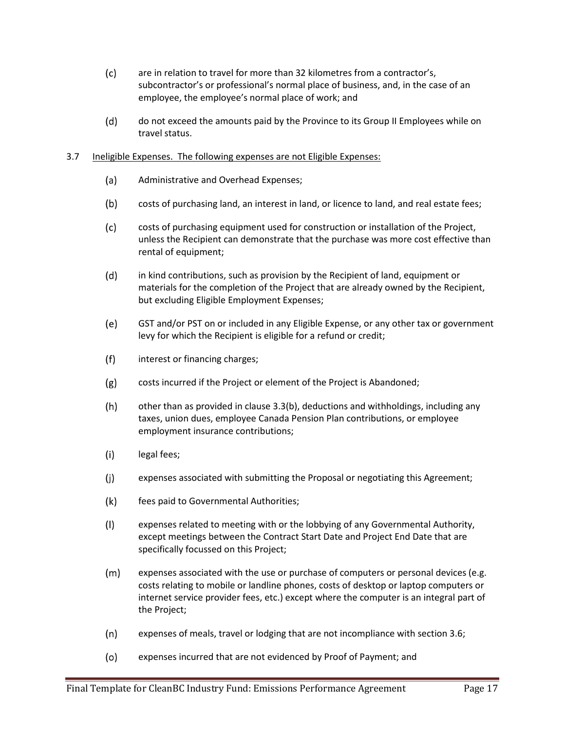(c) are in relation to travel for more than 32 kilometres from a contractor's, subcontractor's or professional's normal place of business, and, in the case of an employee, the employee's normal place of work; and

(d) do not exceed the amounts paid by the Province to its Group II Employees while on travel status.

3.7 Ineligible Expenses. The following expenses are not Eligible Expenses:

(a) Administrative and Overhead Expenses;

(b) costs of purchasing land, an interest in land, or licence to land, and real estate fees;

(c) costs of purchasing equipment used for construction or installation of the Project, unless the Recipient can demonstrate that the purchase was more cost effective than rental of equipment;

(d) in kind contributions, such as provision by the Recipient of land, equipment or materials for the completion of the Project that are already owned by the Recipient, but excluding Eligible Employment Expenses;

(e) GST and/or PST on or included in any Eligible Expense, or any other tax or government levy for which the Recipient is eligible for a refund or credit;

(f) interest or financing charges;

(g) costs incurred if the Project or element of the Project is Abandoned;

(h) other than as provided in clause 3.3(b), deductions and withholdings, including any taxes, union dues, employee Canada Pension Plan contributions, or employee employment insurance contributions;

(i) legal fees;

(j) expenses associated with submitting the Proposal or negotiating this Agreement;

(k) fees paid to Governmental Authorities;

(l) expenses related to meeting with or the lobbying of any Governmental Authority, except meetings between the Contract Start Date and Project End Date that are specifically focussed on this Project;

(m) expenses associated with the use or purchase of computers or personal devices (e.g. costs relating to mobile or landline phones, costs of desktop or laptop computers or internet service provider fees, etc.) except where the computer is an integral part of the Project;

(n) expenses of meals, travel or lodging that are not incompliance with section 3.6;

(o) expenses incurred that are not evidenced by Proof of Payment; and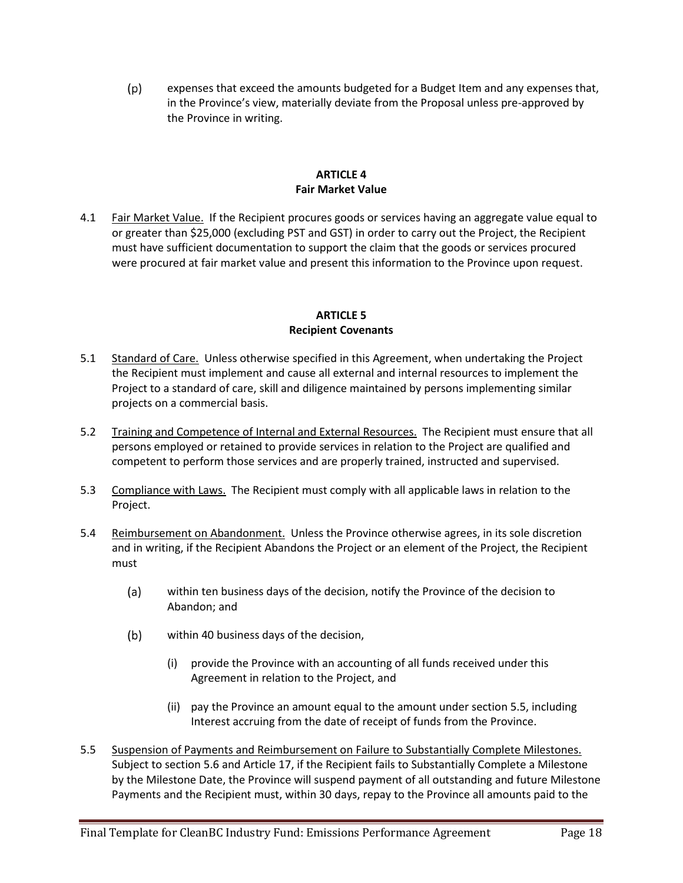(p) expenses that exceed the amounts budgeted for a Budget Item and any expenses that, in the Province's view, materially deviate from the Proposal unless pre-approved by the Province in writing.

## ARTICLE 4
## Fair Market Value

4.1 Fair Market Value. If the Recipient procures goods or services having an aggregate value equal to or greater than $25,000 (excluding PST and GST) in order to carry out the Project, the Recipient must have sufficient documentation to support the claim that the goods or services procured were procured at fair market value and present this information to the Province upon request.

## ARTICLE 5
## Recipient Covenants

5.1 Standard of Care. Unless otherwise specified in this Agreement, when undertaking the Project the Recipient must implement and cause all external and internal resources to implement the Project to a standard of care, skill and diligence maintained by persons implementing similar projects on a commercial basis.

5.2 Training and Competence of Internal and External Resources. The Recipient must ensure that all persons employed or retained to provide services in relation to the Project are qualified and competent to perform those services and are properly trained, instructed and supervised.

5.3 Compliance with Laws. The Recipient must comply with all applicable laws in relation to the Project.

5.4 Reimbursement on Abandonment. Unless the Province otherwise agrees, in its sole discretion and in writing, if the Recipient Abandons the Project or an element of the Project, the Recipient must

(a) within ten business days of the decision, notify the Province of the decision to Abandon; and

(b) within 40 business days of the decision,

(i) provide the Province with an accounting of all funds received under this Agreement in relation to the Project, and

(ii) pay the Province an amount equal to the amount under section 5.5, including Interest accruing from the date of receipt of funds from the Province.

5.5 Suspension of Payments and Reimbursement on Failure to Substantially Complete Milestones. Subject to section 5.6 and Article 17, if the Recipient fails to Substantially Complete a Milestone by the Milestone Date, the Province will suspend payment of all outstanding and future Milestone Payments and the Recipient must, within 30 days, repay to the Province all amounts paid to the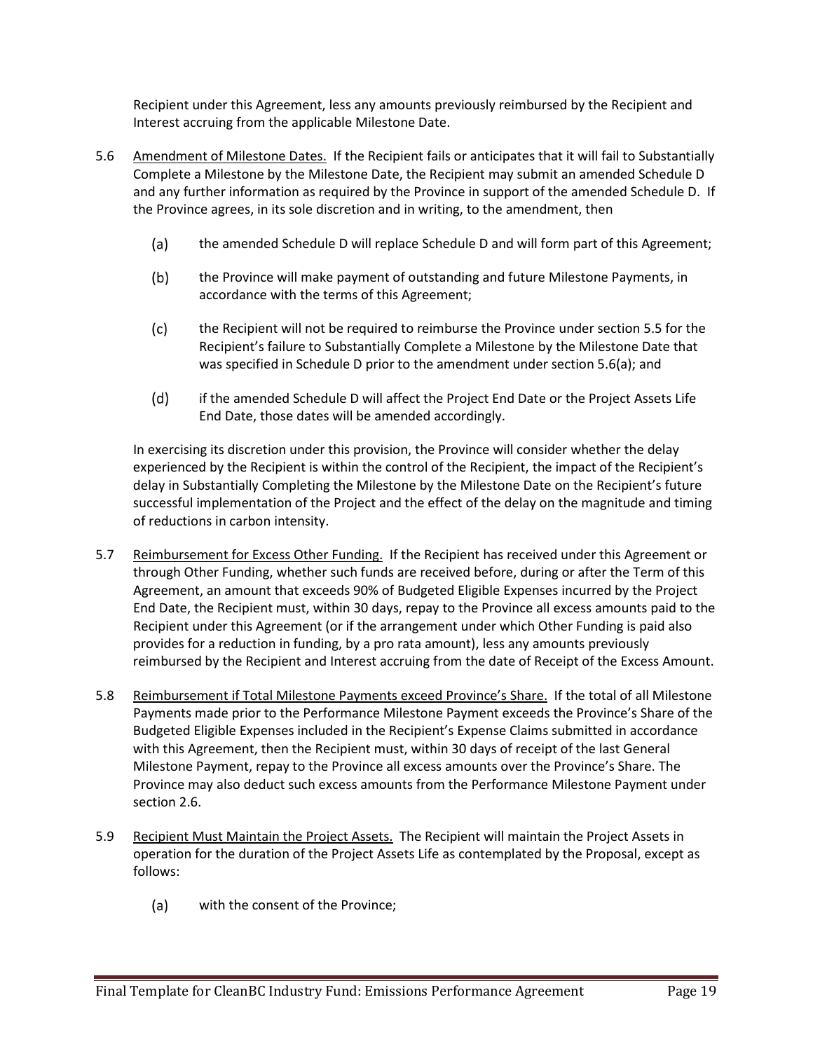Recipient under this Agreement, less any amounts previously reimbursed by the Recipient and Interest accruing from the applicable Milestone Date.

5.6 Amendment of Milestone Dates. If the Recipient fails or anticipates that it will fail to Substantially Complete a Milestone by the Milestone Date, the Recipient may submit an amended Schedule D and any further information as required by the Province in support of the amended Schedule D. If the Province agrees, in its sole discretion and in writing, to the amendment, then

(a) the amended Schedule D will replace Schedule D and will form part of this Agreement;

(b) the Province will make payment of outstanding and future Milestone Payments, in accordance with the terms of this Agreement;

(c) the Recipient will not be required to reimburse the Province under section 5.5 for the Recipient's failure to Substantially Complete a Milestone by the Milestone Date that was specified in Schedule D prior to the amendment under section 5.6(a); and

(d) if the amended Schedule D will affect the Project End Date or the Project Assets Life End Date, those dates will be amended accordingly.

In exercising its discretion under this provision, the Province will consider whether the delay experienced by the Recipient is within the control of the Recipient, the impact of the Recipient's delay in Substantially Completing the Milestone by the Milestone Date on the Recipient's future successful implementation of the Project and the effect of the delay on the magnitude and timing of reductions in carbon intensity.

5.7 Reimbursement for Excess Other Funding. If the Recipient has received under this Agreement or through Other Funding, whether such funds are received before, during or after the Term of this Agreement, an amount that exceeds 90% of Budgeted Eligible Expenses incurred by the Project End Date, the Recipient must, within 30 days, repay to the Province all excess amounts paid to the Recipient under this Agreement (or if the arrangement under which Other Funding is paid also provides for a reduction in funding, by a pro rata amount), less any amounts previously reimbursed by the Recipient and Interest accruing from the date of Receipt of the Excess Amount.

5.8 Reimbursement if Total Milestone Payments exceed Province's Share. If the total of all Milestone Payments made prior to the Performance Milestone Payment exceeds the Province's Share of the Budgeted Eligible Expenses included in the Recipient's Expense Claims submitted in accordance with this Agreement, then the Recipient must, within 30 days of receipt of the last General Milestone Payment, repay to the Province all excess amounts over the Province's Share. The Province may also deduct such excess amounts from the Performance Milestone Payment under section 2.6.

5.9 Recipient Must Maintain the Project Assets. The Recipient will maintain the Project Assets in operation for the duration of the Project Assets Life as contemplated by the Proposal, except as follows:

(a) with the consent of the Province;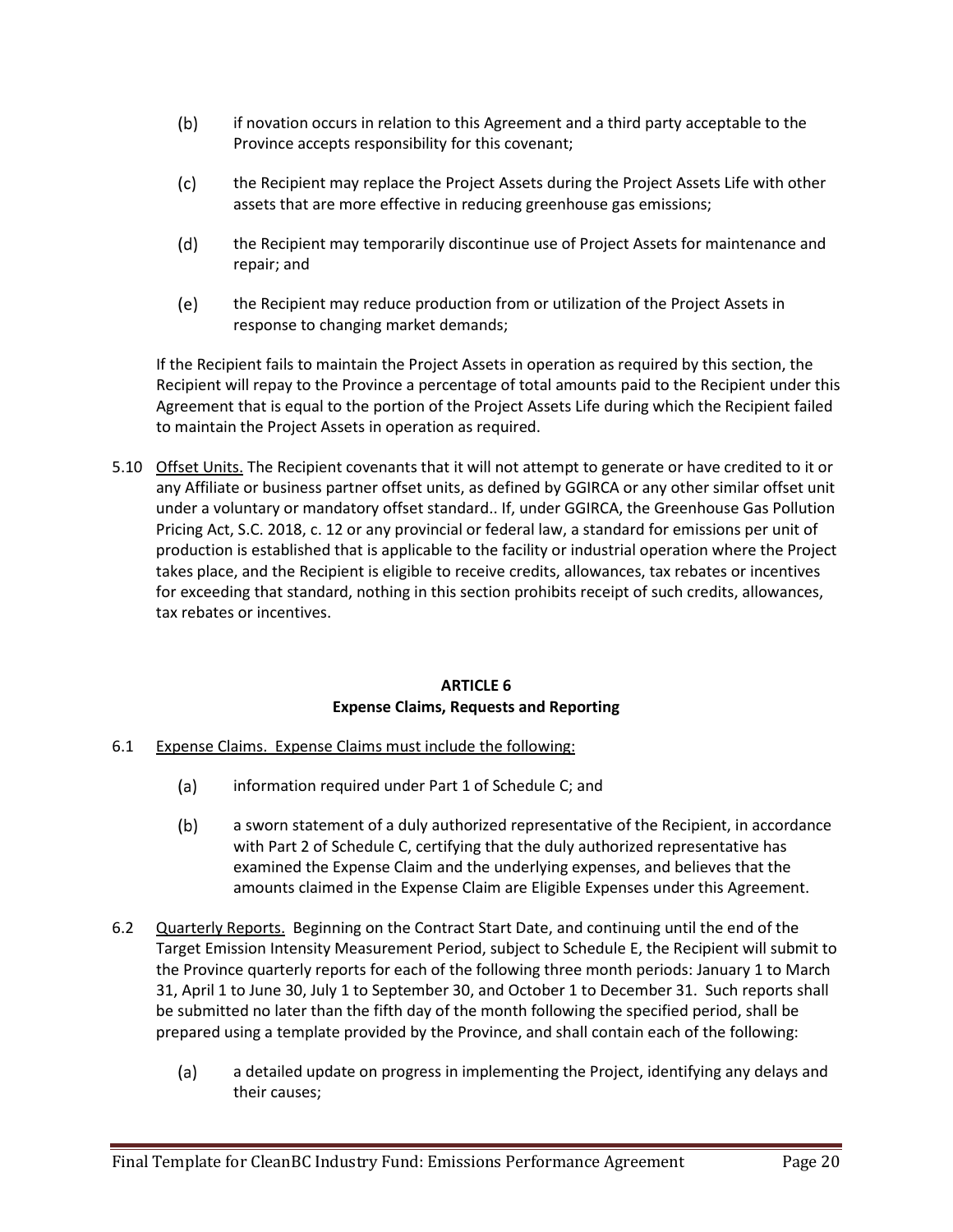(b) if novation occurs in relation to this Agreement and a third party acceptable to the Province accepts responsibility for this covenant;

(c) the Recipient may replace the Project Assets during the Project Assets Life with other assets that are more effective in reducing greenhouse gas emissions;

(d) the Recipient may temporarily discontinue use of Project Assets for maintenance and repair; and

(e) the Recipient may reduce production from or utilization of the Project Assets in response to changing market demands;

If the Recipient fails to maintain the Project Assets in operation as required by this section, the Recipient will repay to the Province a percentage of total amounts paid to the Recipient under this Agreement that is equal to the portion of the Project Assets Life during which the Recipient failed to maintain the Project Assets in operation as required.

5.10 Offset Units. The Recipient covenants that it will not attempt to generate or have credited to it or any Affiliate or business partner offset units, as defined by GGIRCA or any other similar offset unit under a voluntary or mandatory offset standard.. If, under GGIRCA, the Greenhouse Gas Pollution Pricing Act, S.C. 2018, c. 12 or any provincial or federal law, a standard for emissions per unit of production is established that is applicable to the facility or industrial operation where the Project takes place, and the Recipient is eligible to receive credits, allowances, tax rebates or incentives for exceeding that standard, nothing in this section prohibits receipt of such credits, allowances, tax rebates or incentives.

## ARTICLE 6
## Expense Claims, Requests and Reporting

6.1 Expense Claims. Expense Claims must include the following:

(a) information required under Part 1 of Schedule C; and

(b) a sworn statement of a duly authorized representative of the Recipient, in accordance with Part 2 of Schedule C, certifying that the duly authorized representative has examined the Expense Claim and the underlying expenses, and believes that the amounts claimed in the Expense Claim are Eligible Expenses under this Agreement.

6.2 Quarterly Reports. Beginning on the Contract Start Date, and continuing until the end of the Target Emission Intensity Measurement Period, subject to Schedule E, the Recipient will submit to the Province quarterly reports for each of the following three month periods: January 1 to March 31, April 1 to June 30, July 1 to September 30, and October 1 to December 31. Such reports shall be submitted no later than the fifth day of the month following the specified period, shall be prepared using a template provided by the Province, and shall contain each of the following:

(a) a detailed update on progress in implementing the Project, identifying any delays and their causes;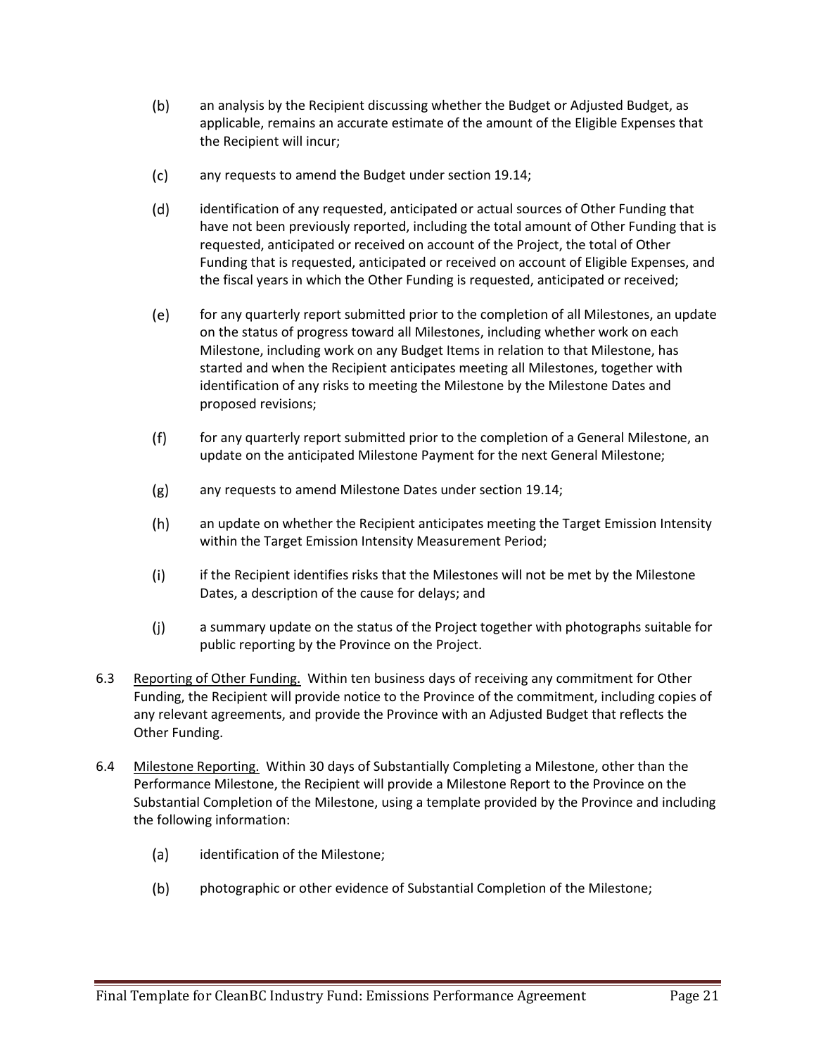(b) an analysis by the Recipient discussing whether the Budget or Adjusted Budget, as applicable, remains an accurate estimate of the amount of the Eligible Expenses that the Recipient will incur;

(c) any requests to amend the Budget under section 19.14;

(d) identification of any requested, anticipated or actual sources of Other Funding that have not been previously reported, including the total amount of Other Funding that is requested, anticipated or received on account of the Project, the total of Other Funding that is requested, anticipated or received on account of Eligible Expenses, and the fiscal years in which the Other Funding is requested, anticipated or received;

(e) for any quarterly report submitted prior to the completion of all Milestones, an update on the status of progress toward all Milestones, including whether work on each Milestone, including work on any Budget Items in relation to that Milestone, has started and when the Recipient anticipates meeting all Milestones, together with identification of any risks to meeting the Milestone by the Milestone Dates and proposed revisions;

(f) for any quarterly report submitted prior to the completion of a General Milestone, an update on the anticipated Milestone Payment for the next General Milestone;

(g) any requests to amend Milestone Dates under section 19.14;

(h) an update on whether the Recipient anticipates meeting the Target Emission Intensity within the Target Emission Intensity Measurement Period;

(i) if the Recipient identifies risks that the Milestones will not be met by the Milestone Dates, a description of the cause for delays; and

(j) a summary update on the status of the Project together with photographs suitable for public reporting by the Province on the Project.

6.3 Reporting of Other Funding. Within ten business days of receiving any commitment for Other Funding, the Recipient will provide notice to the Province of the commitment, including copies of any relevant agreements, and provide the Province with an Adjusted Budget that reflects the Other Funding.

6.4 Milestone Reporting. Within 30 days of Substantially Completing a Milestone, other than the Performance Milestone, the Recipient will provide a Milestone Report to the Province on the Substantial Completion of the Milestone, using a template provided by the Province and including the following information:

(a) identification of the Milestone;

(b) photographic or other evidence of Substantial Completion of the Milestone;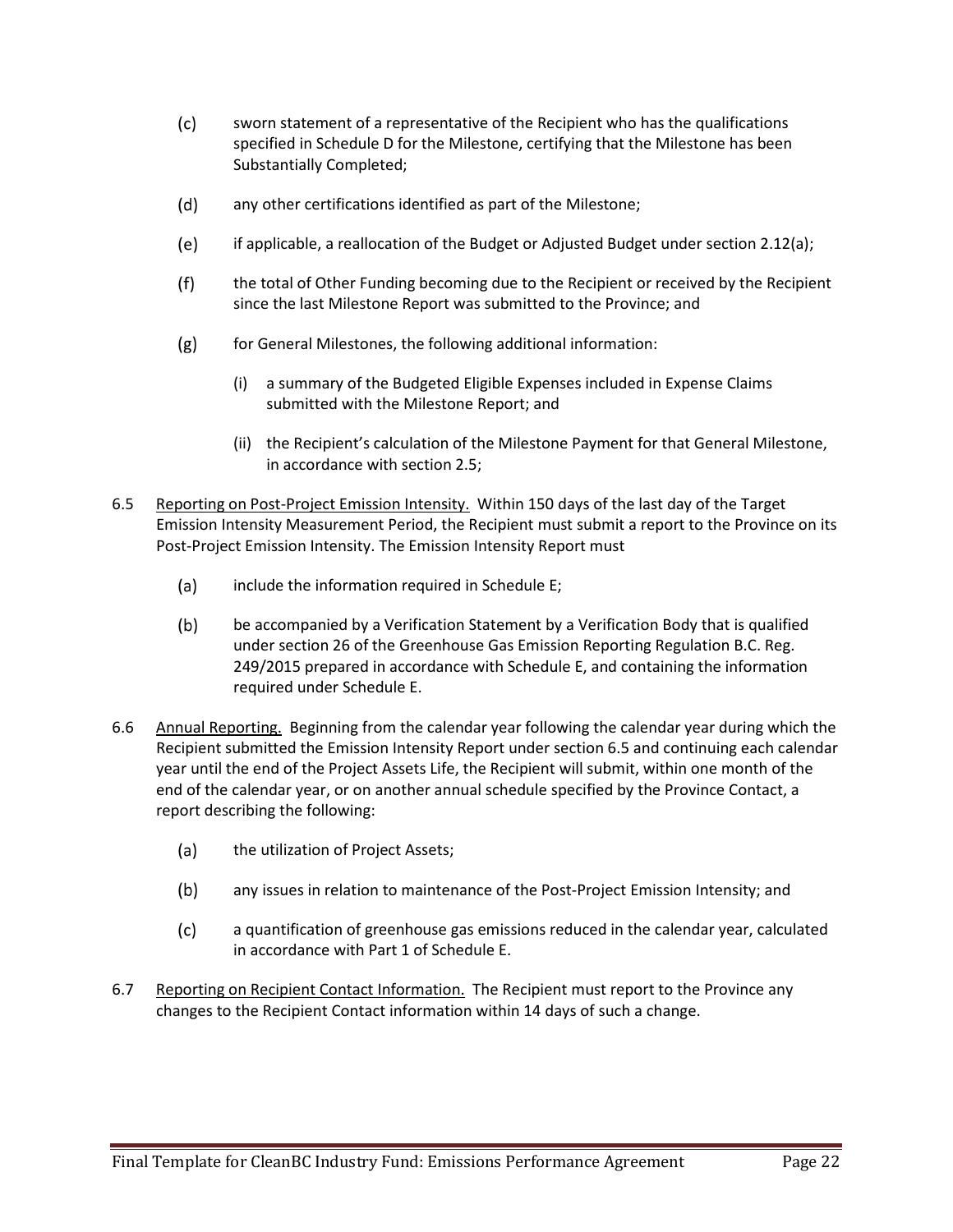(c) sworn statement of a representative of the Recipient who has the qualifications specified in Schedule D for the Milestone, certifying that the Milestone has been Substantially Completed;

(d) any other certifications identified as part of the Milestone;

(e) if applicable, a reallocation of the Budget or Adjusted Budget under section 2.12(a);

(f) the total of Other Funding becoming due to the Recipient or received by the Recipient since the last Milestone Report was submitted to the Province; and

(g) for General Milestones, the following additional information:

   (i) a summary of the Budgeted Eligible Expenses included in Expense Claims submitted with the Milestone Report; and

   (ii) the Recipient's calculation of the Milestone Payment for that General Milestone, in accordance with section 2.5;

6.5 <u>Reporting on Post-Project Emission Intensity.</u> Within 150 days of the last day of the Target Emission Intensity Measurement Period, the Recipient must submit a report to the Province on its Post-Project Emission Intensity. The Emission Intensity Report must

(a) include the information required in Schedule E;

(b) be accompanied by a Verification Statement by a Verification Body that is qualified under section 26 of the Greenhouse Gas Emission Reporting Regulation B.C. Reg. 249/2015 prepared in accordance with Schedule E, and containing the information required under Schedule E.

6.6 <u>Annual Reporting.</u> Beginning from the calendar year following the calendar year during which the Recipient submitted the Emission Intensity Report under section 6.5 and continuing each calendar year until the end of the Project Assets Life, the Recipient will submit, within one month of the end of the calendar year, or on another annual schedule specified by the Province Contact, a report describing the following:

(a) the utilization of Project Assets;

(b) any issues in relation to maintenance of the Post-Project Emission Intensity; and

(c) a quantification of greenhouse gas emissions reduced in the calendar year, calculated in accordance with Part 1 of Schedule E.

6.7 <u>Reporting on Recipient Contact Information.</u> The Recipient must report to the Province any changes to the Recipient Contact information within 14 days of such a change.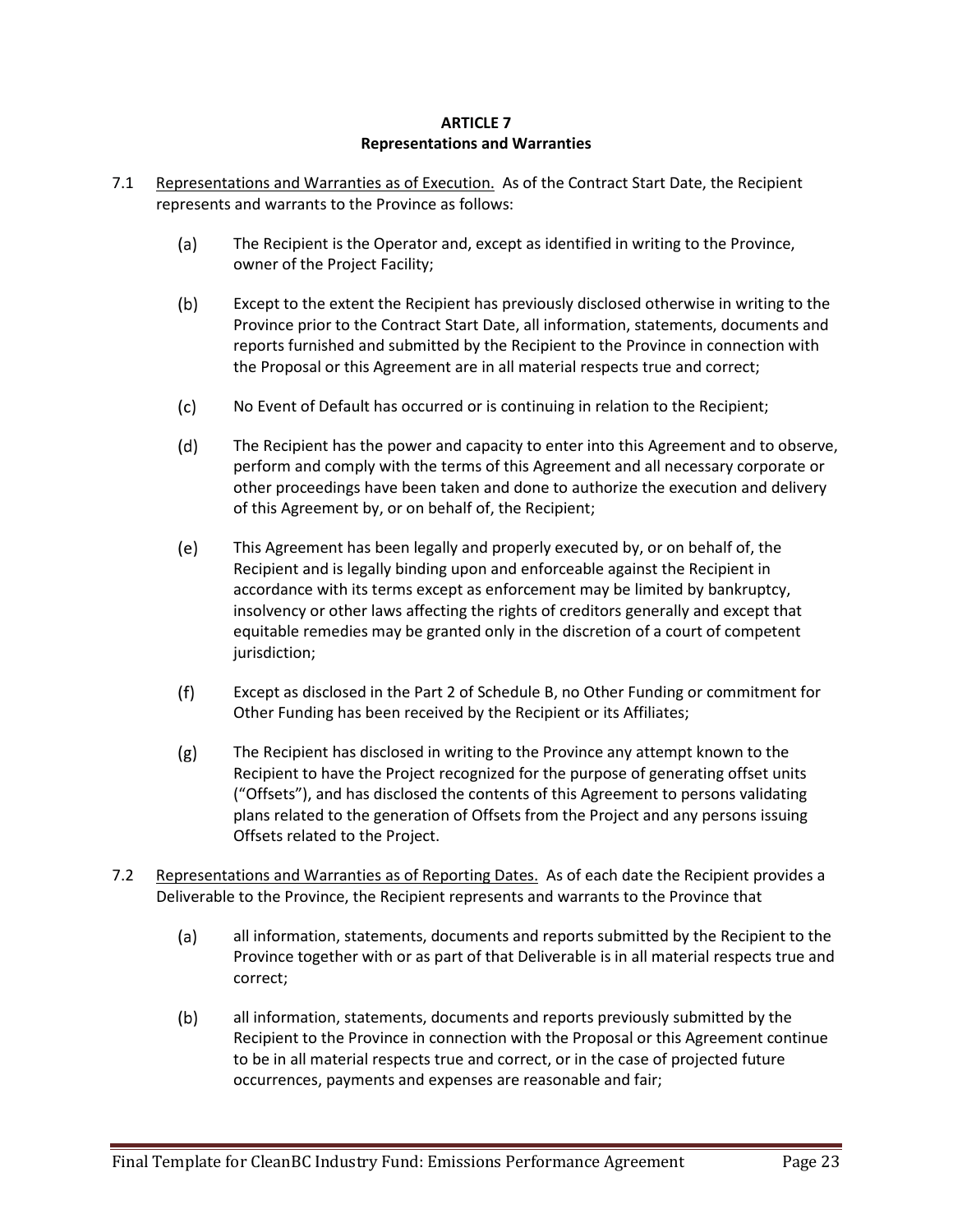## ARTICLE 7
## Representations and Warranties

7.1 Representations and Warranties as of Execution. As of the Contract Start Date, the Recipient represents and warrants to the Province as follows:

(a) The Recipient is the Operator and, except as identified in writing to the Province, owner of the Project Facility;

(b) Except to the extent the Recipient has previously disclosed otherwise in writing to the Province prior to the Contract Start Date, all information, statements, documents and reports furnished and submitted by the Recipient to the Province in connection with the Proposal or this Agreement are in all material respects true and correct;

(c) No Event of Default has occurred or is continuing in relation to the Recipient;

(d) The Recipient has the power and capacity to enter into this Agreement and to observe, perform and comply with the terms of this Agreement and all necessary corporate or other proceedings have been taken and done to authorize the execution and delivery of this Agreement by, or on behalf of, the Recipient;

(e) This Agreement has been legally and properly executed by, or on behalf of, the Recipient and is legally binding upon and enforceable against the Recipient in accordance with its terms except as enforcement may be limited by bankruptcy, insolvency or other laws affecting the rights of creditors generally and except that equitable remedies may be granted only in the discretion of a court of competent jurisdiction;

(f) Except as disclosed in the Part 2 of Schedule B, no Other Funding or commitment for Other Funding has been received by the Recipient or its Affiliates;

(g) The Recipient has disclosed in writing to the Province any attempt known to the Recipient to have the Project recognized for the purpose of generating offset units ("Offsets"), and has disclosed the contents of this Agreement to persons validating plans related to the generation of Offsets from the Project and any persons issuing Offsets related to the Project.

7.2 Representations and Warranties as of Reporting Dates. As of each date the Recipient provides a Deliverable to the Province, the Recipient represents and warrants to the Province that

(a) all information, statements, documents and reports submitted by the Recipient to the Province together with or as part of that Deliverable is in all material respects true and correct;

(b) all information, statements, documents and reports previously submitted by the Recipient to the Province in connection with the Proposal or this Agreement continue to be in all material respects true and correct, or in the case of projected future occurrences, payments and expenses are reasonable and fair;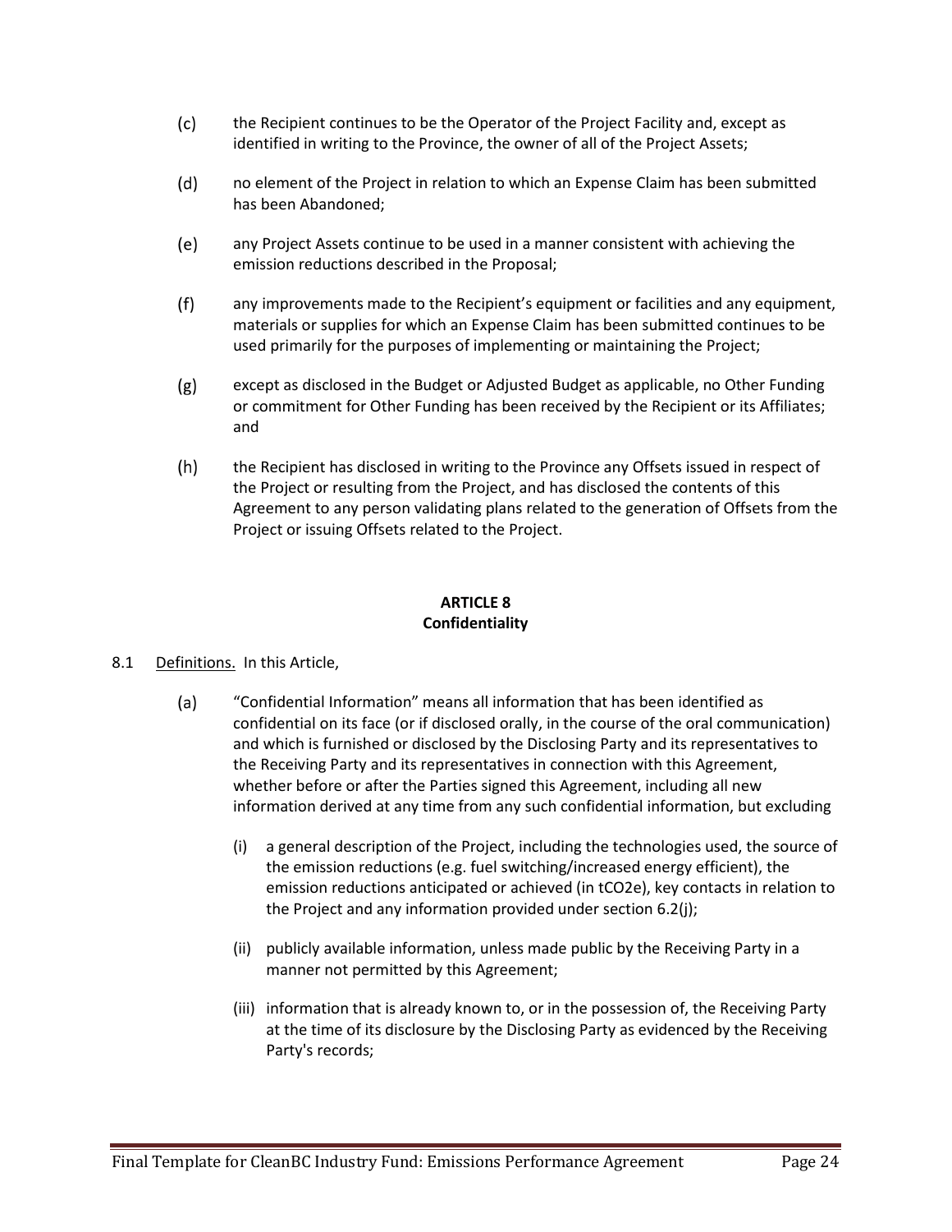(c) the Recipient continues to be the Operator of the Project Facility and, except as identified in writing to the Province, the owner of all of the Project Assets;

(d) no element of the Project in relation to which an Expense Claim has been submitted has been Abandoned;

(e) any Project Assets continue to be used in a manner consistent with achieving the emission reductions described in the Proposal;

(f) any improvements made to the Recipient's equipment or facilities and any equipment, materials or supplies for which an Expense Claim has been submitted continues to be used primarily for the purposes of implementing or maintaining the Project;

(g) except as disclosed in the Budget or Adjusted Budget as applicable, no Other Funding or commitment for Other Funding has been received by the Recipient or its Affiliates; and

(h) the Recipient has disclosed in writing to the Province any Offsets issued in respect of the Project or resulting from the Project, and has disclosed the contents of this Agreement to any person validating plans related to the generation of Offsets from the Project or issuing Offsets related to the Project.

## ARTICLE 8
## Confidentiality

8.1 Definitions. In this Article,

(a) "Confidential Information" means all information that has been identified as confidential on its face (or if disclosed orally, in the course of the oral communication) and which is furnished or disclosed by the Disclosing Party and its representatives to the Receiving Party and its representatives in connection with this Agreement, whether before or after the Parties signed this Agreement, including all new information derived at any time from any such confidential information, but excluding

(i) a general description of the Project, including the technologies used, the source of the emission reductions (e.g. fuel switching/increased energy efficient), the emission reductions anticipated or achieved (in $tCO_2e$), key contacts in relation to the Project and any information provided under section 6.2(j);

(ii) publicly available information, unless made public by the Receiving Party in a manner not permitted by this Agreement;

(iii) information that is already known to, or in the possession of, the Receiving Party at the time of its disclosure by the Disclosing Party as evidenced by the Receiving Party's records;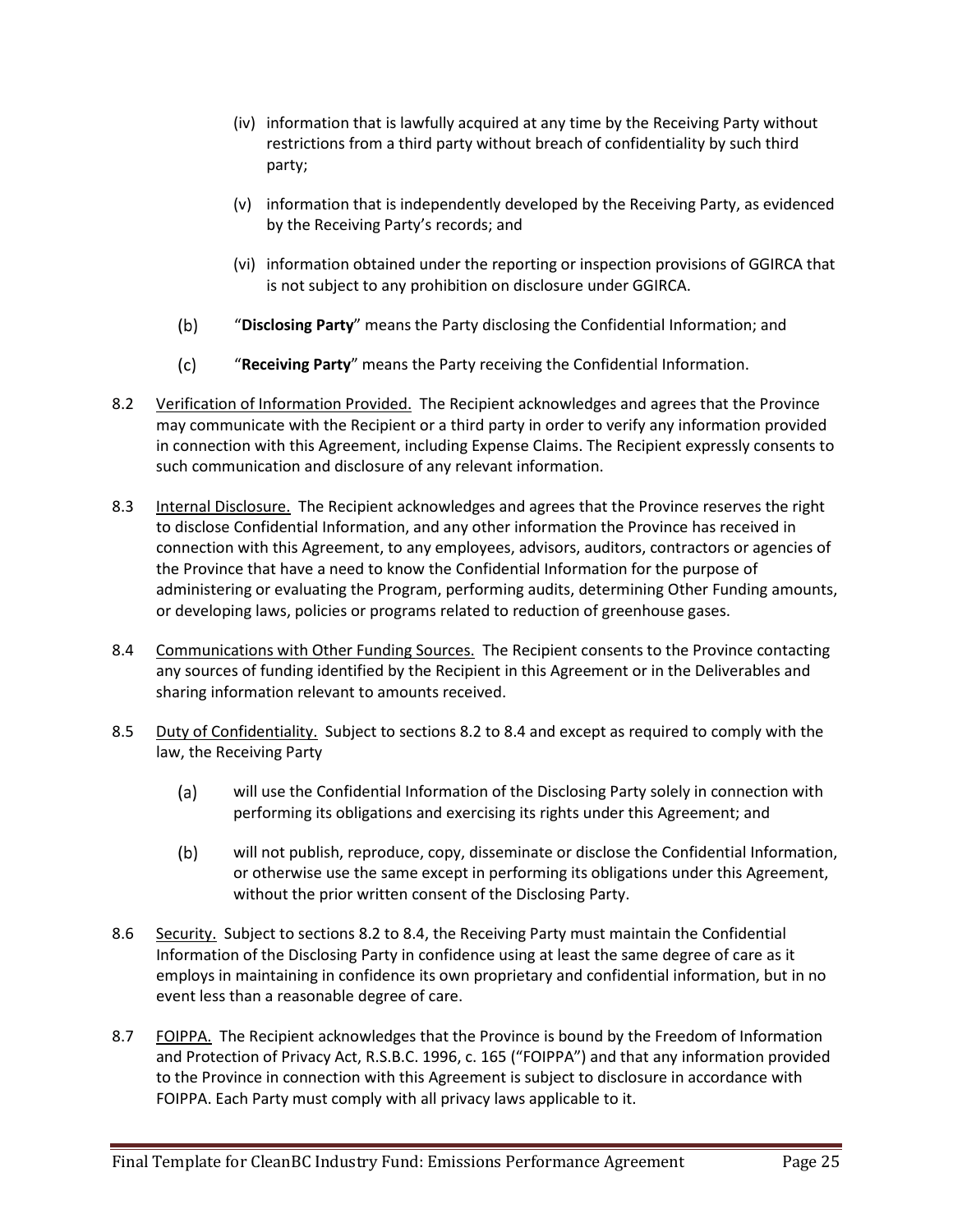(iv) information that is lawfully acquired at any time by the Receiving Party without restrictions from a third party without breach of confidentiality by such third party;

(v) information that is independently developed by the Receiving Party, as evidenced by the Receiving Party's records; and

(vi) information obtained under the reporting or inspection provisions of GGIRCA that is not subject to any prohibition on disclosure under GGIRCA.

(b) "**Disclosing Party**" means the Party disclosing the Confidential Information; and

(c) "**Receiving Party**" means the Party receiving the Confidential Information.

8.2 Verification of Information Provided. The Recipient acknowledges and agrees that the Province may communicate with the Recipient or a third party in order to verify any information provided in connection with this Agreement, including Expense Claims. The Recipient expressly consents to such communication and disclosure of any relevant information.

8.3 Internal Disclosure. The Recipient acknowledges and agrees that the Province reserves the right to disclose Confidential Information, and any other information the Province has received in connection with this Agreement, to any employees, advisors, auditors, contractors or agencies of the Province that have a need to know the Confidential Information for the purpose of administering or evaluating the Program, performing audits, determining Other Funding amounts, or developing laws, policies or programs related to reduction of greenhouse gases.

8.4 Communications with Other Funding Sources. The Recipient consents to the Province contacting any sources of funding identified by the Recipient in this Agreement or in the Deliverables and sharing information relevant to amounts received.

8.5 Duty of Confidentiality. Subject to sections 8.2 to 8.4 and except as required to comply with the law, the Receiving Party

(a) will use the Confidential Information of the Disclosing Party solely in connection with performing its obligations and exercising its rights under this Agreement; and

(b) will not publish, reproduce, copy, disseminate or disclose the Confidential Information, or otherwise use the same except in performing its obligations under this Agreement, without the prior written consent of the Disclosing Party.

8.6 Security. Subject to sections 8.2 to 8.4, the Receiving Party must maintain the Confidential Information of the Disclosing Party in confidence using at least the same degree of care as it employs in maintaining in confidence its own proprietary and confidential information, but in no event less than a reasonable degree of care.

8.7 FOIPPA. The Recipient acknowledges that the Province is bound by the Freedom of Information and Protection of Privacy Act, R.S.B.C. 1996, c. 165 ("FOIPPA") and that any information provided to the Province in connection with this Agreement is subject to disclosure in accordance with FOIPPA. Each Party must comply with all privacy laws applicable to it.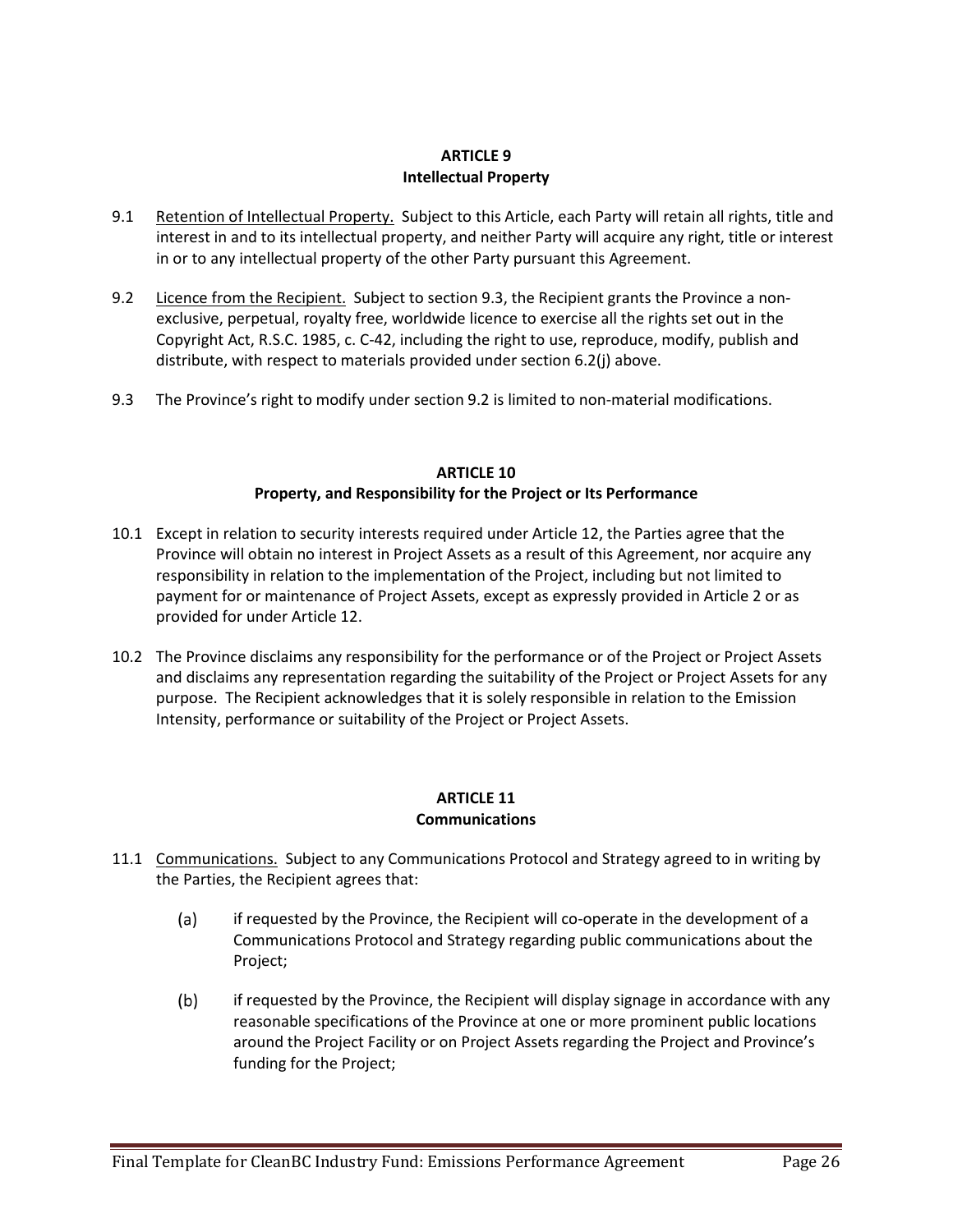## ARTICLE 9
## Intellectual Property

9.1 Retention of Intellectual Property. Subject to this Article, each Party will retain all rights, title and interest in and to its intellectual property, and neither Party will acquire any right, title or interest in or to any intellectual property of the other Party pursuant this Agreement.

9.2 Licence from the Recipient. Subject to section 9.3, the Recipient grants the Province a non-exclusive, perpetual, royalty free, worldwide licence to exercise all the rights set out in the Copyright Act, R.S.C. 1985, c. C-42, including the right to use, reproduce, modify, publish and distribute, with respect to materials provided under section 6.2(j) above.

9.3 The Province's right to modify under section 9.2 is limited to non-material modifications.

## ARTICLE 10
## Property, and Responsibility for the Project or Its Performance

10.1 Except in relation to security interests required under Article 12, the Parties agree that the Province will obtain no interest in Project Assets as a result of this Agreement, nor acquire any responsibility in relation to the implementation of the Project, including but not limited to payment for or maintenance of Project Assets, except as expressly provided in Article 2 or as provided for under Article 12.

10.2 The Province disclaims any responsibility for the performance or of the Project or Project Assets and disclaims any representation regarding the suitability of the Project or Project Assets for any purpose. The Recipient acknowledges that it is solely responsible in relation to the Emission Intensity, performance or suitability of the Project or Project Assets.

## ARTICLE 11
## Communications

11.1 Communications. Subject to any Communications Protocol and Strategy agreed to in writing by the Parties, the Recipient agrees that:

(a) if requested by the Province, the Recipient will co-operate in the development of a Communications Protocol and Strategy regarding public communications about the Project;

(b) if requested by the Province, the Recipient will display signage in accordance with any reasonable specifications of the Province at one or more prominent public locations around the Project Facility or on Project Assets regarding the Project and Province's funding for the Project;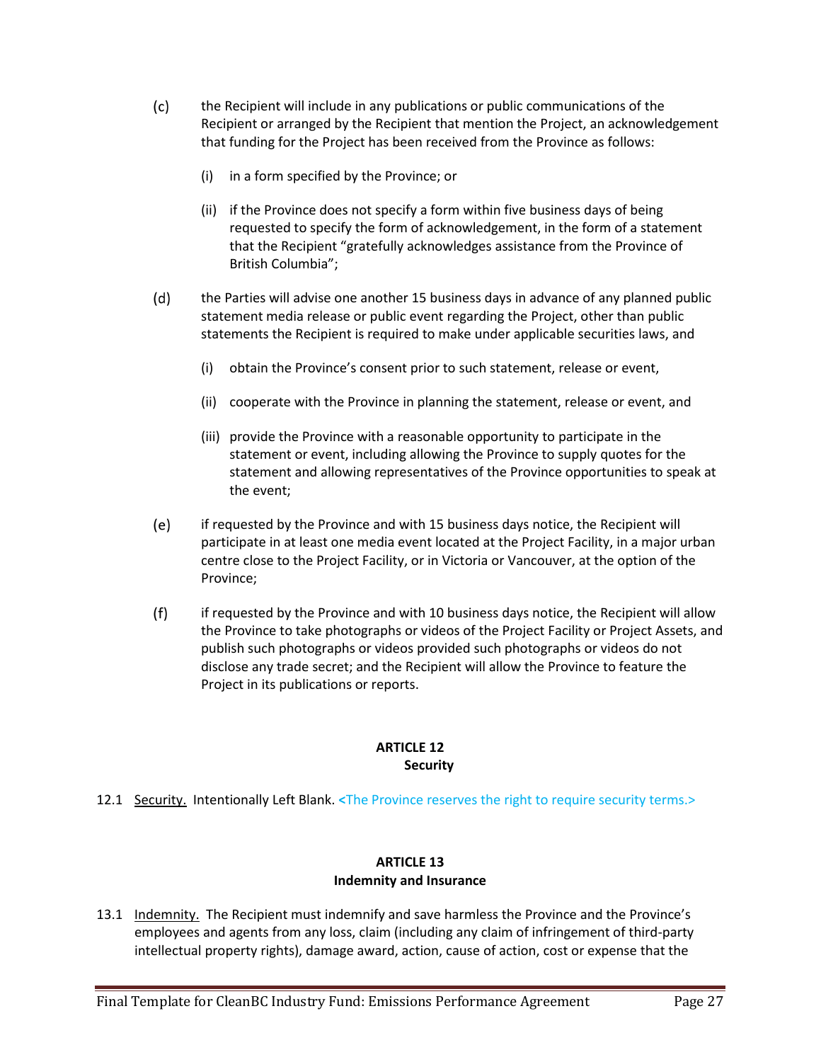(c) the Recipient will include in any publications or public communications of the Recipient or arranged by the Recipient that mention the Project, an acknowledgement that funding for the Project has been received from the Province as follows:

   (i) in a form specified by the Province; or

   (ii) if the Province does not specify a form within five business days of being requested to specify the form of acknowledgement, in the form of a statement that the Recipient "gratefully acknowledges assistance from the Province of British Columbia";

(d) the Parties will advise one another 15 business days in advance of any planned public statement media release or public event regarding the Project, other than public statements the Recipient is required to make under applicable securities laws, and

   (i) obtain the Province's consent prior to such statement, release or event,

   (ii) cooperate with the Province in planning the statement, release or event, and

   (iii) provide the Province with a reasonable opportunity to participate in the statement or event, including allowing the Province to supply quotes for the statement and allowing representatives of the Province opportunities to speak at the event;

(e) if requested by the Province and with 15 business days notice, the Recipient will participate in at least one media event located at the Project Facility, in a major urban centre close to the Project Facility, or in Victoria or Vancouver, at the option of the Province;

(f) if requested by the Province and with 10 business days notice, the Recipient will allow the Province to take photographs or videos of the Project Facility or Project Assets, and publish such photographs or videos provided such photographs or videos do not disclose any trade secret; and the Recipient will allow the Province to feature the Project in its publications or reports.

## ARTICLE 12
## Security

12.1 Security. Intentionally Left Blank. <The Province reserves the right to require security terms.>

## ARTICLE 13
## Indemnity and Insurance

13.1 Indemnity. The Recipient must indemnify and save harmless the Province and the Province's employees and agents from any loss, claim (including any claim of infringement of third-party intellectual property rights), damage award, action, cause of action, cost or expense that the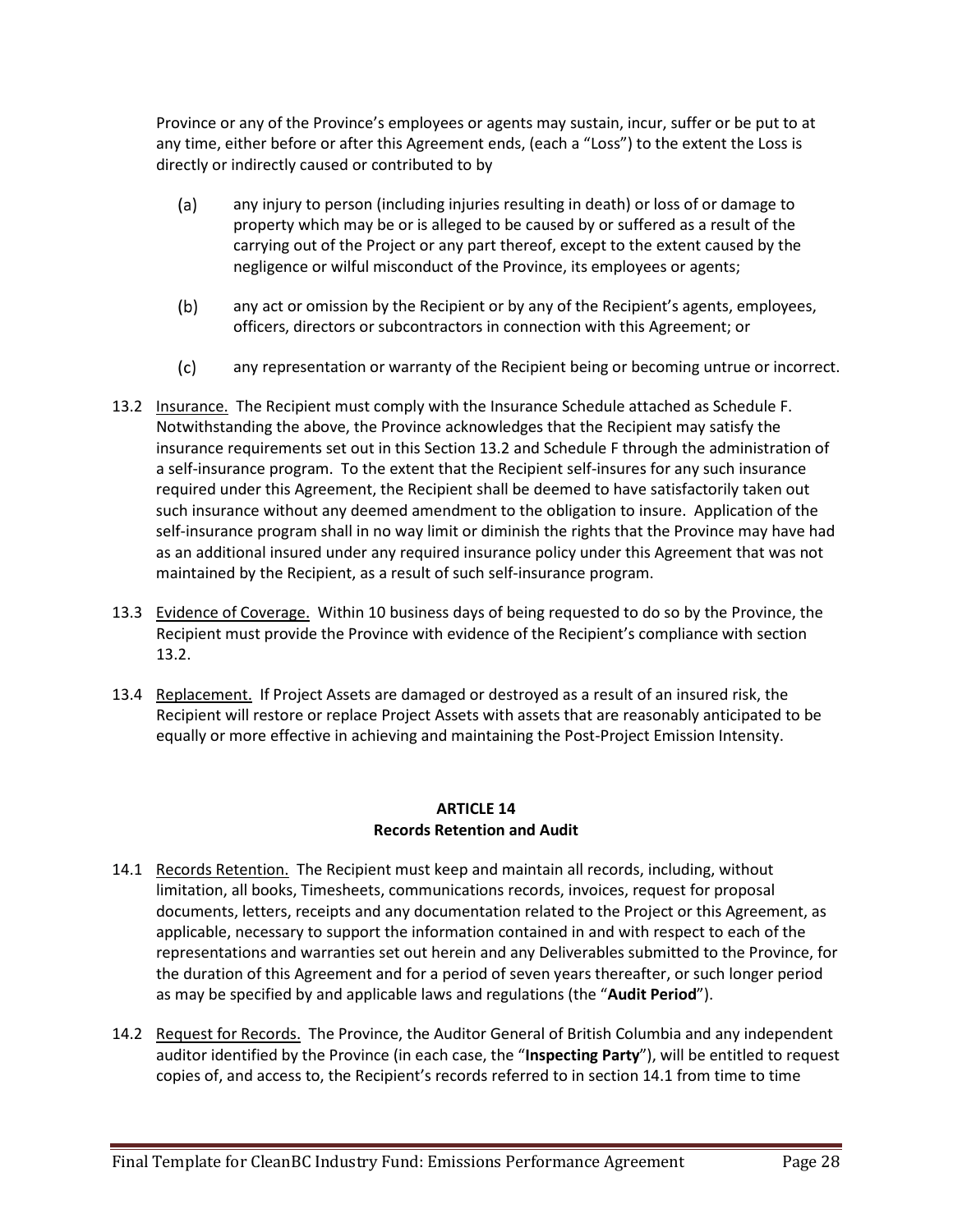Province or any of the Province's employees or agents may sustain, incur, suffer or be put to at any time, either before or after this Agreement ends, (each a "Loss") to the extent the Loss is directly or indirectly caused or contributed to by

(a) any injury to person (including injuries resulting in death) or loss of or damage to property which may be or is alleged to be caused by or suffered as a result of the carrying out of the Project or any part thereof, except to the extent caused by the negligence or wilful misconduct of the Province, its employees or agents;

(b) any act or omission by the Recipient or by any of the Recipient's agents, employees, officers, directors or subcontractors in connection with this Agreement; or

(c) any representation or warranty of the Recipient being or becoming untrue or incorrect.

13.2 Insurance. The Recipient must comply with the Insurance Schedule attached as Schedule F. Notwithstanding the above, the Province acknowledges that the Recipient may satisfy the insurance requirements set out in this Section 13.2 and Schedule F through the administration of a self-insurance program. To the extent that the Recipient self-insures for any such insurance required under this Agreement, the Recipient shall be deemed to have satisfactorily taken out such insurance without any deemed amendment to the obligation to insure. Application of the self-insurance program shall in no way limit or diminish the rights that the Province may have had as an additional insured under any required insurance policy under this Agreement that was not maintained by the Recipient, as a result of such self-insurance program.

13.3 Evidence of Coverage. Within 10 business days of being requested to do so by the Province, the Recipient must provide the Province with evidence of the Recipient's compliance with section 13.2.

13.4 Replacement. If Project Assets are damaged or destroyed as a result of an insured risk, the Recipient will restore or replace Project Assets with assets that are reasonably anticipated to be equally or more effective in achieving and maintaining the Post-Project Emission Intensity.

## ARTICLE 14
## Records Retention and Audit

14.1 Records Retention. The Recipient must keep and maintain all records, including, without limitation, all books, Timesheets, communications records, invoices, request for proposal documents, letters, receipts and any documentation related to the Project or this Agreement, as applicable, necessary to support the information contained in and with respect to each of the representations and warranties set out herein and any Deliverables submitted to the Province, for the duration of this Agreement and for a period of seven years thereafter, or such longer period as may be specified by and applicable laws and regulations (the "**Audit Period**").

14.2 Request for Records. The Province, the Auditor General of British Columbia and any independent auditor identified by the Province (in each case, the "**Inspecting Party**"), will be entitled to request copies of, and access to, the Recipient's records referred to in section 14.1 from time to time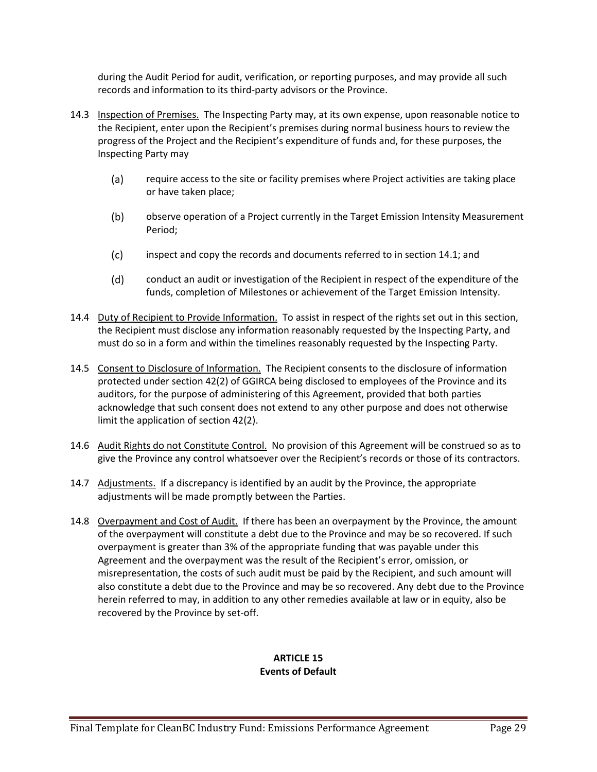during the Audit Period for audit, verification, or reporting purposes, and may provide all such records and information to its third-party advisors or the Province.

14.3 Inspection of Premises. The Inspecting Party may, at its own expense, upon reasonable notice to the Recipient, enter upon the Recipient's premises during normal business hours to review the progress of the Project and the Recipient's expenditure of funds and, for these purposes, the Inspecting Party may

(a) require access to the site or facility premises where Project activities are taking place or have taken place;

(b) observe operation of a Project currently in the Target Emission Intensity Measurement Period;

(c) inspect and copy the records and documents referred to in section 14.1; and

(d) conduct an audit or investigation of the Recipient in respect of the expenditure of the funds, completion of Milestones or achievement of the Target Emission Intensity.

14.4 Duty of Recipient to Provide Information. To assist in respect of the rights set out in this section, the Recipient must disclose any information reasonably requested by the Inspecting Party, and must do so in a form and within the timelines reasonably requested by the Inspecting Party.

14.5 Consent to Disclosure of Information. The Recipient consents to the disclosure of information protected under section 42(2) of GGIRCA being disclosed to employees of the Province and its auditors, for the purpose of administering of this Agreement, provided that both parties acknowledge that such consent does not extend to any other purpose and does not otherwise limit the application of section 42(2).

14.6 Audit Rights do not Constitute Control. No provision of this Agreement will be construed so as to give the Province any control whatsoever over the Recipient's records or those of its contractors.

14.7 Adjustments. If a discrepancy is identified by an audit by the Province, the appropriate adjustments will be made promptly between the Parties.

14.8 Overpayment and Cost of Audit. If there has been an overpayment by the Province, the amount of the overpayment will constitute a debt due to the Province and may be so recovered. If such overpayment is greater than 3% of the appropriate funding that was payable under this Agreement and the overpayment was the result of the Recipient's error, omission, or misrepresentation, the costs of such audit must be paid by the Recipient, and such amount will also constitute a debt due to the Province and may be so recovered. Any debt due to the Province herein referred to may, in addition to any other remedies available at law or in equity, also be recovered by the Province by set-off.

## ARTICLE 15
## Events of Default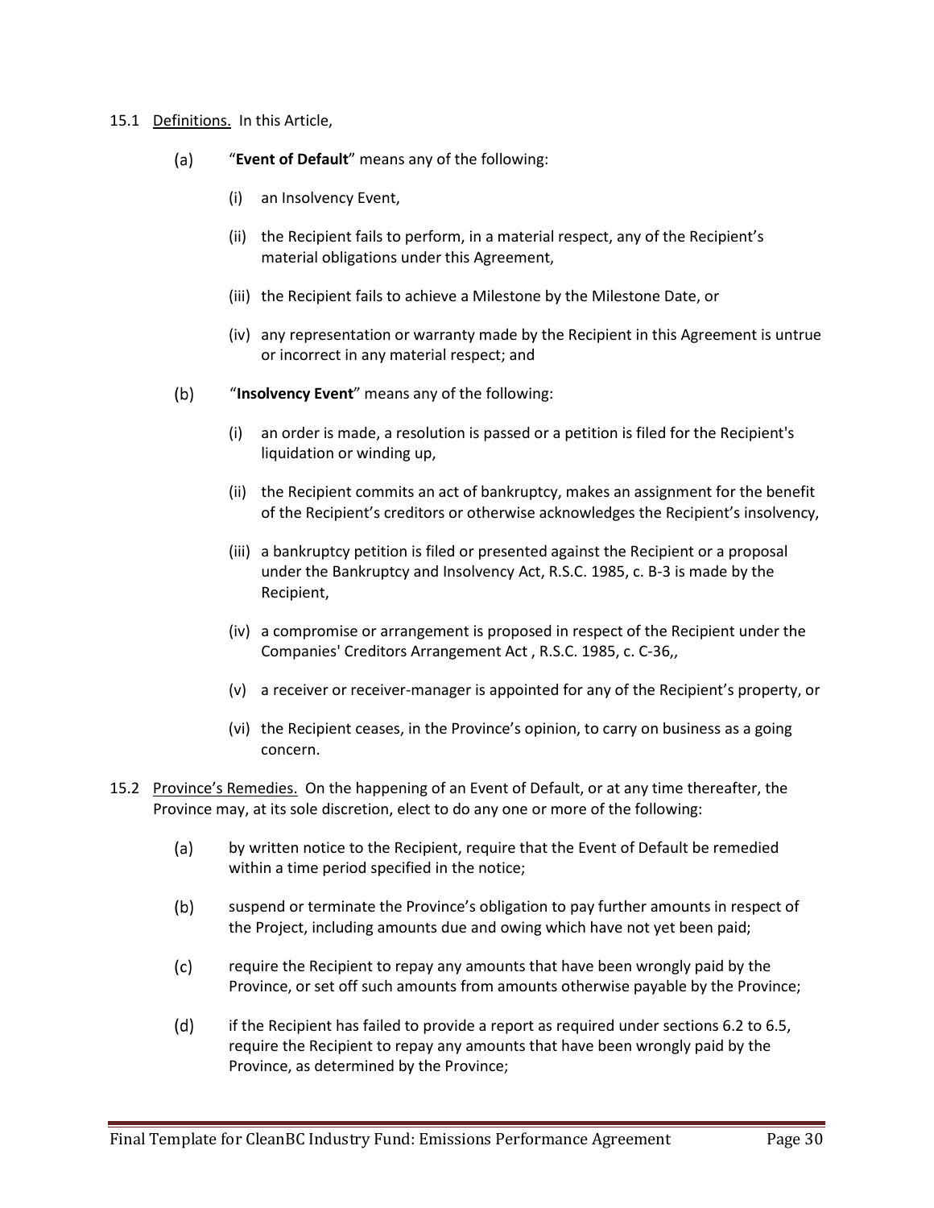15.1 Definitions. In this Article,

(a) "**Event of Default**" means any of the following:

(i) an Insolvency Event,

(ii) the Recipient fails to perform, in a material respect, any of the Recipient's material obligations under this Agreement,

(iii) the Recipient fails to achieve a Milestone by the Milestone Date, or

(iv) any representation or warranty made by the Recipient in this Agreement is untrue or incorrect in any material respect; and

(b) "**Insolvency Event**" means any of the following:

(i) an order is made, a resolution is passed or a petition is filed for the Recipient's liquidation or winding up,

(ii) the Recipient commits an act of bankruptcy, makes an assignment for the benefit of the Recipient's creditors or otherwise acknowledges the Recipient's insolvency,

(iii) a bankruptcy petition is filed or presented against the Recipient or a proposal under the Bankruptcy and Insolvency Act, R.S.C. 1985, c. B-3 is made by the Recipient,

(iv) a compromise or arrangement is proposed in respect of the Recipient under the Companies' Creditors Arrangement Act , R.S.C. 1985, c. C-36,,

(v) a receiver or receiver-manager is appointed for any of the Recipient's property, or

(vi) the Recipient ceases, in the Province's opinion, to carry on business as a going concern.

15.2 Province's Remedies. On the happening of an Event of Default, or at any time thereafter, the Province may, at its sole discretion, elect to do any one or more of the following:

(a) by written notice to the Recipient, require that the Event of Default be remedied within a time period specified in the notice;

(b) suspend or terminate the Province's obligation to pay further amounts in respect of the Project, including amounts due and owing which have not yet been paid;

(c) require the Recipient to repay any amounts that have been wrongly paid by the Province, or set off such amounts from amounts otherwise payable by the Province;

(d) if the Recipient has failed to provide a report as required under sections 6.2 to 6.5, require the Recipient to repay any amounts that have been wrongly paid by the Province, as determined by the Province;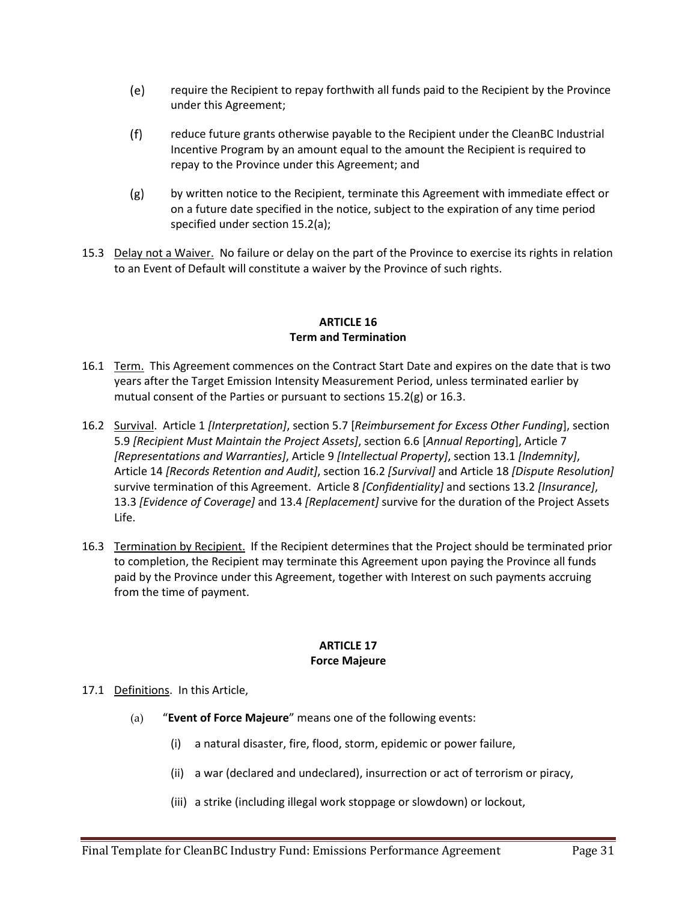(e) require the Recipient to repay forthwith all funds paid to the Recipient by the Province under this Agreement;

(f) reduce future grants otherwise payable to the Recipient under the CleanBC Industrial Incentive Program by an amount equal to the amount the Recipient is required to repay to the Province under this Agreement; and

(g) by written notice to the Recipient, terminate this Agreement with immediate effect or on a future date specified in the notice, subject to the expiration of any time period specified under section 15.2(a);

15.3 Delay not a Waiver. No failure or delay on the part of the Province to exercise its rights in relation to an Event of Default will constitute a waiver by the Province of such rights.

## ARTICLE 16
## Term and Termination

16.1 Term. This Agreement commences on the Contract Start Date and expires on the date that is two years after the Target Emission Intensity Measurement Period, unless terminated earlier by mutual consent of the Parties or pursuant to sections 15.2(g) or 16.3.

16.2 Survival. Article 1 *[Interpretation]*, section 5.7 [*Reimbursement for Excess Other Funding*], section 5.9 *[Recipient Must Maintain the Project Assets]*, section 6.6 [*Annual Reporting*], Article 7 *[Representations and Warranties]*, Article 9 *[Intellectual Property]*, section 13.1 *[Indemnity]*, Article 14 *[Records Retention and Audit]*, section 16.2 *[Survival]* and Article 18 *[Dispute Resolution]* survive termination of this Agreement. Article 8 *[Confidentiality]* and sections 13.2 *[Insurance]*, 13.3 *[Evidence of Coverage]* and 13.4 *[Replacement]* survive for the duration of the Project Assets Life.

16.3 Termination by Recipient. If the Recipient determines that the Project should be terminated prior to completion, the Recipient may terminate this Agreement upon paying the Province all funds paid by the Province under this Agreement, together with Interest on such payments accruing from the time of payment.

## ARTICLE 17
## Force Majeure

17.1 Definitions. In this Article,

(a) "**Event of Force Majeure**" means one of the following events:

(i) a natural disaster, fire, flood, storm, epidemic or power failure,

(ii) a war (declared and undeclared), insurrection or act of terrorism or piracy,

(iii) a strike (including illegal work stoppage or slowdown) or lockout,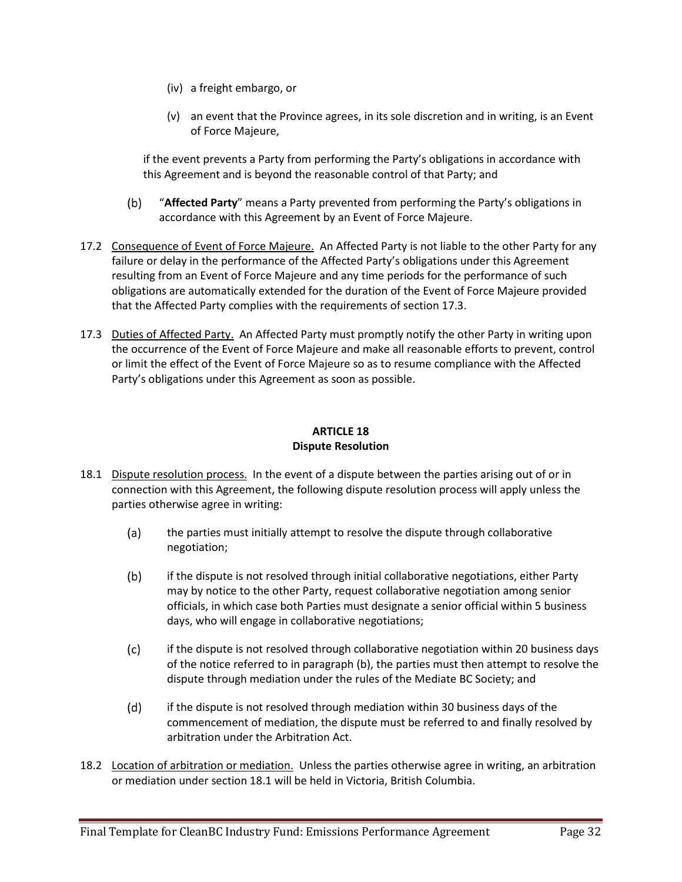(iv) a freight embargo, or

(v) an event that the Province agrees, in its sole discretion and in writing, is an Event of Force Majeure,

if the event prevents a Party from performing the Party's obligations in accordance with this Agreement and is beyond the reasonable control of that Party; and

(b) "**Affected Party**" means a Party prevented from performing the Party's obligations in accordance with this Agreement by an Event of Force Majeure.

17.2 Consequence of Event of Force Majeure. An Affected Party is not liable to the other Party for any failure or delay in the performance of the Affected Party's obligations under this Agreement resulting from an Event of Force Majeure and any time periods for the performance of such obligations are automatically extended for the duration of the Event of Force Majeure provided that the Affected Party complies with the requirements of section 17.3.

17.3 Duties of Affected Party. An Affected Party must promptly notify the other Party in writing upon the occurrence of the Event of Force Majeure and make all reasonable efforts to prevent, control or limit the effect of the Event of Force Majeure so as to resume compliance with the Affected Party's obligations under this Agreement as soon as possible.

## ARTICLE 18
## Dispute Resolution

18.1 Dispute resolution process. In the event of a dispute between the parties arising out of or in connection with this Agreement, the following dispute resolution process will apply unless the parties otherwise agree in writing:

(a) the parties must initially attempt to resolve the dispute through collaborative negotiation;

(b) if the dispute is not resolved through initial collaborative negotiations, either Party may by notice to the other Party, request collaborative negotiation among senior officials, in which case both Parties must designate a senior official within 5 business days, who will engage in collaborative negotiations;

(c) if the dispute is not resolved through collaborative negotiation within 20 business days of the notice referred to in paragraph (b), the parties must then attempt to resolve the dispute through mediation under the rules of the Mediate BC Society; and

(d) if the dispute is not resolved through mediation within 30 business days of the commencement of mediation, the dispute must be referred to and finally resolved by arbitration under the Arbitration Act.

18.2 Location of arbitration or mediation. Unless the parties otherwise agree in writing, an arbitration or mediation under section 18.1 will be held in Victoria, British Columbia.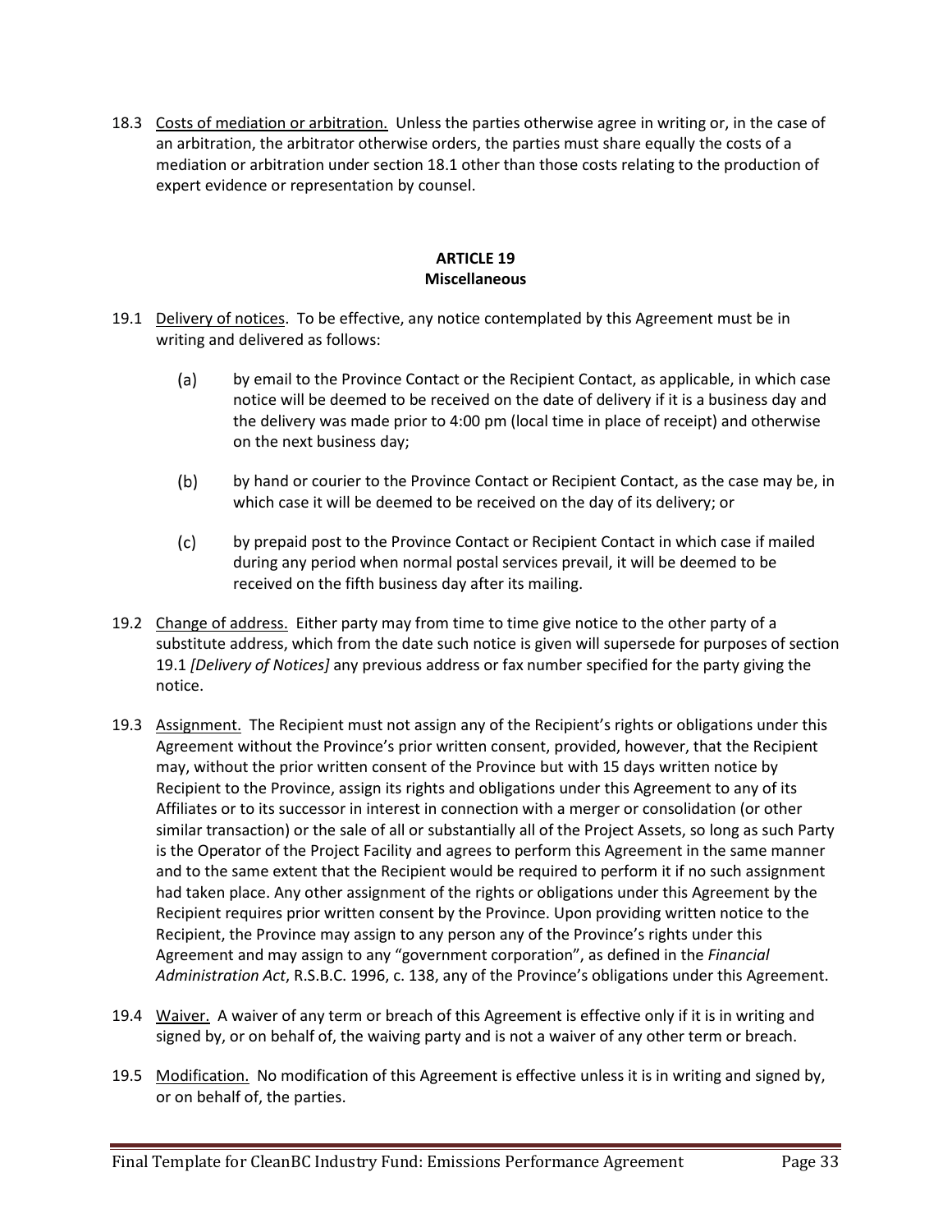18.3 Costs of mediation or arbitration. Unless the parties otherwise agree in writing or, in the case of an arbitration, the arbitrator otherwise orders, the parties must share equally the costs of a mediation or arbitration under section 18.1 other than those costs relating to the production of expert evidence or representation by counsel.

## ARTICLE 19
## Miscellaneous

19.1 Delivery of notices. To be effective, any notice contemplated by this Agreement must be in writing and delivered as follows:

(a) by email to the Province Contact or the Recipient Contact, as applicable, in which case notice will be deemed to be received on the date of delivery if it is a business day and the delivery was made prior to 4:00 pm (local time in place of receipt) and otherwise on the next business day;

(b) by hand or courier to the Province Contact or Recipient Contact, as the case may be, in which case it will be deemed to be received on the day of its delivery; or

(c) by prepaid post to the Province Contact or Recipient Contact in which case if mailed during any period when normal postal services prevail, it will be deemed to be received on the fifth business day after its mailing.

19.2 Change of address. Either party may from time to time give notice to the other party of a substitute address, which from the date such notice is given will supersede for purposes of section 19.1 *[Delivery of Notices]* any previous address or fax number specified for the party giving the notice.

19.3 Assignment. The Recipient must not assign any of the Recipient's rights or obligations under this Agreement without the Province's prior written consent, provided, however, that the Recipient may, without the prior written consent of the Province but with 15 days written notice by Recipient to the Province, assign its rights and obligations under this Agreement to any of its Affiliates or to its successor in interest in connection with a merger or consolidation (or other similar transaction) or the sale of all or substantially all of the Project Assets, so long as such Party is the Operator of the Project Facility and agrees to perform this Agreement in the same manner and to the same extent that the Recipient would be required to perform it if no such assignment had taken place. Any other assignment of the rights or obligations under this Agreement by the Recipient requires prior written consent by the Province. Upon providing written notice to the Recipient, the Province may assign to any person any of the Province's rights under this Agreement and may assign to any "government corporation", as defined in the *Financial Administration Act*, R.S.B.C. 1996, c. 138, any of the Province's obligations under this Agreement.

19.4 Waiver. A waiver of any term or breach of this Agreement is effective only if it is in writing and signed by, or on behalf of, the waiving party and is not a waiver of any other term or breach.

19.5 Modification. No modification of this Agreement is effective unless it is in writing and signed by, or on behalf of, the parties.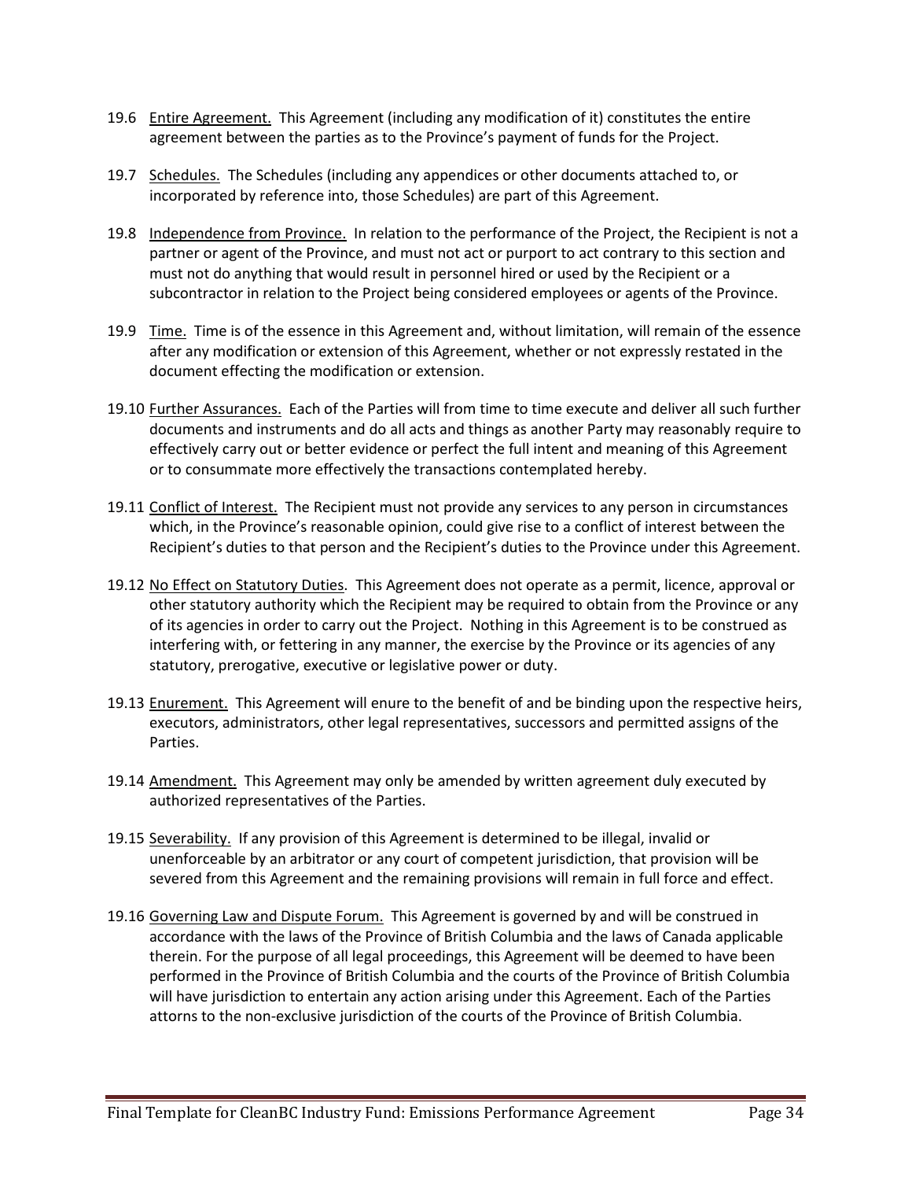19.6 Entire Agreement. This Agreement (including any modification of it) constitutes the entire agreement between the parties as to the Province's payment of funds for the Project.

19.7 Schedules. The Schedules (including any appendices or other documents attached to, or incorporated by reference into, those Schedules) are part of this Agreement.

19.8 Independence from Province. In relation to the performance of the Project, the Recipient is not a partner or agent of the Province, and must not act or purport to act contrary to this section and must not do anything that would result in personnel hired or used by the Recipient or a subcontractor in relation to the Project being considered employees or agents of the Province.

19.9 Time. Time is of the essence in this Agreement and, without limitation, will remain of the essence after any modification or extension of this Agreement, whether or not expressly restated in the document effecting the modification or extension.

19.10 Further Assurances. Each of the Parties will from time to time execute and deliver all such further documents and instruments and do all acts and things as another Party may reasonably require to effectively carry out or better evidence or perfect the full intent and meaning of this Agreement or to consummate more effectively the transactions contemplated hereby.

19.11 Conflict of Interest. The Recipient must not provide any services to any person in circumstances which, in the Province's reasonable opinion, could give rise to a conflict of interest between the Recipient's duties to that person and the Recipient's duties to the Province under this Agreement.

19.12 No Effect on Statutory Duties. This Agreement does not operate as a permit, licence, approval or other statutory authority which the Recipient may be required to obtain from the Province or any of its agencies in order to carry out the Project. Nothing in this Agreement is to be construed as interfering with, or fettering in any manner, the exercise by the Province or its agencies of any statutory, prerogative, executive or legislative power or duty.

19.13 Enurement. This Agreement will enure to the benefit of and be binding upon the respective heirs, executors, administrators, other legal representatives, successors and permitted assigns of the Parties.

19.14 Amendment. This Agreement may only be amended by written agreement duly executed by authorized representatives of the Parties.

19.15 Severability. If any provision of this Agreement is determined to be illegal, invalid or unenforceable by an arbitrator or any court of competent jurisdiction, that provision will be severed from this Agreement and the remaining provisions will remain in full force and effect.

19.16 Governing Law and Dispute Forum. This Agreement is governed by and will be construed in accordance with the laws of the Province of British Columbia and the laws of Canada applicable therein. For the purpose of all legal proceedings, this Agreement will be deemed to have been performed in the Province of British Columbia and the courts of the Province of British Columbia will have jurisdiction to entertain any action arising under this Agreement. Each of the Parties attorns to the non-exclusive jurisdiction of the courts of the Province of British Columbia.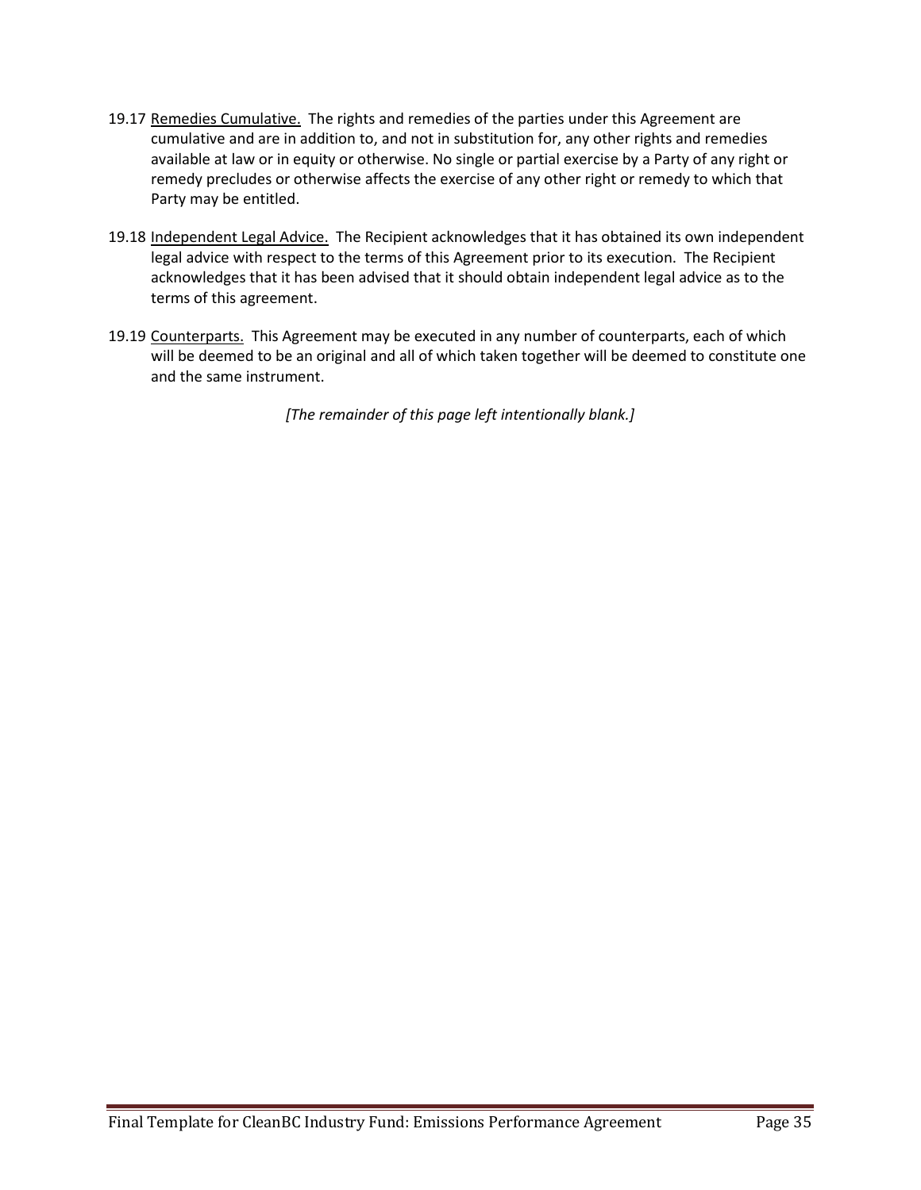19.17 <u>Remedies Cumulative.</u> The rights and remedies of the parties under this Agreement are cumulative and are in addition to, and not in substitution for, any other rights and remedies available at law or in equity or otherwise. No single or partial exercise by a Party of any right or remedy precludes or otherwise affects the exercise of any other right or remedy to which that Party may be entitled.

19.18 <u>Independent Legal Advice.</u> The Recipient acknowledges that it has obtained its own independent legal advice with respect to the terms of this Agreement prior to its execution. The Recipient acknowledges that it has been advised that it should obtain independent legal advice as to the terms of this agreement.

19.19 <u>Counterparts.</u> This Agreement may be executed in any number of counterparts, each of which will be deemed to be an original and all of which taken together will be deemed to constitute one and the same instrument.

*[The remainder of this page left intentionally blank.]*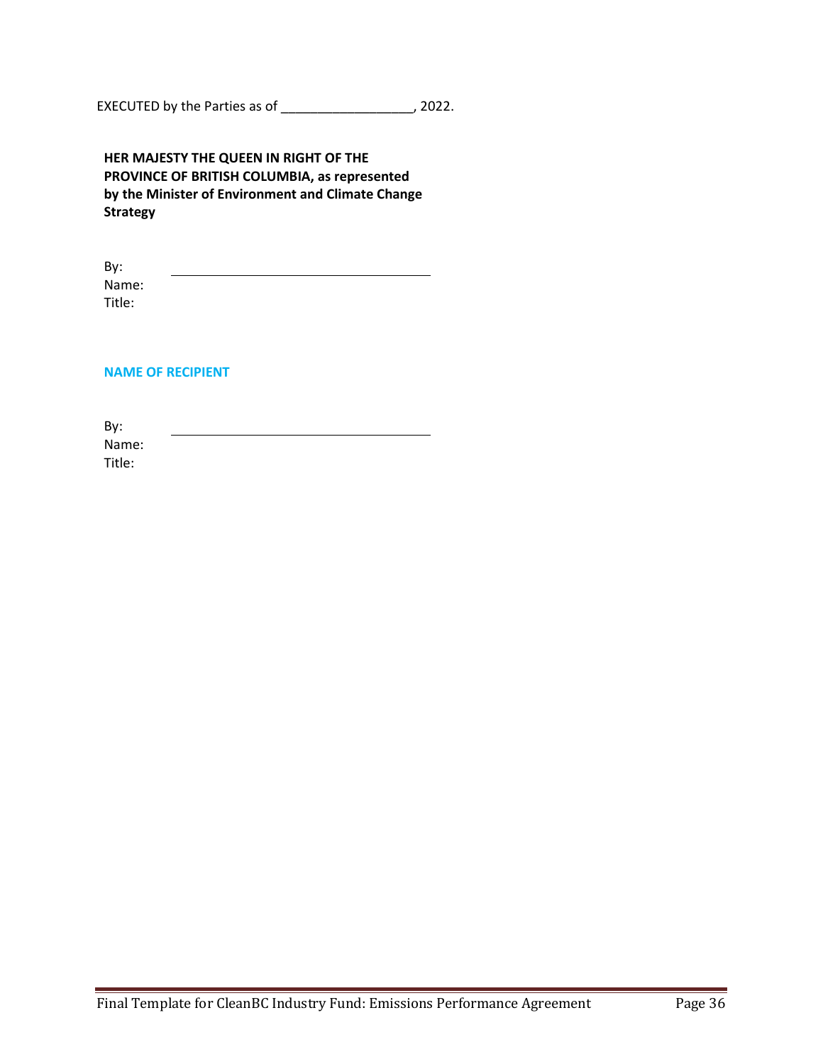EXECUTED by the Parties as of ___________________, 2022.

**HER MAJESTY THE QUEEN IN RIGHT OF THE PROVINCE OF BRITISH COLUMBIA, as represented by the Minister of Environment and Climate Change Strategy**

By: _____________________________________
Name:
Title:

**NAME OF RECIPIENT**

By: _____________________________________
Name:
Title: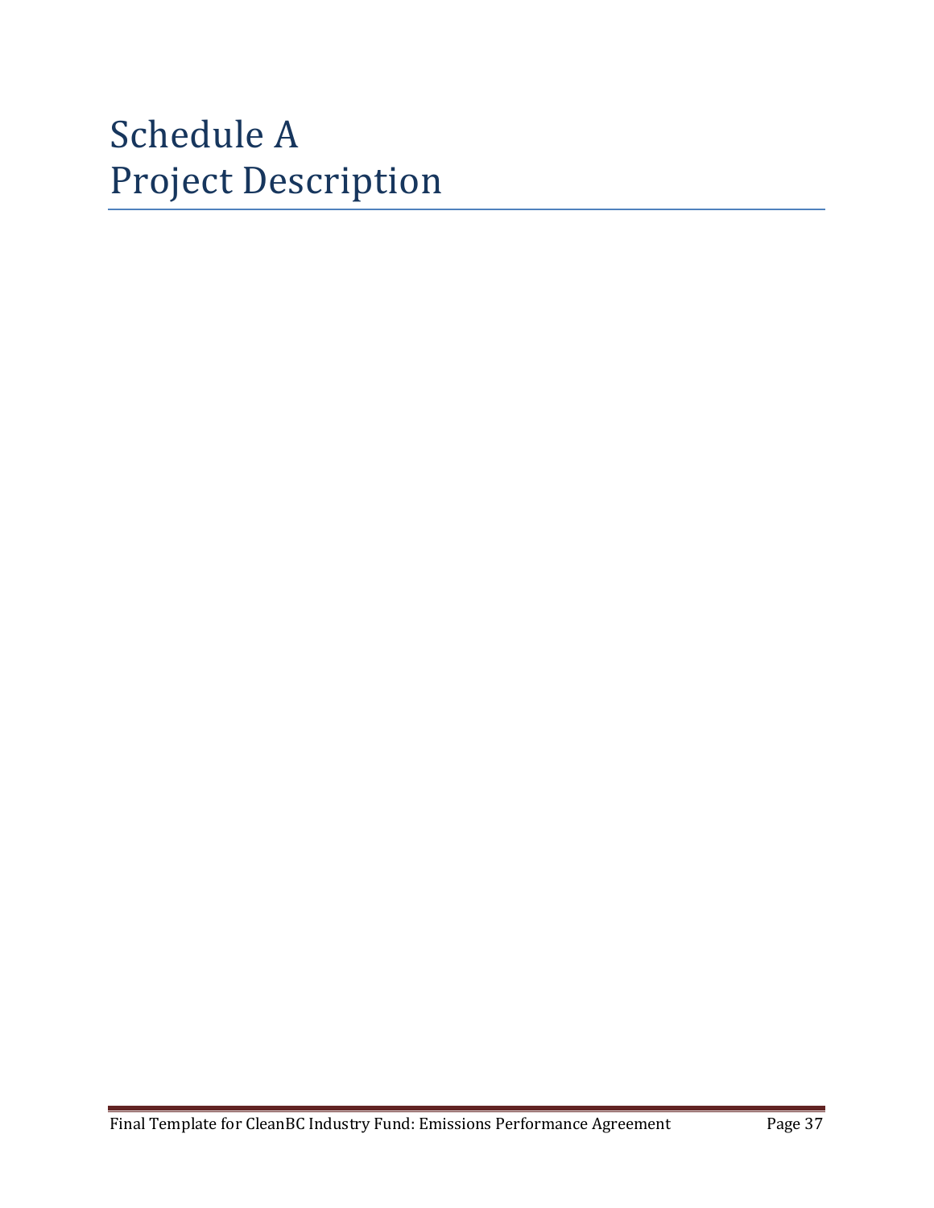# Schedule A
# Project Description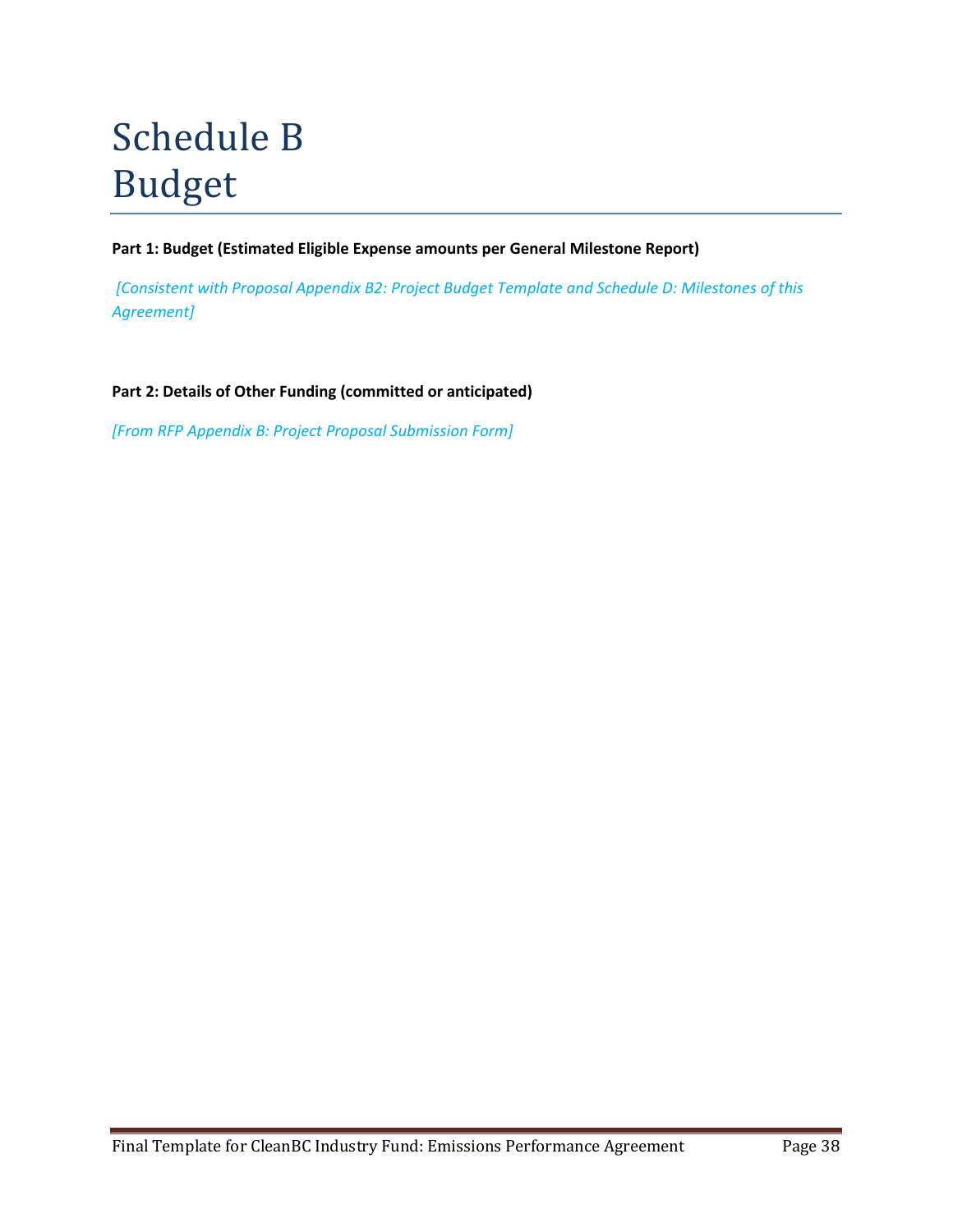# Schedule B
# Budget

**Part 1: Budget (Estimated Eligible Expense amounts per General Milestone Report)**

*[Consistent with Proposal Appendix B2: Project Budget Template and Schedule D: Milestones of this Agreement]*

**Part 2: Details of Other Funding (committed or anticipated)**

*[From RFP Appendix B: Project Proposal Submission Form]*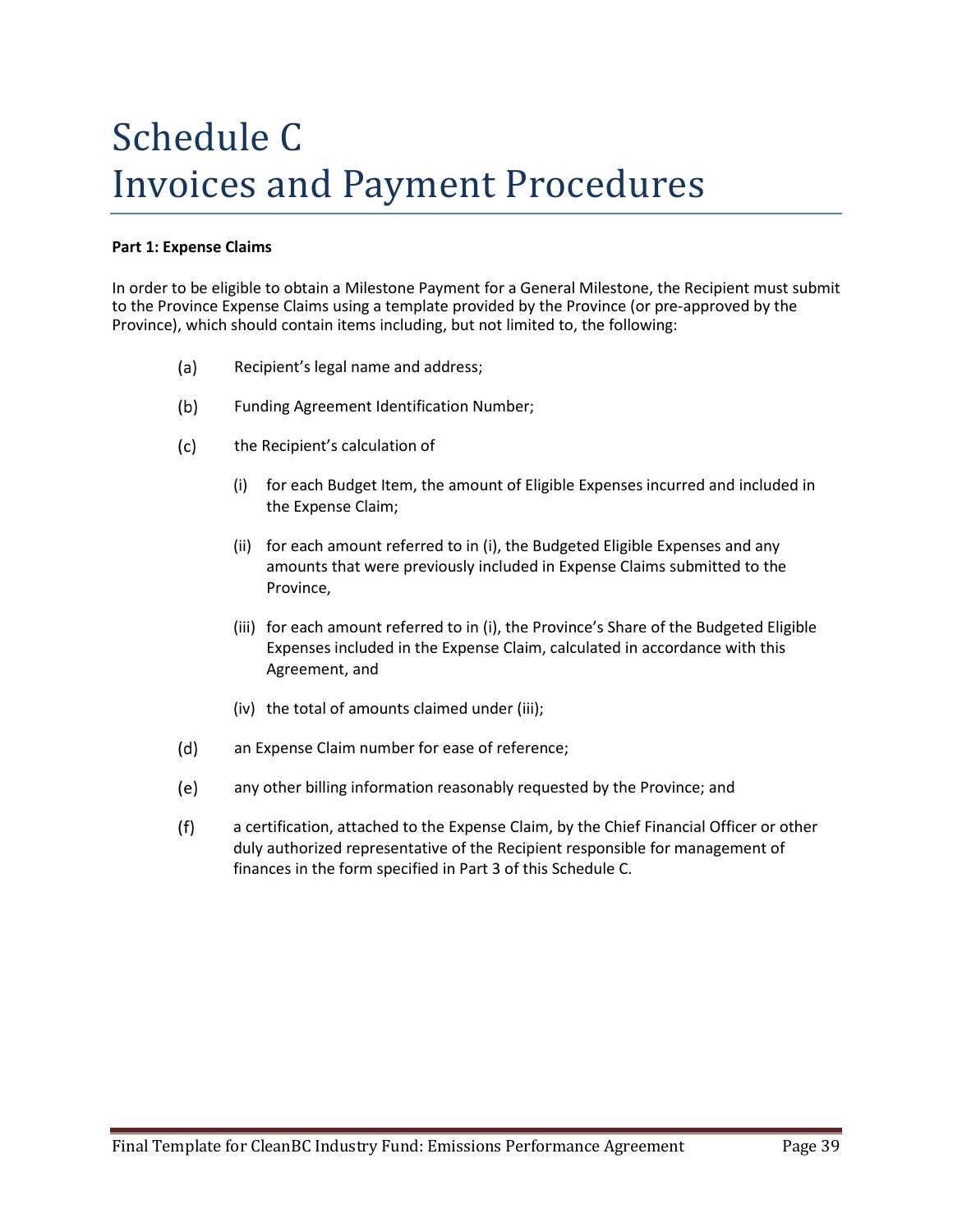# Schedule C
# Invoices and Payment Procedures

**Part 1: Expense Claims**

In order to be eligible to obtain a Milestone Payment for a General Milestone, the Recipient must submit to the Province Expense Claims using a template provided by the Province (or pre-approved by the Province), which should contain items including, but not limited to, the following:

(a) Recipient's legal name and address;

(b) Funding Agreement Identification Number;

(c) the Recipient's calculation of

  (i) for each Budget Item, the amount of Eligible Expenses incurred and included in the Expense Claim;

  (ii) for each amount referred to in (i), the Budgeted Eligible Expenses and any amounts that were previously included in Expense Claims submitted to the Province,

  (iii) for each amount referred to in (i), the Province's Share of the Budgeted Eligible Expenses included in the Expense Claim, calculated in accordance with this Agreement, and

  (iv) the total of amounts claimed under (iii);

(d) an Expense Claim number for ease of reference;

(e) any other billing information reasonably requested by the Province; and

(f) a certification, attached to the Expense Claim, by the Chief Financial Officer or other duly authorized representative of the Recipient responsible for management of finances in the form specified in Part 3 of this Schedule C.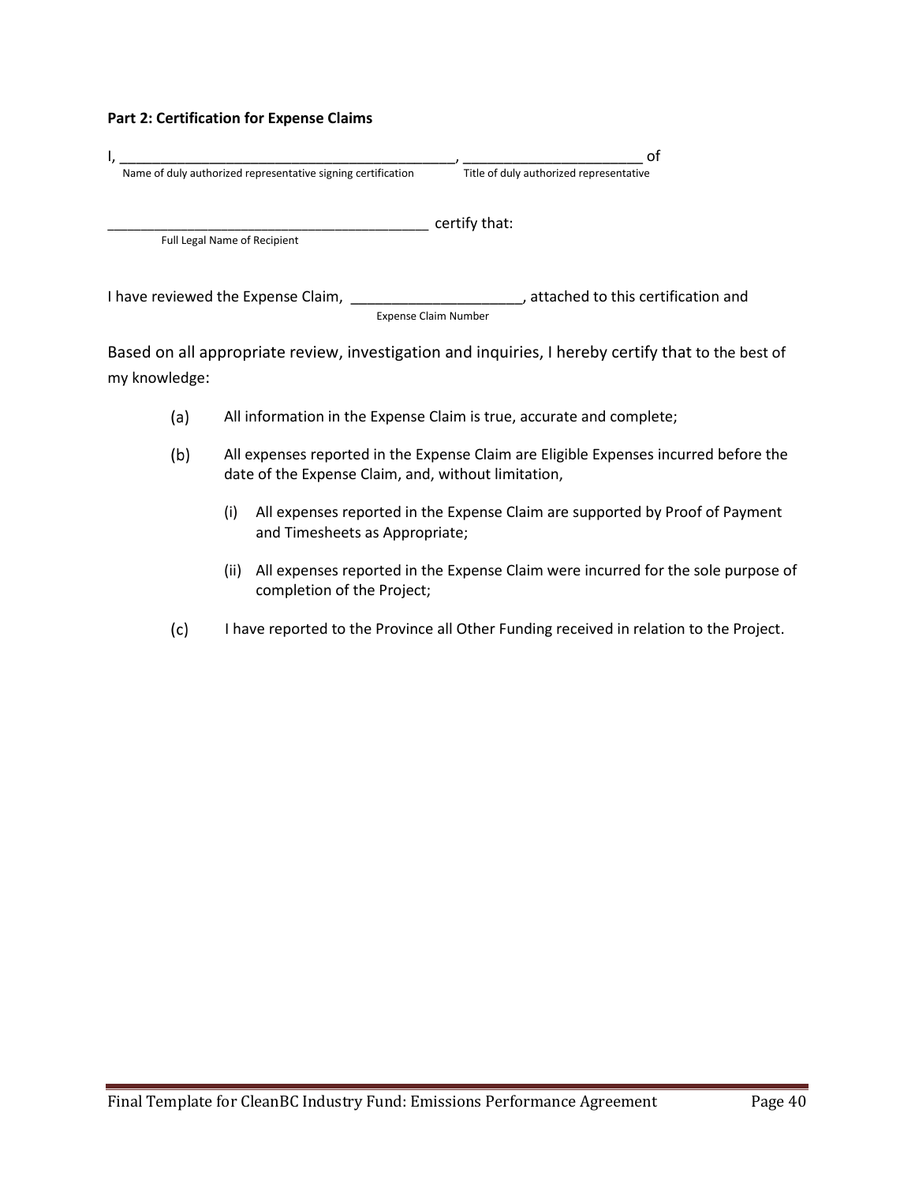**Part 2: Certification for Expense Claims**

I, \_\_\_\_\_\_\_\_\_\_\_\_\_\_\_\_\_\_\_\_\_\_\_\_\_\_\_\_\_\_\_\_\_\_\_\_\_\_\_\_\_\_\_\_, \_\_\_\_\_\_\_\_\_\_\_\_\_\_\_\_\_\_\_\_\_\_\_\_ of
Name of duly authorized representative signing certification — Title of duly authorized representative

\_\_\_\_\_\_\_\_\_\_\_\_\_\_\_\_\_\_\_\_\_\_\_\_\_\_\_\_\_\_\_\_\_\_\_\_\_\_\_\_\_\_ certify that:
Full Legal Name of Recipient

I have reviewed the Expense Claim, \_\_\_\_\_\_\_\_\_\_\_\_\_\_\_\_\_\_\_\_\_\_, attached to this certification and
Expense Claim Number

Based on all appropriate review, investigation and inquiries, I hereby certify that to the best of my knowledge:

(a) All information in the Expense Claim is true, accurate and complete;

(b) All expenses reported in the Expense Claim are Eligible Expenses incurred before the date of the Expense Claim, and, without limitation,

   (i) All expenses reported in the Expense Claim are supported by Proof of Payment and Timesheets as Appropriate;

   (ii) All expenses reported in the Expense Claim were incurred for the sole purpose of completion of the Project;

(c) I have reported to the Province all Other Funding received in relation to the Project.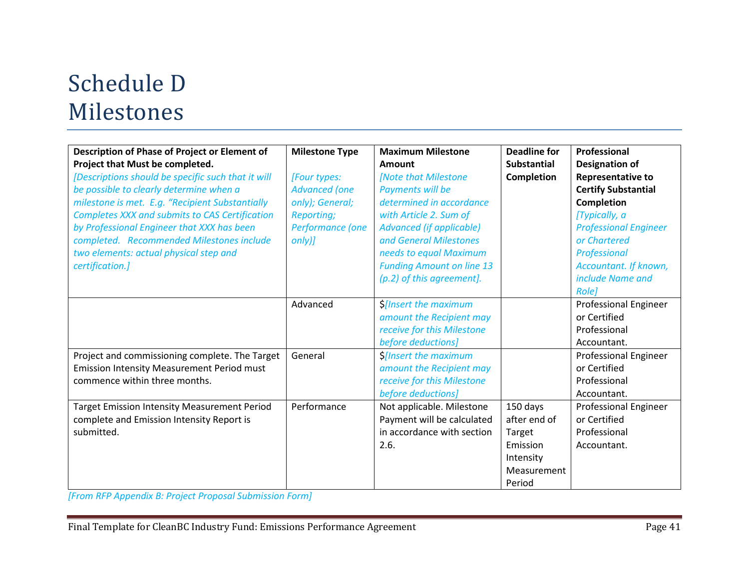# Schedule D Milestones

| **Description of Phase of Project or Element of Project that Must be completed.** *[Descriptions should be specific such that it will be possible to clearly determine when a milestone is met. E.g. "Recipient Substantially Completes XXX and submits to CAS Certification by Professional Engineer that XXX has been completed. Recommended Milestones include two elements: actual physical step and certification.]* | **Milestone Type** *[Four types: Advanced (one only); General; Reporting; Performance (one only)]* | **Maximum Milestone Amount** *[Note that Milestone Payments will be determined in accordance with Article 2. Sum of Advanced (if applicable) and General Milestones needs to equal Maximum Funding Amount on line 13 (p.2) of this agreement].* | **Deadline for Substantial Completion** | **Professional Designation of Representative to Certify Substantial Completion** *[Typically, a Professional Engineer or Chartered Professional Accountant. If known, include Name and Role]* |
|---|---|---|---|---|
| | Advanced | $*[Insert the maximum amount the Recipient may receive for this Milestone before deductions]* | | Professional Engineer or Certified Professional Accountant. |
| Project and commissioning complete. The Target Emission Intensity Measurement Period must commence within three months. | General | $*[Insert the maximum amount the Recipient may receive for this Milestone before deductions]* | | Professional Engineer or Certified Professional Accountant. |
| Target Emission Intensity Measurement Period complete and Emission Intensity Report is submitted. | Performance | Not applicable. Milestone Payment will be calculated in accordance with section 2.6. | 150 days after end of Target Emission Intensity Measurement Period | Professional Engineer or Certified Professional Accountant. |

*[From RFP Appendix B: Project Proposal Submission Form]*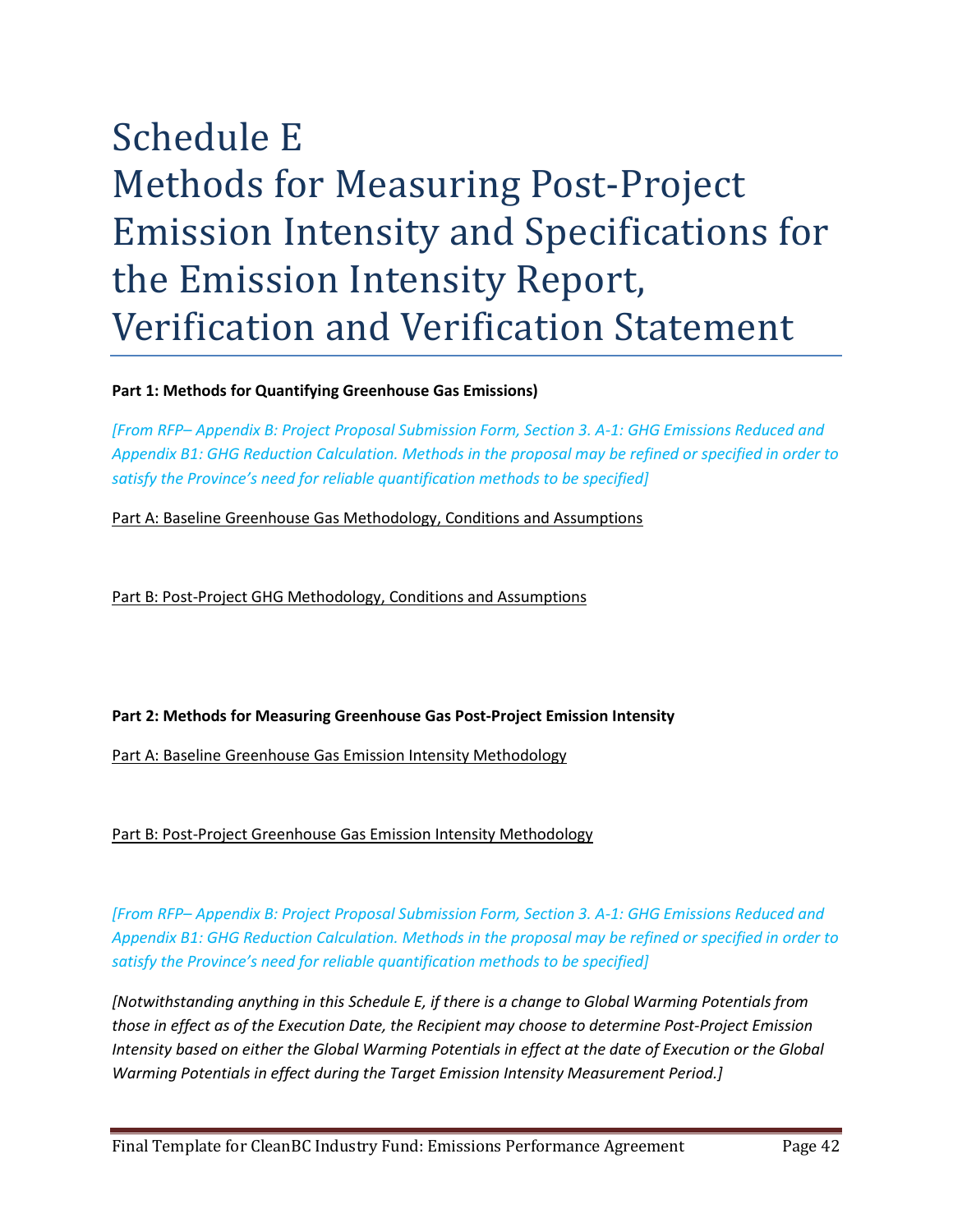# Schedule E
# Methods for Measuring Post-Project Emission Intensity and Specifications for the Emission Intensity Report, Verification and Verification Statement

**Part 1: Methods for Quantifying Greenhouse Gas Emissions)**

*[From RFP– Appendix B: Project Proposal Submission Form, Section 3. A-1: GHG Emissions Reduced and Appendix B1: GHG Reduction Calculation. Methods in the proposal may be refined or specified in order to satisfy the Province's need for reliable quantification methods to be specified]*

<u>Part A: Baseline Greenhouse Gas Methodology, Conditions and Assumptions</u>

<u>Part B: Post-Project GHG Methodology, Conditions and Assumptions</u>

**Part 2: Methods for Measuring Greenhouse Gas Post-Project Emission Intensity**

<u>Part A: Baseline Greenhouse Gas Emission Intensity Methodology</u>

<u>Part B: Post-Project Greenhouse Gas Emission Intensity Methodology</u>

*[From RFP– Appendix B: Project Proposal Submission Form, Section 3. A-1: GHG Emissions Reduced and Appendix B1: GHG Reduction Calculation. Methods in the proposal may be refined or specified in order to satisfy the Province's need for reliable quantification methods to be specified]*

*[Notwithstanding anything in this Schedule E, if there is a change to Global Warming Potentials from those in effect as of the Execution Date, the Recipient may choose to determine Post-Project Emission Intensity based on either the Global Warming Potentials in effect at the date of Execution or the Global Warming Potentials in effect during the Target Emission Intensity Measurement Period.]*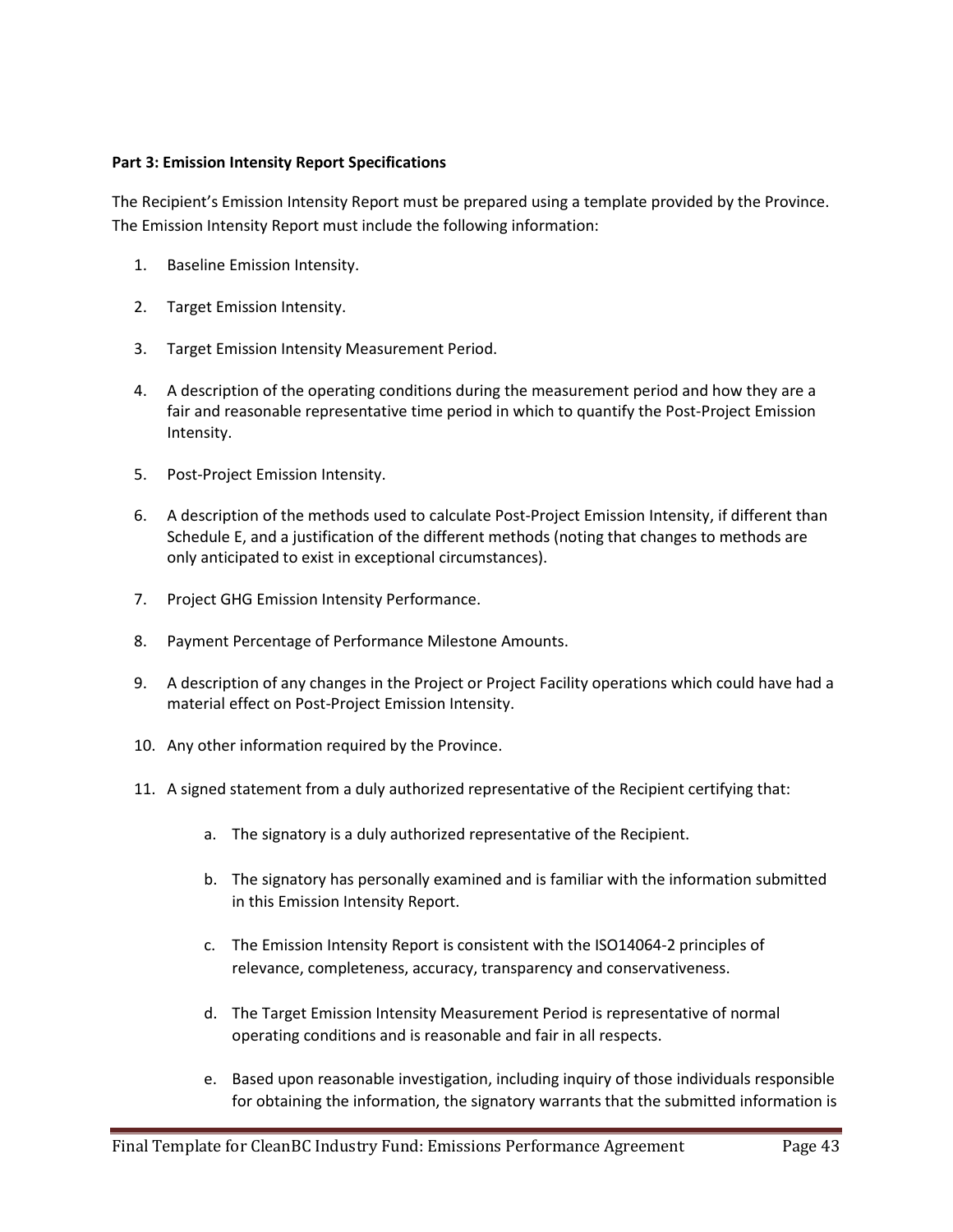**Part 3: Emission Intensity Report Specifications**

The Recipient's Emission Intensity Report must be prepared using a template provided by the Province. The Emission Intensity Report must include the following information:

1. Baseline Emission Intensity.
2. Target Emission Intensity.
3. Target Emission Intensity Measurement Period.
4. A description of the operating conditions during the measurement period and how they are a fair and reasonable representative time period in which to quantify the Post-Project Emission Intensity.
5. Post-Project Emission Intensity.
6. A description of the methods used to calculate Post-Project Emission Intensity, if different than Schedule E, and a justification of the different methods (noting that changes to methods are only anticipated to exist in exceptional circumstances).
7. Project GHG Emission Intensity Performance.
8. Payment Percentage of Performance Milestone Amounts.
9. A description of any changes in the Project or Project Facility operations which could have had a material effect on Post-Project Emission Intensity.
10. Any other information required by the Province.
11. A signed statement from a duly authorized representative of the Recipient certifying that:
    a. The signatory is a duly authorized representative of the Recipient.
    b. The signatory has personally examined and is familiar with the information submitted in this Emission Intensity Report.
    c. The Emission Intensity Report is consistent with the ISO14064-2 principles of relevance, completeness, accuracy, transparency and conservativeness.
    d. The Target Emission Intensity Measurement Period is representative of normal operating conditions and is reasonable and fair in all respects.
    e. Based upon reasonable investigation, including inquiry of those individuals responsible for obtaining the information, the signatory warrants that the submitted information is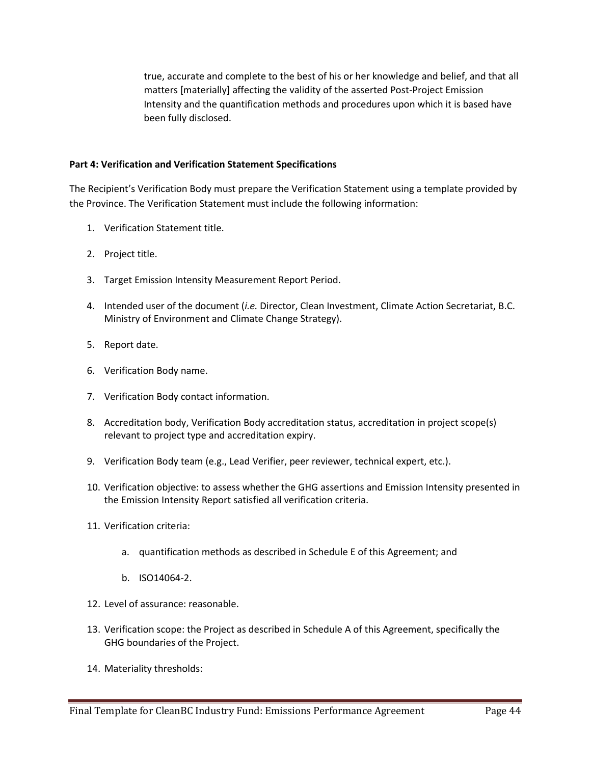true, accurate and complete to the best of his or her knowledge and belief, and that all matters [materially] affecting the validity of the asserted Post-Project Emission Intensity and the quantification methods and procedures upon which it is based have been fully disclosed.

**Part 4: Verification and Verification Statement Specifications**

The Recipient's Verification Body must prepare the Verification Statement using a template provided by the Province. The Verification Statement must include the following information:

1. Verification Statement title.
2. Project title.
3. Target Emission Intensity Measurement Report Period.
4. Intended user of the document (*i.e.* Director, Clean Investment, Climate Action Secretariat, B.C. Ministry of Environment and Climate Change Strategy).
5. Report date.
6. Verification Body name.
7. Verification Body contact information.
8. Accreditation body, Verification Body accreditation status, accreditation in project scope(s) relevant to project type and accreditation expiry.
9. Verification Body team (e.g., Lead Verifier, peer reviewer, technical expert, etc.).
10. Verification objective: to assess whether the GHG assertions and Emission Intensity presented in the Emission Intensity Report satisfied all verification criteria.
11. Verification criteria:
    a. quantification methods as described in Schedule E of this Agreement; and
    b. ISO14064-2.
12. Level of assurance: reasonable.
13. Verification scope: the Project as described in Schedule A of this Agreement, specifically the GHG boundaries of the Project.
14. Materiality thresholds: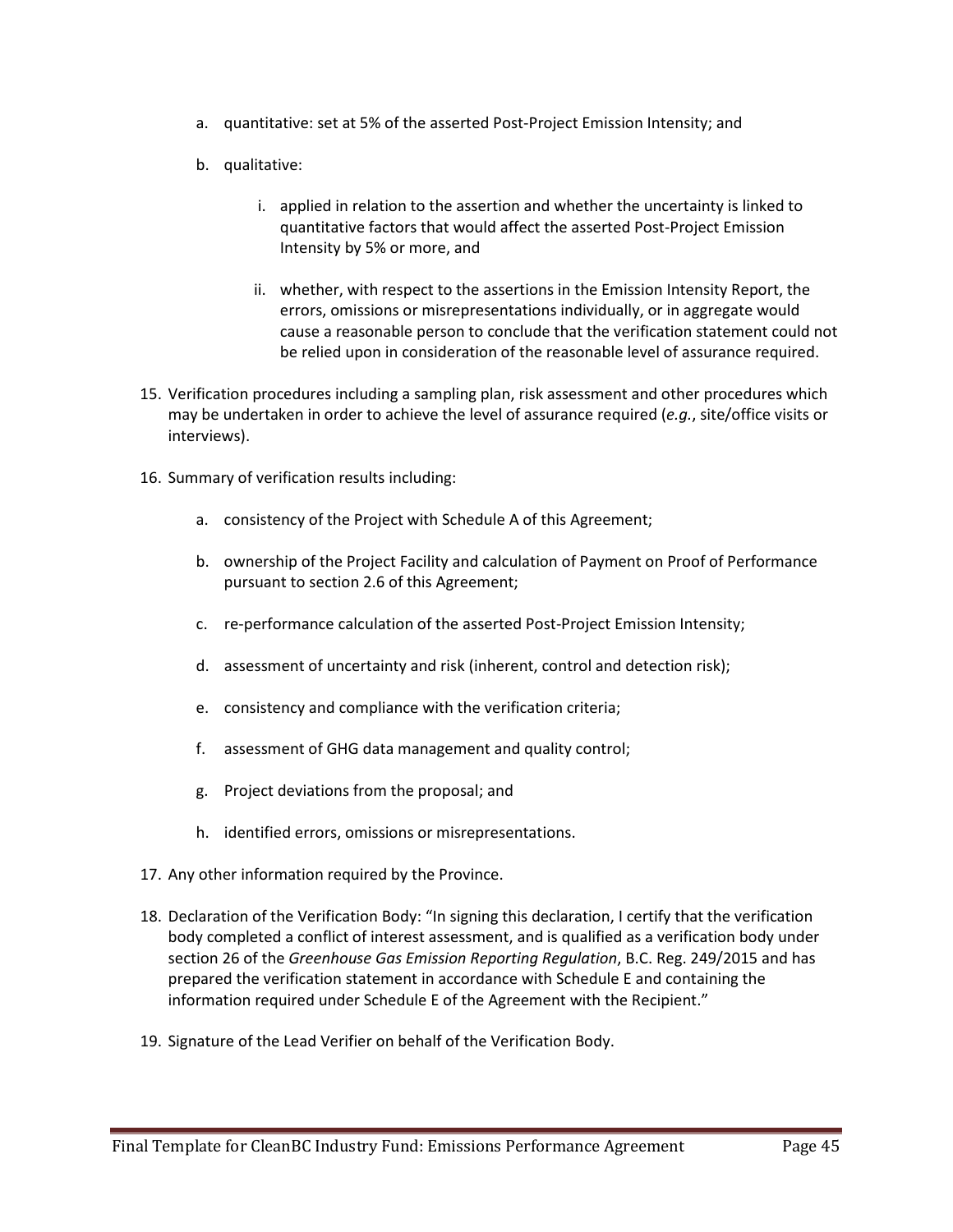a. quantitative: set at 5% of the asserted Post-Project Emission Intensity; and

   b. qualitative:

      i. applied in relation to the assertion and whether the uncertainty is linked to quantitative factors that would affect the asserted Post-Project Emission Intensity by 5% or more, and

      ii. whether, with respect to the assertions in the Emission Intensity Report, the errors, omissions or misrepresentations individually, or in aggregate would cause a reasonable person to conclude that the verification statement could not be relied upon in consideration of the reasonable level of assurance required.

15. Verification procedures including a sampling plan, risk assessment and other procedures which may be undertaken in order to achieve the level of assurance required (*e.g.*, site/office visits or interviews).

16. Summary of verification results including:

    a. consistency of the Project with Schedule A of this Agreement;

    b. ownership of the Project Facility and calculation of Payment on Proof of Performance pursuant to section 2.6 of this Agreement;

    c. re-performance calculation of the asserted Post-Project Emission Intensity;

    d. assessment of uncertainty and risk (inherent, control and detection risk);

    e. consistency and compliance with the verification criteria;

    f. assessment of GHG data management and quality control;

    g. Project deviations from the proposal; and

    h. identified errors, omissions or misrepresentations.

17. Any other information required by the Province.

18. Declaration of the Verification Body: "In signing this declaration, I certify that the verification body completed a conflict of interest assessment, and is qualified as a verification body under section 26 of the *Greenhouse Gas Emission Reporting Regulation*, B.C. Reg. 249/2015 and has prepared the verification statement in accordance with Schedule E and containing the information required under Schedule E of the Agreement with the Recipient."

19. Signature of the Lead Verifier on behalf of the Verification Body.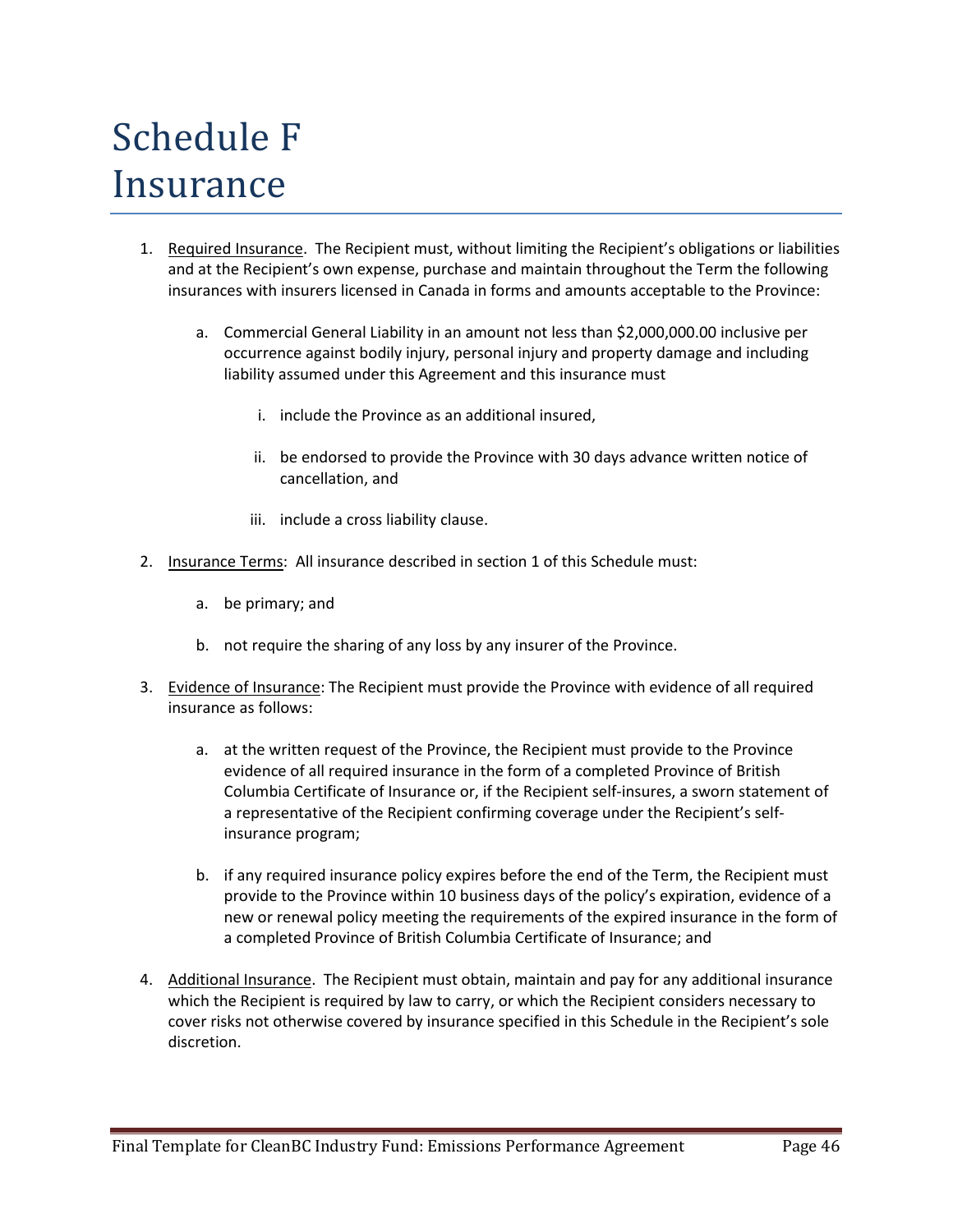# Schedule F Insurance

1. Required Insurance. The Recipient must, without limiting the Recipient's obligations or liabilities and at the Recipient's own expense, purchase and maintain throughout the Term the following insurances with insurers licensed in Canada in forms and amounts acceptable to the Province:

    a. Commercial General Liability in an amount not less than $2,000,000.00 inclusive per occurrence against bodily injury, personal injury and property damage and including liability assumed under this Agreement and this insurance must

        i. include the Province as an additional insured,

        ii. be endorsed to provide the Province with 30 days advance written notice of cancellation, and

        iii. include a cross liability clause.

2. Insurance Terms: All insurance described in section 1 of this Schedule must:

    a. be primary; and

    b. not require the sharing of any loss by any insurer of the Province.

3. Evidence of Insurance: The Recipient must provide the Province with evidence of all required insurance as follows:

    a. at the written request of the Province, the Recipient must provide to the Province evidence of all required insurance in the form of a completed Province of British Columbia Certificate of Insurance or, if the Recipient self-insures, a sworn statement of a representative of the Recipient confirming coverage under the Recipient's self-insurance program;

    b. if any required insurance policy expires before the end of the Term, the Recipient must provide to the Province within 10 business days of the policy's expiration, evidence of a new or renewal policy meeting the requirements of the expired insurance in the form of a completed Province of British Columbia Certificate of Insurance; and

4. Additional Insurance. The Recipient must obtain, maintain and pay for any additional insurance which the Recipient is required by law to carry, or which the Recipient considers necessary to cover risks not otherwise covered by insurance specified in this Schedule in the Recipient's sole discretion.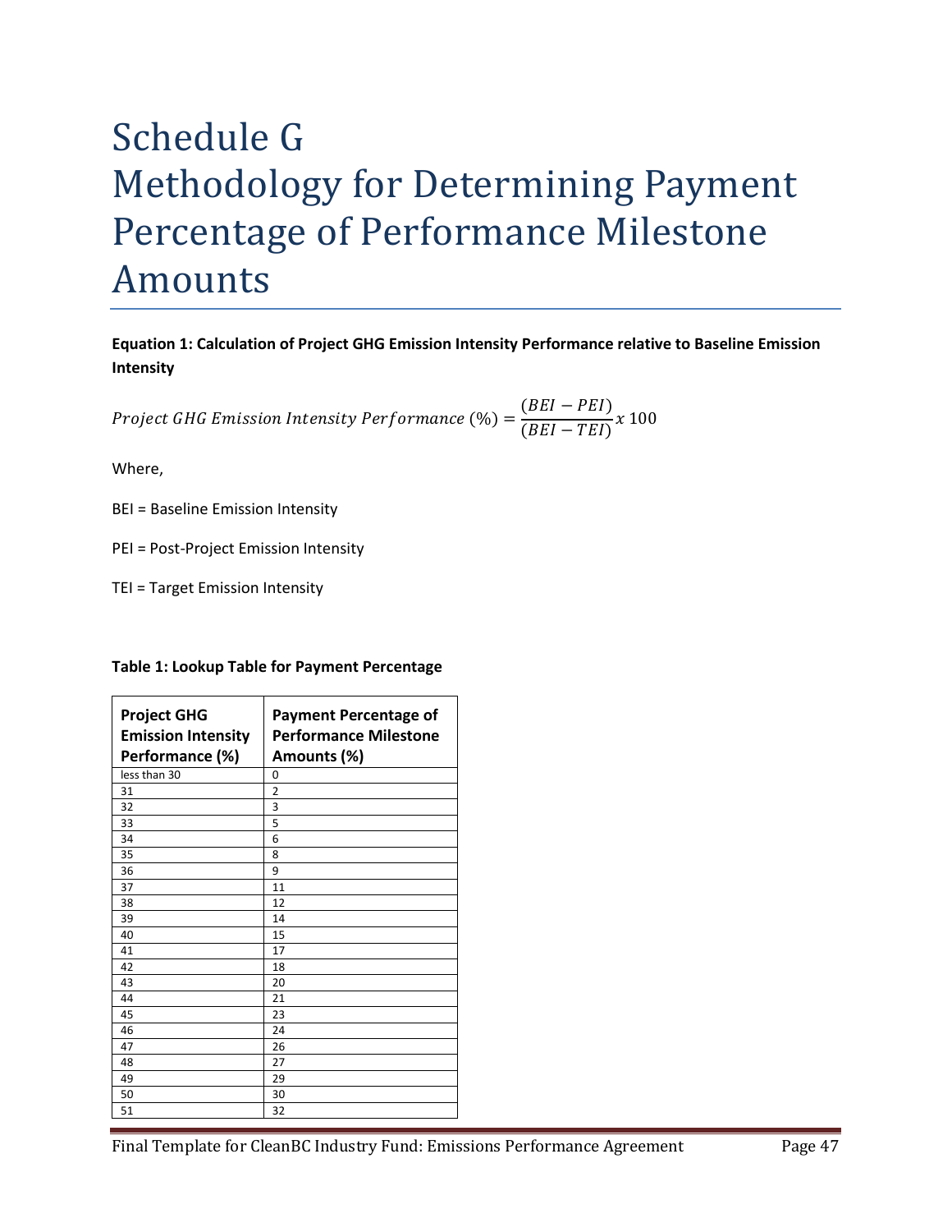# Schedule G
# Methodology for Determining Payment Percentage of Performance Milestone Amounts

**Equation 1: Calculation of Project GHG Emission Intensity Performance relative to Baseline Emission Intensity**

$$Project\ GHG\ Emission\ Intensity\ Performance\ (\%) = \frac{(BEI - PEI)}{(BEI - TEI)} x\ 100$$

Where,

BEI = Baseline Emission Intensity

PEI = Post-Project Emission Intensity

TEI = Target Emission Intensity

**Table 1: Lookup Table for Payment Percentage**

| Project GHG Emission Intensity Performance (%) | Payment Percentage of Performance Milestone Amounts (%) |
|---|---|
| less than 30 | 0 |
| 31 | 2 |
| 32 | 3 |
| 33 | 5 |
| 34 | 6 |
| 35 | 8 |
| 36 | 9 |
| 37 | 11 |
| 38 | 12 |
| 39 | 14 |
| 40 | 15 |
| 41 | 17 |
| 42 | 18 |
| 43 | 20 |
| 44 | 21 |
| 45 | 23 |
| 46 | 24 |
| 47 | 26 |
| 48 | 27 |
| 49 | 29 |
| 50 | 30 |
| 51 | 32 |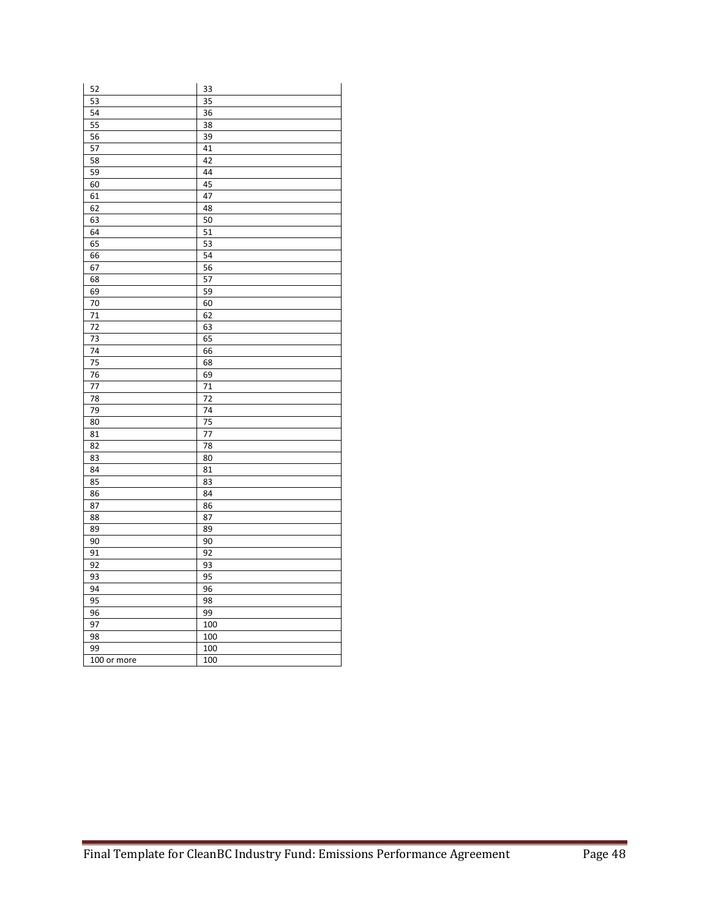| | |
|---|---|
| 52 | 33 |
| 53 | 35 |
| 54 | 36 |
| 55 | 38 |
| 56 | 39 |
| 57 | 41 |
| 58 | 42 |
| 59 | 44 |
| 60 | 45 |
| 61 | 47 |
| 62 | 48 |
| 63 | 50 |
| 64 | 51 |
| 65 | 53 |
| 66 | 54 |
| 67 | 56 |
| 68 | 57 |
| 69 | 59 |
| 70 | 60 |
| 71 | 62 |
| 72 | 63 |
| 73 | 65 |
| 74 | 66 |
| 75 | 68 |
| 76 | 69 |
| 77 | 71 |
| 78 | 72 |
| 79 | 74 |
| 80 | 75 |
| 81 | 77 |
| 82 | 78 |
| 83 | 80 |
| 84 | 81 |
| 85 | 83 |
| 86 | 84 |
| 87 | 86 |
| 88 | 87 |
| 89 | 89 |
| 90 | 90 |
| 91 | 92 |
| 92 | 93 |
| 93 | 95 |
| 94 | 96 |
| 95 | 98 |
| 96 | 99 |
| 97 | 100 |
| 98 | 100 |
| 99 | 100 |
| 100 or more | 100 |